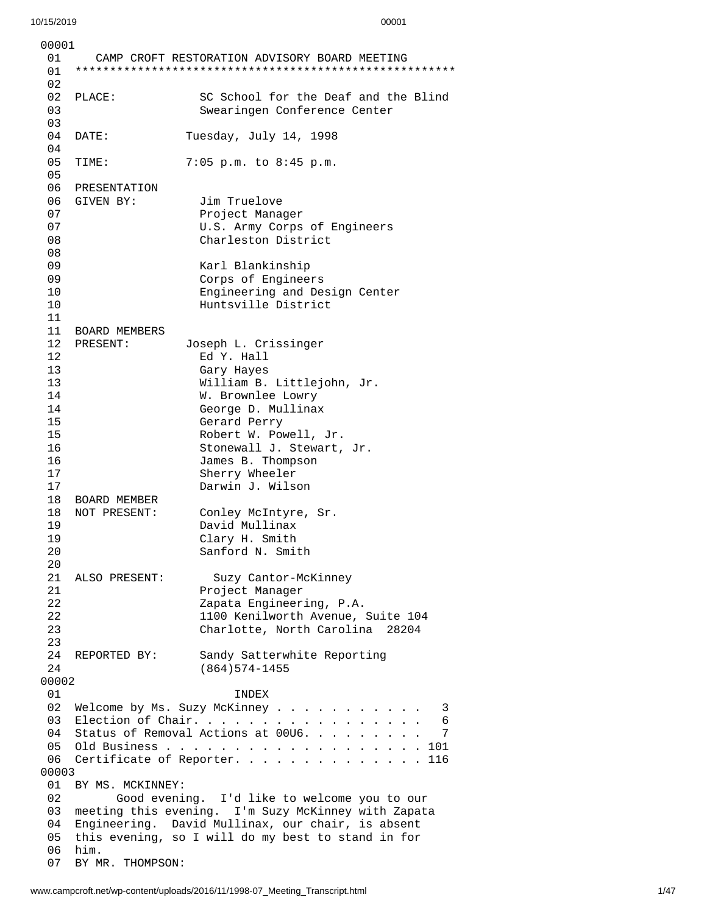00001

01 CAMP CROFT RESTORATION ADVISORY BOARD MEETING

01 ******************************************************

02

02 PLACE: SC School for the Deaf and the Blind
03 Swearingen Conference Center

03

04 DATE: Tuesday, July 14, 1998

04

05 TIME: 7:05 p.m. to 8:45 p.m.

05

06 PRESENTATION
06 GIVEN BY: Jim Truelove
07 Project Manager
07 U.S. Army Corps of Engineers
08 Charleston District

08

09 Karl Blankinship
09 Corps of Engineers
10 Engineering and Design Center
10 Huntsville District

11

11 BOARD MEMBERS
12 PRESENT: Joseph L. Crissinger
12 Ed Y. Hall
13 Gary Hayes
13 William B. Littlejohn, Jr.
14 W. Brownlee Lowry
14 George D. Mullinax
15 Gerard Perry
15 Robert W. Powell, Jr.
16 Stonewall J. Stewart, Jr.
16 James B. Thompson
17 Sherry Wheeler
17 Darwin J. Wilson

18 BOARD MEMBER
18 NOT PRESENT: Conley McIntyre, Sr.
19 David Mullinax
19 Clary H. Smith
20 Sanford N. Smith

20

21 ALSO PRESENT: Suzy Cantor-McKinney
21 Project Manager
22 Zapata Engineering, P.A.
22 1100 Kenilworth Avenue, Suite 104
23 Charlotte, North Carolina 28204

23

24 REPORTED BY: Sandy Satterwhite Reporting
24 (864)574-1455

00002

01 INDEX

02 Welcome by Ms. Suzy McKinney . . . . . . . . . . . 3
03 Election of Chair. . . . . . . . . . . . . . . . . 6
04 Status of Removal Actions at 00U6. . . . . . . . . 7
05 Old Business . . . . . . . . . . . . . . . . . . . . 101
06 Certificate of Reporter. . . . . . . . . . . . . . 116

00003

01 BY MS. MCKINNEY:
02 Good evening. I'd like to welcome you to our
03 meeting this evening. I'm Suzy McKinney with Zapata
04 Engineering. David Mullinax, our chair, is absent
05 this evening, so I will do my best to stand in for
06 him.
07 BY MR. THOMPSON: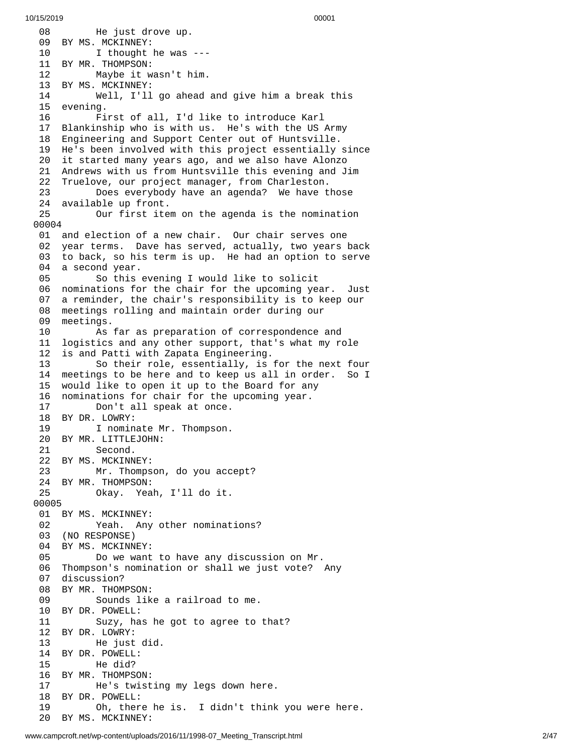08 He just drove up.
09 BY MS. MCKINNEY:
10 I thought he was ---
11 BY MR. THOMPSON:
12 Maybe it wasn't him.
13 BY MS. MCKINNEY:
14 Well, I'll go ahead and give him a break this
15 evening.
16 First of all, I'd like to introduce Karl
17 Blankinship who is with us. He's with the US Army
18 Engineering and Support Center out of Huntsville.
19 He's been involved with this project essentially since
20 it started many years ago, and we also have Alonzo
21 Andrews with us from Huntsville this evening and Jim
22 Truelove, our project manager, from Charleston.
23 Does everybody have an agenda? We have those
24 available up front.
25 Our first item on the agenda is the nomination
00004
01 and election of a new chair. Our chair serves one
02 year terms. Dave has served, actually, two years back
03 to back, so his term is up. He had an option to serve
04 a second year.
05 So this evening I would like to solicit
06 nominations for the chair for the upcoming year. Just
07 a reminder, the chair's responsibility is to keep our
08 meetings rolling and maintain order during our
09 meetings.
10 As far as preparation of correspondence and
11 logistics and any other support, that's what my role
12 is and Patti with Zapata Engineering.
13 So their role, essentially, is for the next four
14 meetings to be here and to keep us all in order. So I
15 would like to open it up to the Board for any
16 nominations for chair for the upcoming year.
17 Don't all speak at once.
18 BY DR. LOWRY:
19 I nominate Mr. Thompson.
20 BY MR. LITTLEJOHN:
21 Second.
22 BY MS. MCKINNEY:
23 Mr. Thompson, do you accept?
24 BY MR. THOMPSON:
25 Okay. Yeah, I'll do it.
00005
01 BY MS. MCKINNEY:
02 Yeah. Any other nominations?
03 (NO RESPONSE)
04 BY MS. MCKINNEY:
05 Do we want to have any discussion on Mr.
06 Thompson's nomination or shall we just vote? Any
07 discussion?
08 BY MR. THOMPSON:
09 Sounds like a railroad to me.
10 BY DR. POWELL:
11 Suzy, has he got to agree to that?
12 BY DR. LOWRY:
13 He just did.
14 BY DR. POWELL:
15 He did?
16 BY MR. THOMPSON:
17 He's twisting my legs down here.
18 BY DR. POWELL:
19 Oh, there he is. I didn't think you were here.
20 BY MS. MCKINNEY: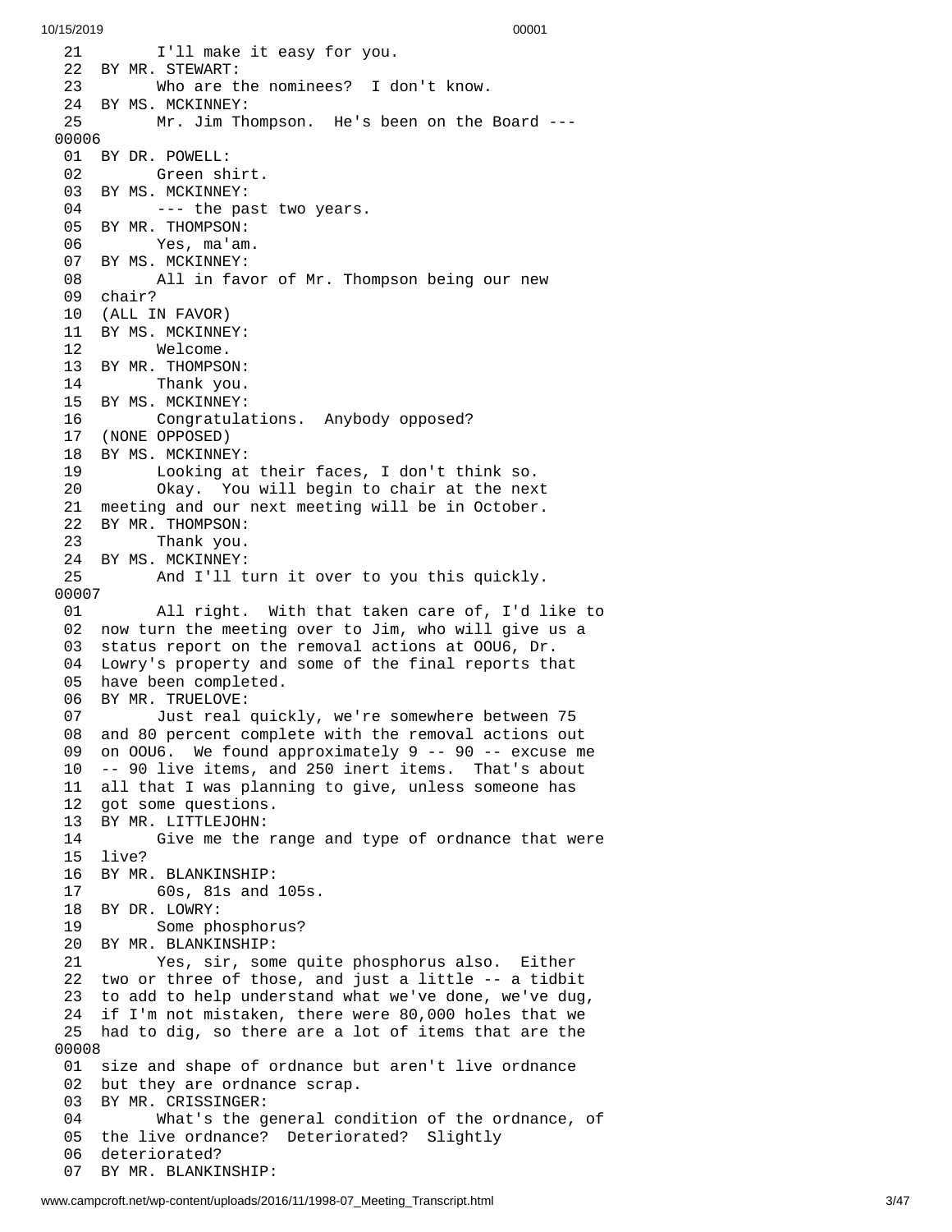21 I'll make it easy for you.
22 BY MR. STEWART:
23 Who are the nominees? I don't know.
24 BY MS. MCKINNEY:
25 Mr. Jim Thompson. He's been on the Board ---
00006
01 BY DR. POWELL:
02 Green shirt.
03 BY MS. MCKINNEY:
04 --- the past two years.
05 BY MR. THOMPSON:
06 Yes, ma'am.
07 BY MS. MCKINNEY:
08 All in favor of Mr. Thompson being our new
09 chair?
10 (ALL IN FAVOR)
11 BY MS. MCKINNEY:
12 Welcome.
13 BY MR. THOMPSON:
14 Thank you.
15 BY MS. MCKINNEY:
16 Congratulations. Anybody opposed?
17 (NONE OPPOSED)
18 BY MS. MCKINNEY:
19 Looking at their faces, I don't think so.
20 Okay. You will begin to chair at the next
21 meeting and our next meeting will be in October.
22 BY MR. THOMPSON:
23 Thank you.
24 BY MS. MCKINNEY:
25 And I'll turn it over to you this quickly.
00007
01 All right. With that taken care of, I'd like to
02 now turn the meeting over to Jim, who will give us a
03 status report on the removal actions at OOU6, Dr.
04 Lowry's property and some of the final reports that
05 have been completed.
06 BY MR. TRUELOVE:
07 Just real quickly, we're somewhere between 75
08 and 80 percent complete with the removal actions out
09 on OOU6. We found approximately 9 -- 90 -- excuse me
10 -- 90 live items, and 250 inert items. That's about
11 all that I was planning to give, unless someone has
12 got some questions.
13 BY MR. LITTLEJOHN:
14 Give me the range and type of ordnance that were
15 live?
16 BY MR. BLANKINSHIP:
17 60s, 81s and 105s.
18 BY DR. LOWRY:
19 Some phosphorus?
20 BY MR. BLANKINSHIP:
21 Yes, sir, some quite phosphorus also. Either
22 two or three of those, and just a little -- a tidbit
23 to add to help understand what we've done, we've dug,
24 if I'm not mistaken, there were 80,000 holes that we
25 had to dig, so there are a lot of items that are the
00008
01 size and shape of ordnance but aren't live ordnance
02 but they are ordnance scrap.
03 BY MR. CRISSINGER:
04 What's the general condition of the ordnance, of
05 the live ordnance? Deteriorated? Slightly
06 deteriorated?
07 BY MR. BLANKINSHIP: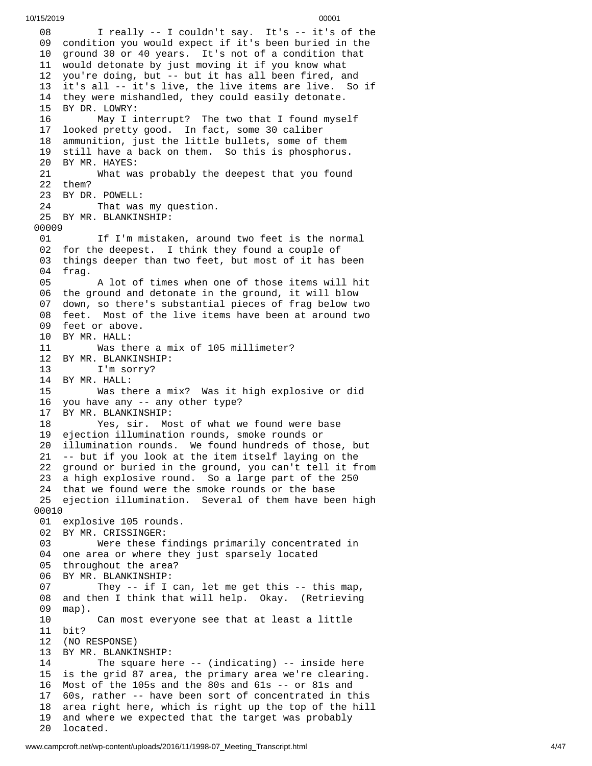08 I really -- I couldn't say. It's -- it's of the
09 condition you would expect if it's been buried in the
10 ground 30 or 40 years. It's not of a condition that
11 would detonate by just moving it if you know what
12 you're doing, but -- but it has all been fired, and
13 it's all -- it's live, the live items are live. So if
14 they were mishandled, they could easily detonate.
15 BY DR. LOWRY:
16 May I interrupt? The two that I found myself
17 looked pretty good. In fact, some 30 caliber
18 ammunition, just the little bullets, some of them
19 still have a back on them. So this is phosphorus.
20 BY MR. HAYES:
21 What was probably the deepest that you found
22 them?
23 BY DR. POWELL:
24 That was my question.
25 BY MR. BLANKINSHIP:

00009

01 If I'm mistaken, around two feet is the normal
02 for the deepest. I think they found a couple of
03 things deeper than two feet, but most of it has been
04 frag.
05 A lot of times when one of those items will hit
06 the ground and detonate in the ground, it will blow
07 down, so there's substantial pieces of frag below two
08 feet. Most of the live items have been at around two
09 feet or above.
10 BY MR. HALL:
11 Was there a mix of 105 millimeter?
12 BY MR. BLANKINSHIP:
13 I'm sorry?
14 BY MR. HALL:
15 Was there a mix? Was it high explosive or did
16 you have any -- any other type?
17 BY MR. BLANKINSHIP:
18 Yes, sir. Most of what we found were base
19 ejection illumination rounds, smoke rounds or
20 illumination rounds. We found hundreds of those, but
21 -- but if you look at the item itself laying on the
22 ground or buried in the ground, you can't tell it from
23 a high explosive round. So a large part of the 250
24 that we found were the smoke rounds or the base
25 ejection illumination. Several of them have been high

00010

01 explosive 105 rounds.
02 BY MR. CRISSINGER:
03 Were these findings primarily concentrated in
04 one area or where they just sparsely located
05 throughout the area?
06 BY MR. BLANKINSHIP:
07 They -- if I can, let me get this -- this map,
08 and then I think that will help. Okay. (Retrieving
09 map).
10 Can most everyone see that at least a little
11 bit?
12 (NO RESPONSE)
13 BY MR. BLANKINSHIP:
14 The square here -- (indicating) -- inside here
15 is the grid 87 area, the primary area we're clearing.
16 Most of the 105s and the 80s and 61s -- or 81s and
17 60s, rather -- have been sort of concentrated in this
18 area right here, which is right up the top of the hill
19 and where we expected that the target was probably
20 located.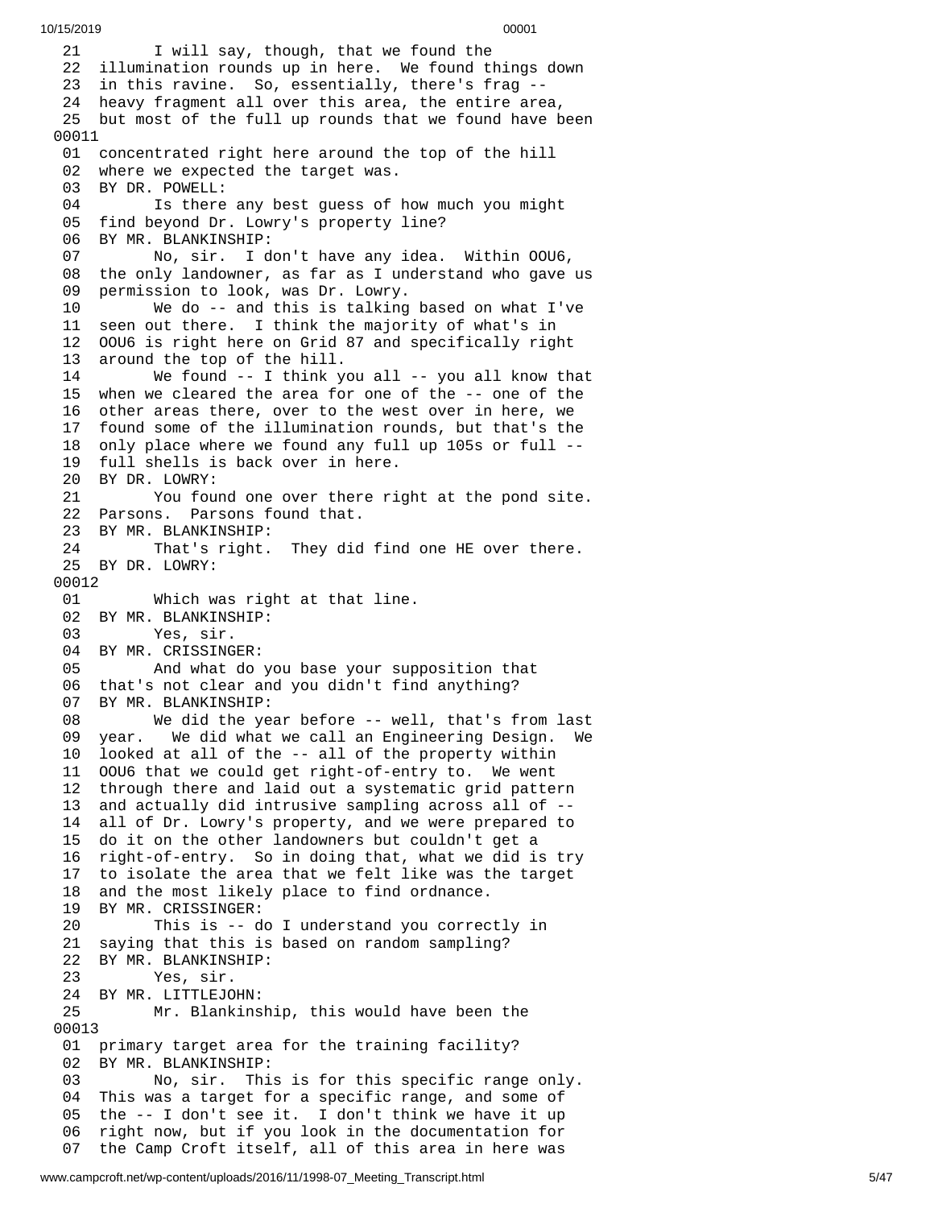21 I will say, though, that we found the
22 illumination rounds up in here. We found things down
23 in this ravine. So, essentially, there's frag --
24 heavy fragment all over this area, the entire area,
25 but most of the full up rounds that we found have been
00011
01 concentrated right here around the top of the hill
02 where we expected the target was.
03 BY DR. POWELL:
04 Is there any best guess of how much you might
05 find beyond Dr. Lowry's property line?
06 BY MR. BLANKINSHIP:
07 No, sir. I don't have any idea. Within OOU6,
08 the only landowner, as far as I understand who gave us
09 permission to look, was Dr. Lowry.
10 We do -- and this is talking based on what I've
11 seen out there. I think the majority of what's in
12 OOU6 is right here on Grid 87 and specifically right
13 around the top of the hill.
14 We found -- I think you all -- you all know that
15 when we cleared the area for one of the -- one of the
16 other areas there, over to the west over in here, we
17 found some of the illumination rounds, but that's the
18 only place where we found any full up 105s or full --
19 full shells is back over in here.
20 BY DR. LOWRY:
21 You found one over there right at the pond site.
22 Parsons. Parsons found that.
23 BY MR. BLANKINSHIP:
24 That's right. They did find one HE over there.
25 BY DR. LOWRY:
00012
01 Which was right at that line.
02 BY MR. BLANKINSHIP:
03 Yes, sir.
04 BY MR. CRISSINGER:
05 And what do you base your supposition that
06 that's not clear and you didn't find anything?
07 BY MR. BLANKINSHIP:
08 We did the year before -- well, that's from last
09 year. We did what we call an Engineering Design. We
10 looked at all of the -- all of the property within
11 OOU6 that we could get right-of-entry to. We went
12 through there and laid out a systematic grid pattern
13 and actually did intrusive sampling across all of --
14 all of Dr. Lowry's property, and we were prepared to
15 do it on the other landowners but couldn't get a
16 right-of-entry. So in doing that, what we did is try
17 to isolate the area that we felt like was the target
18 and the most likely place to find ordnance.
19 BY MR. CRISSINGER:
20 This is -- do I understand you correctly in
21 saying that this is based on random sampling?
22 BY MR. BLANKINSHIP:
23 Yes, sir.
24 BY MR. LITTLEJOHN:
25 Mr. Blankinship, this would have been the
00013
01 primary target area for the training facility?
02 BY MR. BLANKINSHIP:
03 No, sir. This is for this specific range only.
04 This was a target for a specific range, and some of
05 the -- I don't see it. I don't think we have it up
06 right now, but if you look in the documentation for
07 the Camp Croft itself, all of this area in here was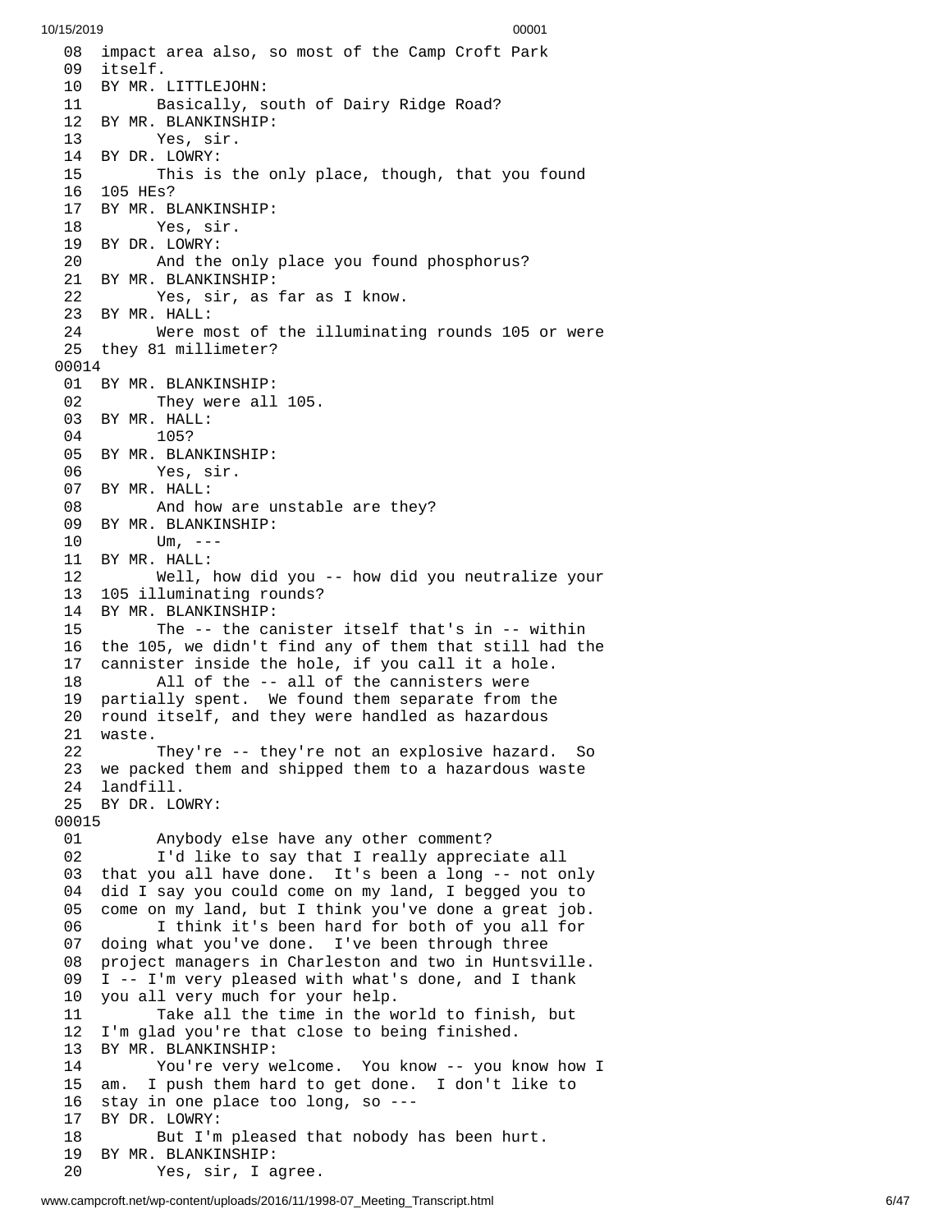08 impact area also, so most of the Camp Croft Park
09 itself.
10 BY MR. LITTLEJOHN:
11 Basically, south of Dairy Ridge Road?
12 BY MR. BLANKINSHIP:
13 Yes, sir.
14 BY DR. LOWRY:
15 This is the only place, though, that you found
16 105 HEs?
17 BY MR. BLANKINSHIP:
18 Yes, sir.
19 BY DR. LOWRY:
20 And the only place you found phosphorus?
21 BY MR. BLANKINSHIP:
22 Yes, sir, as far as I know.
23 BY MR. HALL:
24 Were most of the illuminating rounds 105 or were
25 they 81 millimeter?

00014

01 BY MR. BLANKINSHIP:
02 They were all 105.
03 BY MR. HALL:
04 105?
05 BY MR. BLANKINSHIP:
06 Yes, sir.
07 BY MR. HALL:
08 And how are unstable are they?
09 BY MR. BLANKINSHIP:
10 Um, ---
11 BY MR. HALL:
12 Well, how did you -- how did you neutralize your
13 105 illuminating rounds?
14 BY MR. BLANKINSHIP:
15 The -- the canister itself that's in -- within
16 the 105, we didn't find any of them that still had the
17 cannister inside the hole, if you call it a hole.
18 All of the -- all of the cannisters were
19 partially spent. We found them separate from the
20 round itself, and they were handled as hazardous
21 waste.
22 They're -- they're not an explosive hazard. So
23 we packed them and shipped them to a hazardous waste
24 landfill.
25 BY DR. LOWRY:

00015

01 Anybody else have any other comment?
02 I'd like to say that I really appreciate all
03 that you all have done. It's been a long -- not only
04 did I say you could come on my land, I begged you to
05 come on my land, but I think you've done a great job.
06 I think it's been hard for both of you all for
07 doing what you've done. I've been through three
08 project managers in Charleston and two in Huntsville.
09 I -- I'm very pleased with what's done, and I thank
10 you all very much for your help.
11 Take all the time in the world to finish, but
12 I'm glad you're that close to being finished.
13 BY MR. BLANKINSHIP:
14 You're very welcome. You know -- you know how I
15 am. I push them hard to get done. I don't like to
16 stay in one place too long, so ---
17 BY DR. LOWRY:
18 But I'm pleased that nobody has been hurt.
19 BY MR. BLANKINSHIP:
20 Yes, sir, I agree.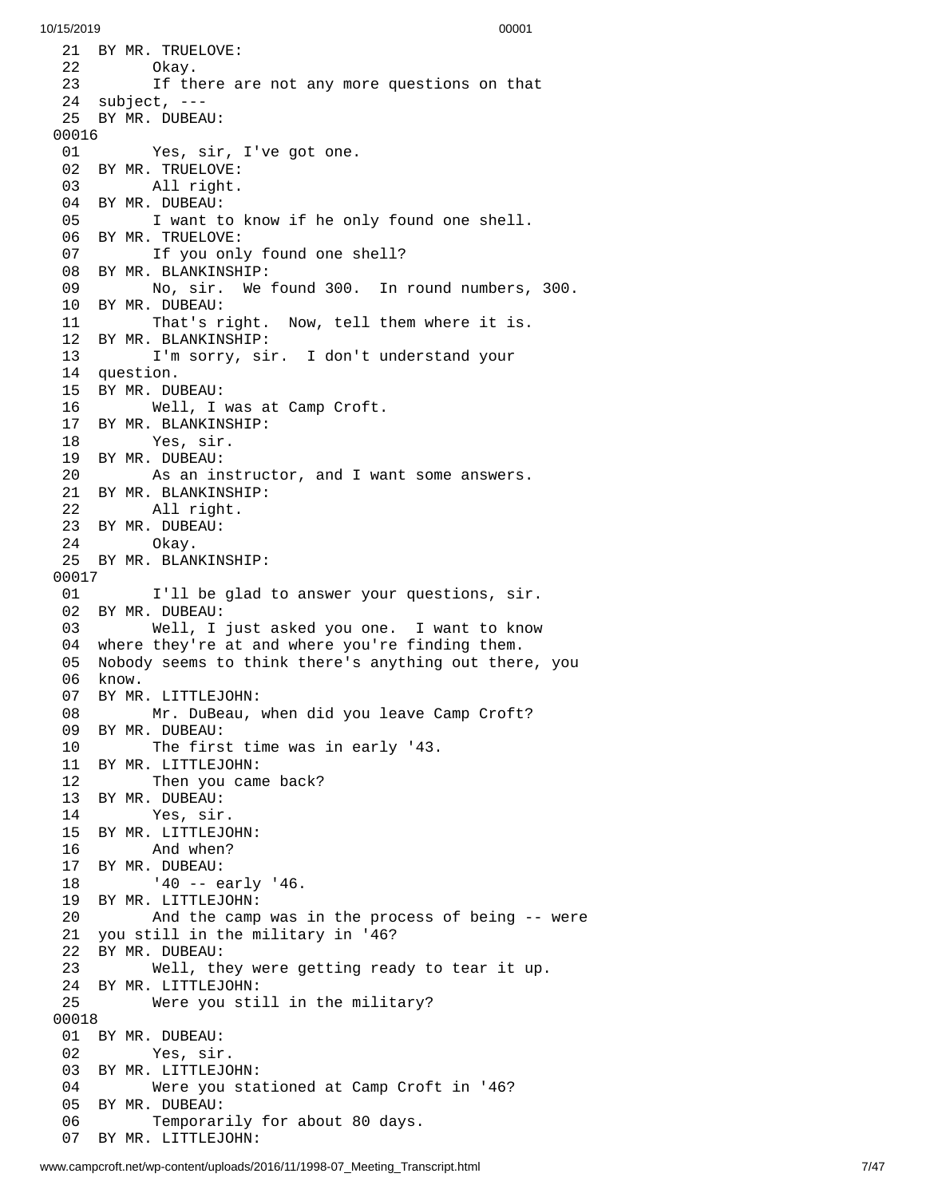```
21  BY MR. TRUELOVE:
22        Okay.
23        If there are not any more questions on that
24  subject, ---
25  BY MR. DUBEAU:
00016
01        Yes, sir, I've got one.
02  BY MR. TRUELOVE:
03        All right.
04  BY MR. DUBEAU:
05        I want to know if he only found one shell.
06  BY MR. TRUELOVE:
07        If you only found one shell?
08  BY MR. BLANKINSHIP:
09        No, sir.  We found 300.  In round numbers, 300.
10  BY MR. DUBEAU:
11        That's right.  Now, tell them where it is.
12  BY MR. BLANKINSHIP:
13        I'm sorry, sir.  I don't understand your
14  question.
15  BY MR. DUBEAU:
16        Well, I was at Camp Croft.
17  BY MR. BLANKINSHIP:
18        Yes, sir.
19  BY MR. DUBEAU:
20        As an instructor, and I want some answers.
21  BY MR. BLANKINSHIP:
22        All right.
23  BY MR. DUBEAU:
24        Okay.
25  BY MR. BLANKINSHIP:
00017
01        I'll be glad to answer your questions, sir.
02  BY MR. DUBEAU:
03        Well, I just asked you one.  I want to know
04  where they're at and where you're finding them.
05  Nobody seems to think there's anything out there, you
06  know.
07  BY MR. LITTLEJOHN:
08        Mr. DuBeau, when did you leave Camp Croft?
09  BY MR. DUBEAU:
10        The first time was in early '43.
11  BY MR. LITTLEJOHN:
12        Then you came back?
13  BY MR. DUBEAU:
14        Yes, sir.
15  BY MR. LITTLEJOHN:
16        And when?
17  BY MR. DUBEAU:
18        '40 -- early '46.
19  BY MR. LITTLEJOHN:
20        And the camp was in the process of being -- were
21  you still in the military in '46?
22  BY MR. DUBEAU:
23        Well, they were getting ready to tear it up.
24  BY MR. LITTLEJOHN:
25        Were you still in the military?
00018
01  BY MR. DUBEAU:
02        Yes, sir.
03  BY MR. LITTLEJOHN:
04        Were you stationed at Camp Croft in '46?
05  BY MR. DUBEAU:
06        Temporarily for about 80 days.
07  BY MR. LITTLEJOHN:
```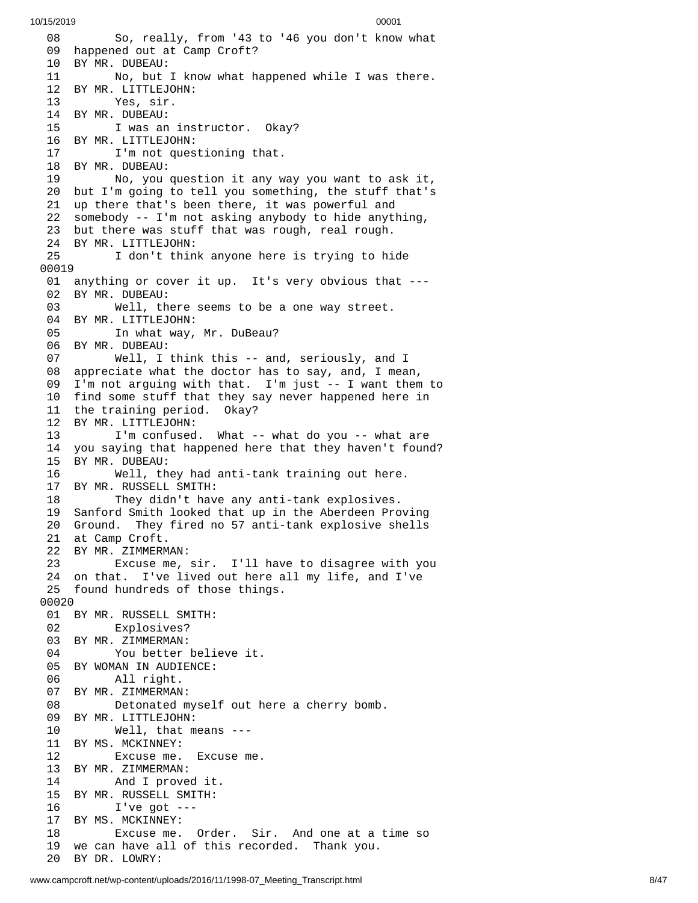08 So, really, from '43 to '46 you don't know what
09 happened out at Camp Croft?
10 BY MR. DUBEAU:
11 No, but I know what happened while I was there.
12 BY MR. LITTLEJOHN:
13 Yes, sir.
14 BY MR. DUBEAU:
15 I was an instructor. Okay?
16 BY MR. LITTLEJOHN:
17 I'm not questioning that.
18 BY MR. DUBEAU:
19 No, you question it any way you want to ask it,
20 but I'm going to tell you something, the stuff that's
21 up there that's been there, it was powerful and
22 somebody -- I'm not asking anybody to hide anything,
23 but there was stuff that was rough, real rough.
24 BY MR. LITTLEJOHN:
25 I don't think anyone here is trying to hide

00019

01 anything or cover it up. It's very obvious that ---
02 BY MR. DUBEAU:
03 Well, there seems to be a one way street.
04 BY MR. LITTLEJOHN:
05 In what way, Mr. DuBeau?
06 BY MR. DUBEAU:
07 Well, I think this -- and, seriously, and I
08 appreciate what the doctor has to say, and, I mean,
09 I'm not arguing with that. I'm just -- I want them to
10 find some stuff that they say never happened here in
11 the training period. Okay?
12 BY MR. LITTLEJOHN:
13 I'm confused. What -- what do you -- what are
14 you saying that happened here that they haven't found?
15 BY MR. DUBEAU:
16 Well, they had anti-tank training out here.
17 BY MR. RUSSELL SMITH:
18 They didn't have any anti-tank explosives.
19 Sanford Smith looked that up in the Aberdeen Proving
20 Ground. They fired no 57 anti-tank explosive shells
21 at Camp Croft.
22 BY MR. ZIMMERMAN:
23 Excuse me, sir. I'll have to disagree with you
24 on that. I've lived out here all my life, and I've
25 found hundreds of those things.

00020

01 BY MR. RUSSELL SMITH:
02 Explosives?
03 BY MR. ZIMMERMAN:
04 You better believe it.
05 BY WOMAN IN AUDIENCE:
06 All right.
07 BY MR. ZIMMERMAN:
08 Detonated myself out here a cherry bomb.
09 BY MR. LITTLEJOHN:
10 Well, that means ---
11 BY MS. MCKINNEY:
12 Excuse me. Excuse me.
13 BY MR. ZIMMERMAN:
14 And I proved it.
15 BY MR. RUSSELL SMITH:
16 I've got ---
17 BY MS. MCKINNEY:
18 Excuse me. Order. Sir. And one at a time so
19 we can have all of this recorded. Thank you.
20 BY DR. LOWRY: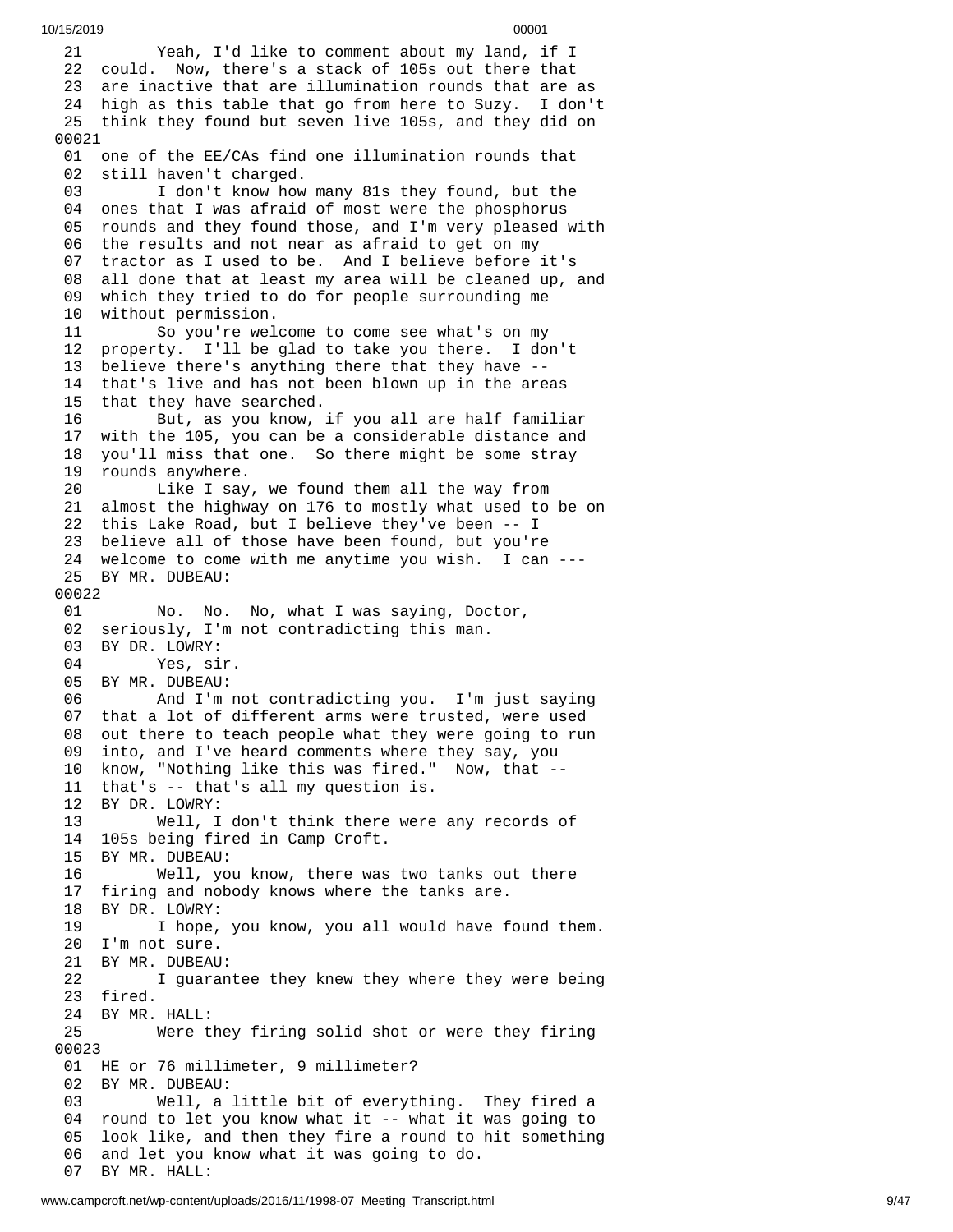```
21        Yeah, I'd like to comment about my land, if I
22  could.  Now, there's a stack of 105s out there that
23  are inactive that are illumination rounds that are as
24  high as this table that go from here to Suzy.  I don't
25  think they found but seven live 105s, and they did on
00021
01  one of the EE/CAs find one illumination rounds that
02  still haven't charged.
03        I don't know how many 81s they found, but the
04  ones that I was afraid of most were the phosphorus
05  rounds and they found those, and I'm very pleased with
06  the results and not near as afraid to get on my
07  tractor as I used to be.  And I believe before it's
08  all done that at least my area will be cleaned up, and
09  which they tried to do for people surrounding me
10  without permission.
11        So you're welcome to come see what's on my
12  property.  I'll be glad to take you there.  I don't
13  believe there's anything there that they have --
14  that's live and has not been blown up in the areas
15  that they have searched.
16        But, as you know, if you all are half familiar
17  with the 105, you can be a considerable distance and
18  you'll miss that one.  So there might be some stray
19  rounds anywhere.
20        Like I say, we found them all the way from
21  almost the highway on 176 to mostly what used to be on
22  this Lake Road, but I believe they've been -- I
23  believe all of those have been found, but you're
24  welcome to come with me anytime you wish.  I can ---
25  BY MR. DUBEAU:
00022
01        No.  No.  No, what I was saying, Doctor,
02  seriously, I'm not contradicting this man.
03  BY DR. LOWRY:
04        Yes, sir.
05  BY MR. DUBEAU:
06        And I'm not contradicting you.  I'm just saying
07  that a lot of different arms were trusted, were used
08  out there to teach people what they were going to run
09  into, and I've heard comments where they say, you
10  know, "Nothing like this was fired."  Now, that --
11  that's -- that's all my question is.
12  BY DR. LOWRY:
13        Well, I don't think there were any records of
14  105s being fired in Camp Croft.
15  BY MR. DUBEAU:
16        Well, you know, there was two tanks out there
17  firing and nobody knows where the tanks are.
18  BY DR. LOWRY:
19        I hope, you know, you all would have found them.
20  I'm not sure.
21  BY MR. DUBEAU:
22        I guarantee they knew they where they were being
23  fired.
24  BY MR. HALL:
25        Were they firing solid shot or were they firing
00023
01  HE or 76 millimeter, 9 millimeter?
02  BY MR. DUBEAU:
03        Well, a little bit of everything.  They fired a
04  round to let you know what it -- what it was going to
05  look like, and then they fire a round to hit something
06  and let you know what it was going to do.
07  BY MR. HALL:
```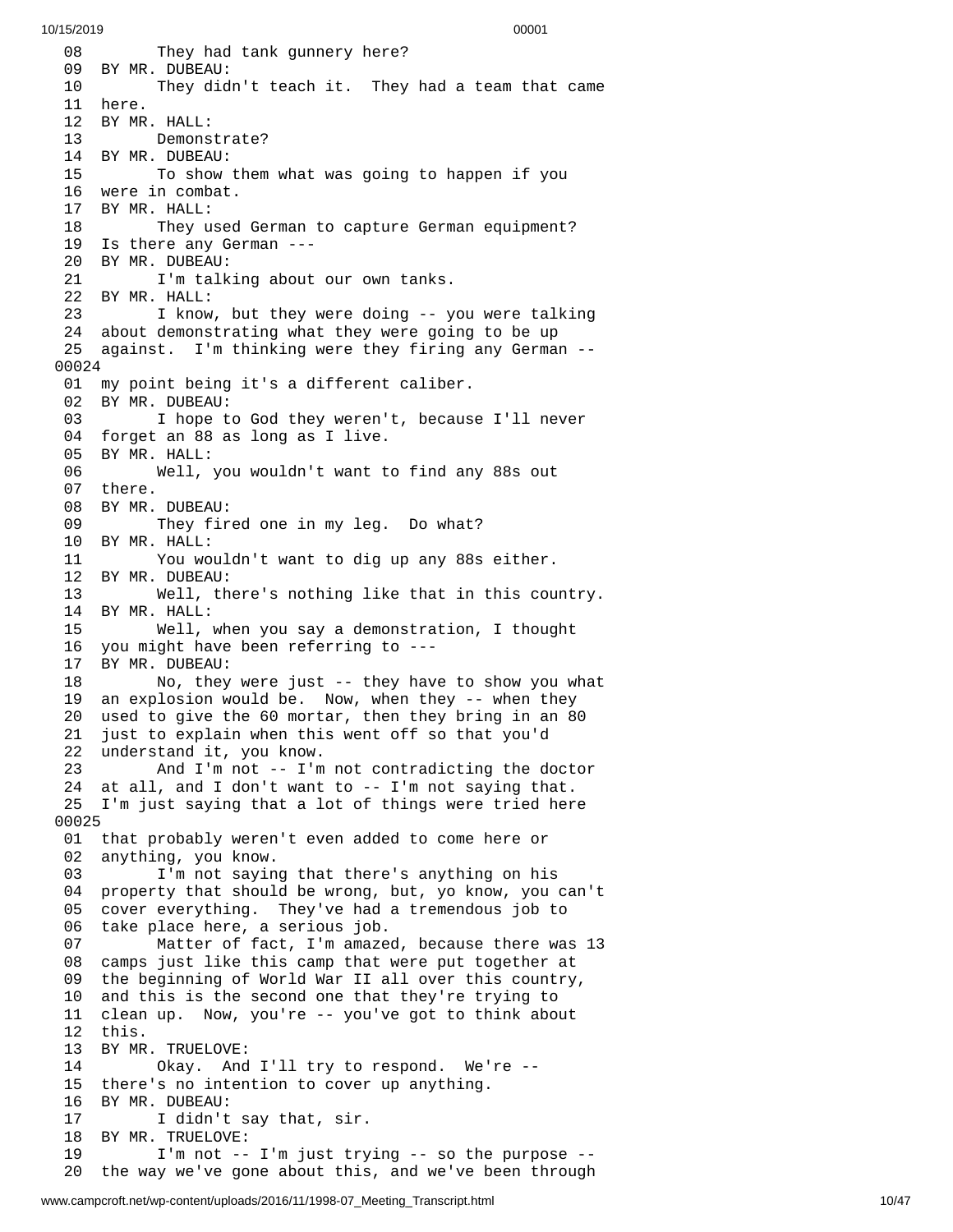08 They had tank gunnery here?
09 BY MR. DUBEAU:
10 They didn't teach it. They had a team that came
11 here.
12 BY MR. HALL:
13 Demonstrate?
14 BY MR. DUBEAU:
15 To show them what was going to happen if you
16 were in combat.
17 BY MR. HALL:
18 They used German to capture German equipment?
19 Is there any German ---
20 BY MR. DUBEAU:
21 I'm talking about our own tanks.
22 BY MR. HALL:
23 I know, but they were doing -- you were talking
24 about demonstrating what they were going to be up
25 against. I'm thinking were they firing any German --
00024
01 my point being it's a different caliber.
02 BY MR. DUBEAU:
03 I hope to God they weren't, because I'll never
04 forget an 88 as long as I live.
05 BY MR. HALL:
06 Well, you wouldn't want to find any 88s out
07 there.
08 BY MR. DUBEAU:
09 They fired one in my leg. Do what?
10 BY MR. HALL:
11 You wouldn't want to dig up any 88s either.
12 BY MR. DUBEAU:
13 Well, there's nothing like that in this country.
14 BY MR. HALL:
15 Well, when you say a demonstration, I thought
16 you might have been referring to ---
17 BY MR. DUBEAU:
18 No, they were just -- they have to show you what
19 an explosion would be. Now, when they -- when they
20 used to give the 60 mortar, then they bring in an 80
21 just to explain when this went off so that you'd
22 understand it, you know.
23 And I'm not -- I'm not contradicting the doctor
24 at all, and I don't want to -- I'm not saying that.
25 I'm just saying that a lot of things were tried here
00025
01 that probably weren't even added to come here or
02 anything, you know.
03 I'm not saying that there's anything on his
04 property that should be wrong, but, yo know, you can't
05 cover everything. They've had a tremendous job to
06 take place here, a serious job.
07 Matter of fact, I'm amazed, because there was 13
08 camps just like this camp that were put together at
09 the beginning of World War II all over this country,
10 and this is the second one that they're trying to
11 clean up. Now, you're -- you've got to think about
12 this.
13 BY MR. TRUELOVE:
14 Okay. And I'll try to respond. We're --
15 there's no intention to cover up anything.
16 BY MR. DUBEAU:
17 I didn't say that, sir.
18 BY MR. TRUELOVE:
19 I'm not -- I'm just trying -- so the purpose --
20 the way we've gone about this, and we've been through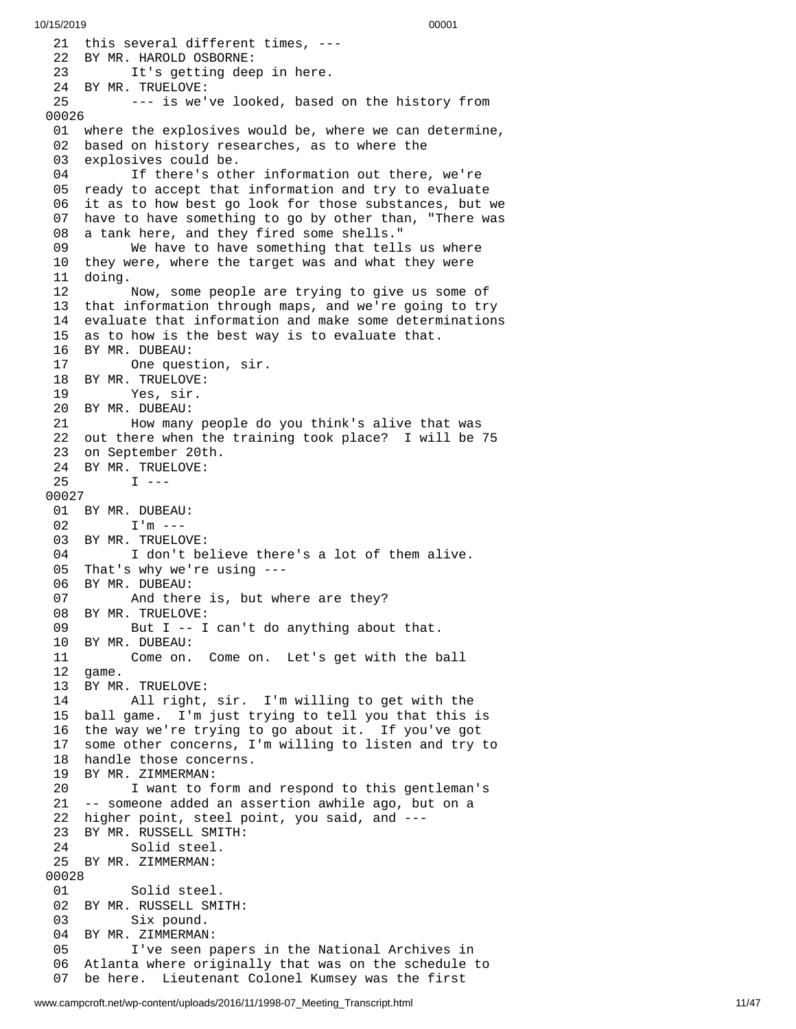```
 21  this several different times, ---
 22  BY MR. HAROLD OSBORNE:
 23        It's getting deep in here.
 24  BY MR. TRUELOVE:
 25        --- is we've looked, based on the history from
00026
 01  where the explosives would be, where we can determine,
 02  based on history researches, as to where the
 03  explosives could be.
 04        If there's other information out there, we're
 05  ready to accept that information and try to evaluate
 06  it as to how best go look for those substances, but we
 07  have to have something to go by other than, "There was
 08  a tank here, and they fired some shells."
 09        We have to have something that tells us where
 10  they were, where the target was and what they were
 11  doing.
 12        Now, some people are trying to give us some of
 13  that information through maps, and we're going to try
 14  evaluate that information and make some determinations
 15  as to how is the best way is to evaluate that.
 16  BY MR. DUBEAU:
 17        One question, sir.
 18  BY MR. TRUELOVE:
 19        Yes, sir.
 20  BY MR. DUBEAU:
 21        How many people do you think's alive that was
 22  out there when the training took place?  I will be 75
 23  on September 20th.
 24  BY MR. TRUELOVE:
 25        I ---
00027
 01  BY MR. DUBEAU:
 02        I'm ---
 03  BY MR. TRUELOVE:
 04        I don't believe there's a lot of them alive.
 05  That's why we're using ---
 06  BY MR. DUBEAU:
 07        And there is, but where are they?
 08  BY MR. TRUELOVE:
 09        But I -- I can't do anything about that.
 10  BY MR. DUBEAU:
 11        Come on.  Come on.  Let's get with the ball
 12  game.
 13  BY MR. TRUELOVE:
 14        All right, sir.  I'm willing to get with the
 15  ball game.  I'm just trying to tell you that this is
 16  the way we're trying to go about it.  If you've got
 17  some other concerns, I'm willing to listen and try to
 18  handle those concerns.
 19  BY MR. ZIMMERMAN:
 20        I want to form and respond to this gentleman's
 21  -- someone added an assertion awhile ago, but on a
 22  higher point, steel point, you said, and ---
 23  BY MR. RUSSELL SMITH:
 24        Solid steel.
 25  BY MR. ZIMMERMAN:
00028
 01        Solid steel.
 02  BY MR. RUSSELL SMITH:
 03        Six pound.
 04  BY MR. ZIMMERMAN:
 05        I've seen papers in the National Archives in
 06  Atlanta where originally that was on the schedule to
 07  be here.  Lieutenant Colonel Kumsey was the first
```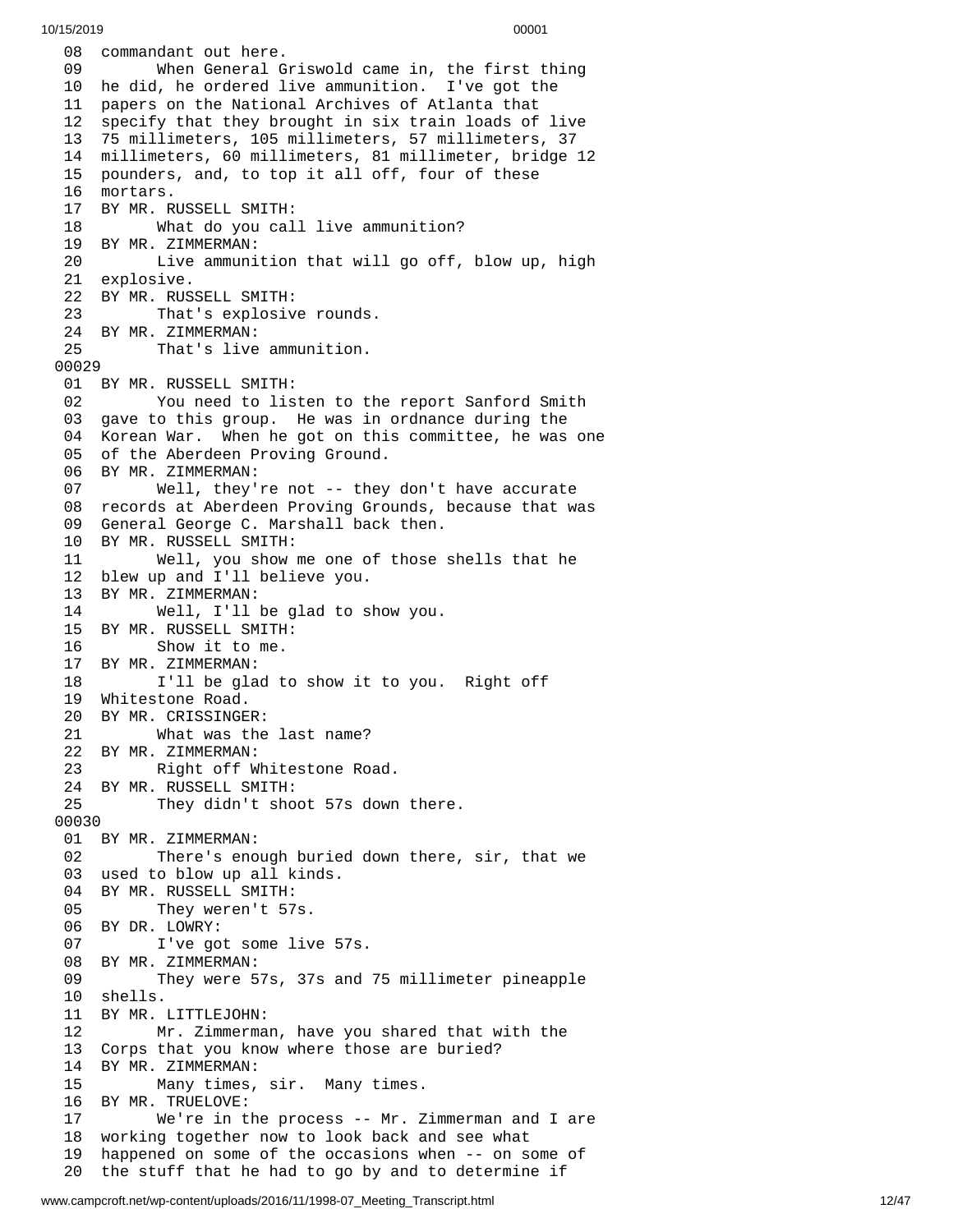08 commandant out here.
09 When General Griswold came in, the first thing
10 he did, he ordered live ammunition. I've got the
11 papers on the National Archives of Atlanta that
12 specify that they brought in six train loads of live
13 75 millimeters, 105 millimeters, 57 millimeters, 37
14 millimeters, 60 millimeters, 81 millimeter, bridge 12
15 pounders, and, to top it all off, four of these
16 mortars.
17 BY MR. RUSSELL SMITH:
18 What do you call live ammunition?
19 BY MR. ZIMMERMAN:
20 Live ammunition that will go off, blow up, high
21 explosive.
22 BY MR. RUSSELL SMITH:
23 That's explosive rounds.
24 BY MR. ZIMMERMAN:
25 That's live ammunition.

00029

01 BY MR. RUSSELL SMITH:
02 You need to listen to the report Sanford Smith
03 gave to this group. He was in ordnance during the
04 Korean War. When he got on this committee, he was one
05 of the Aberdeen Proving Ground.
06 BY MR. ZIMMERMAN:
07 Well, they're not -- they don't have accurate
08 records at Aberdeen Proving Grounds, because that was
09 General George C. Marshall back then.
10 BY MR. RUSSELL SMITH:
11 Well, you show me one of those shells that he
12 blew up and I'll believe you.
13 BY MR. ZIMMERMAN:
14 Well, I'll be glad to show you.
15 BY MR. RUSSELL SMITH:
16 Show it to me.
17 BY MR. ZIMMERMAN:
18 I'll be glad to show it to you. Right off
19 Whitestone Road.
20 BY MR. CRISSINGER:
21 What was the last name?
22 BY MR. ZIMMERMAN:
23 Right off Whitestone Road.
24 BY MR. RUSSELL SMITH:
25 They didn't shoot 57s down there.

00030

01 BY MR. ZIMMERMAN:
02 There's enough buried down there, sir, that we
03 used to blow up all kinds.
04 BY MR. RUSSELL SMITH:
05 They weren't 57s.
06 BY DR. LOWRY:
07 I've got some live 57s.
08 BY MR. ZIMMERMAN:
09 They were 57s, 37s and 75 millimeter pineapple
10 shells.
11 BY MR. LITTLEJOHN:
12 Mr. Zimmerman, have you shared that with the
13 Corps that you know where those are buried?
14 BY MR. ZIMMERMAN:
15 Many times, sir. Many times.
16 BY MR. TRUELOVE:
17 We're in the process -- Mr. Zimmerman and I are
18 working together now to look back and see what
19 happened on some of the occasions when -- on some of
20 the stuff that he had to go by and to determine if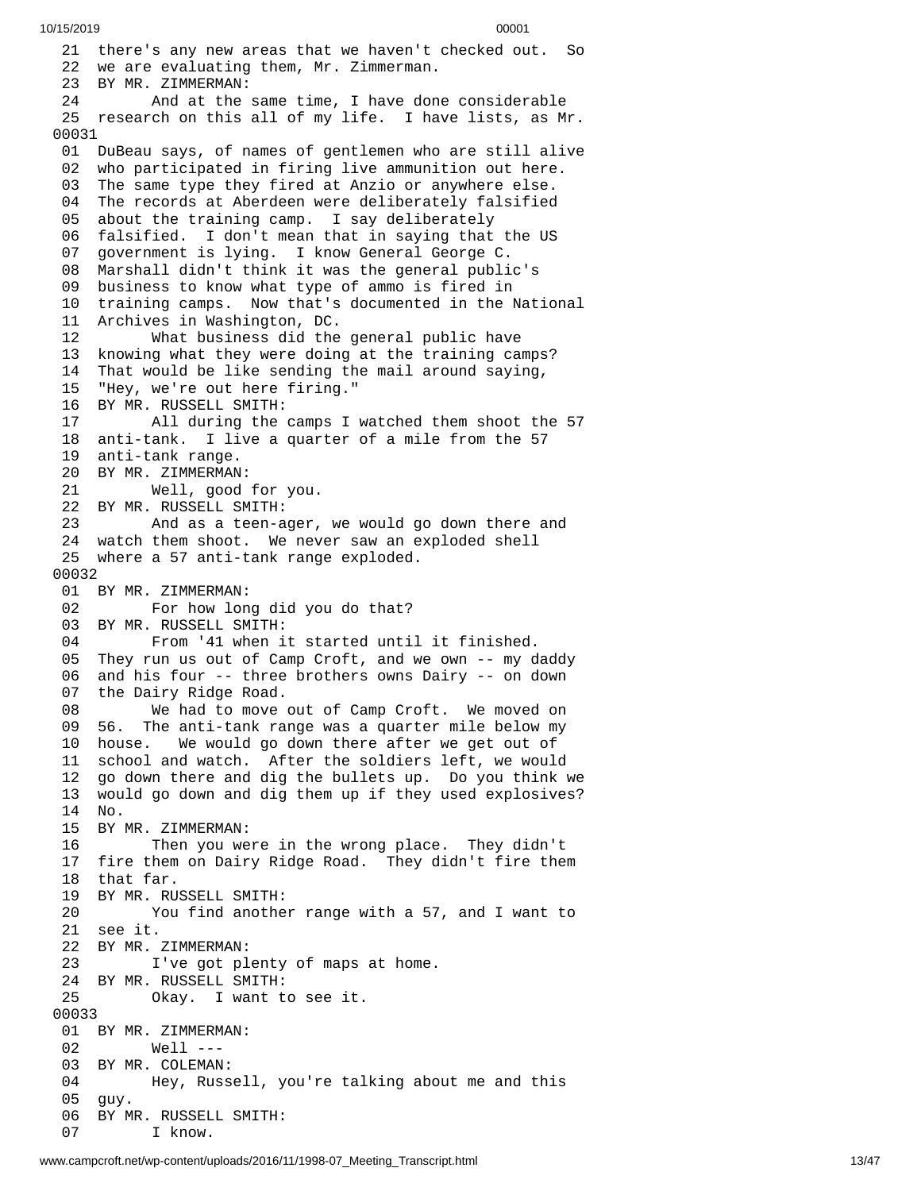```
 21  there's any new areas that we haven't checked out.  So
 22  we are evaluating them, Mr. Zimmerman.
 23  BY MR. ZIMMERMAN:
 24        And at the same time, I have done considerable
 25  research on this all of my life.  I have lists, as Mr.
00031
 01  DuBeau says, of names of gentlemen who are still alive
 02  who participated in firing live ammunition out here.
 03  The same type they fired at Anzio or anywhere else.
 04  The records at Aberdeen were deliberately falsified
 05  about the training camp.  I say deliberately
 06  falsified.  I don't mean that in saying that the US
 07  government is lying.  I know General George C.
 08  Marshall didn't think it was the general public's
 09  business to know what type of ammo is fired in
 10  training camps.  Now that's documented in the National
 11  Archives in Washington, DC.
 12        What business did the general public have
 13  knowing what they were doing at the training camps?
 14  That would be like sending the mail around saying,
 15  "Hey, we're out here firing."
 16  BY MR. RUSSELL SMITH:
 17        All during the camps I watched them shoot the 57
 18  anti-tank.  I live a quarter of a mile from the 57
 19  anti-tank range.
 20  BY MR. ZIMMERMAN:
 21        Well, good for you.
 22  BY MR. RUSSELL SMITH:
 23        And as a teen-ager, we would go down there and
 24  watch them shoot.  We never saw an exploded shell
 25  where a 57 anti-tank range exploded.
00032
 01  BY MR. ZIMMERMAN:
 02        For how long did you do that?
 03  BY MR. RUSSELL SMITH:
 04        From '41 when it started until it finished.
 05  They run us out of Camp Croft, and we own -- my daddy
 06  and his four -- three brothers owns Dairy -- on down
 07  the Dairy Ridge Road.
 08        We had to move out of Camp Croft.  We moved on
 09  56.  The anti-tank range was a quarter mile below my
 10  house.   We would go down there after we get out of
 11  school and watch.  After the soldiers left, we would
 12  go down there and dig the bullets up.  Do you think we
 13  would go down and dig them up if they used explosives?
 14  No.
 15  BY MR. ZIMMERMAN:
 16        Then you were in the wrong place.  They didn't
 17  fire them on Dairy Ridge Road.  They didn't fire them
 18  that far.
 19  BY MR. RUSSELL SMITH:
 20        You find another range with a 57, and I want to
 21  see it.
 22  BY MR. ZIMMERMAN:
 23        I've got plenty of maps at home.
 24  BY MR. RUSSELL SMITH:
 25        Okay.  I want to see it.
00033
 01  BY MR. ZIMMERMAN:
 02        Well ---
 03  BY MR. COLEMAN:
 04        Hey, Russell, you're talking about me and this
 05  guy.
 06  BY MR. RUSSELL SMITH:
 07        I know.
```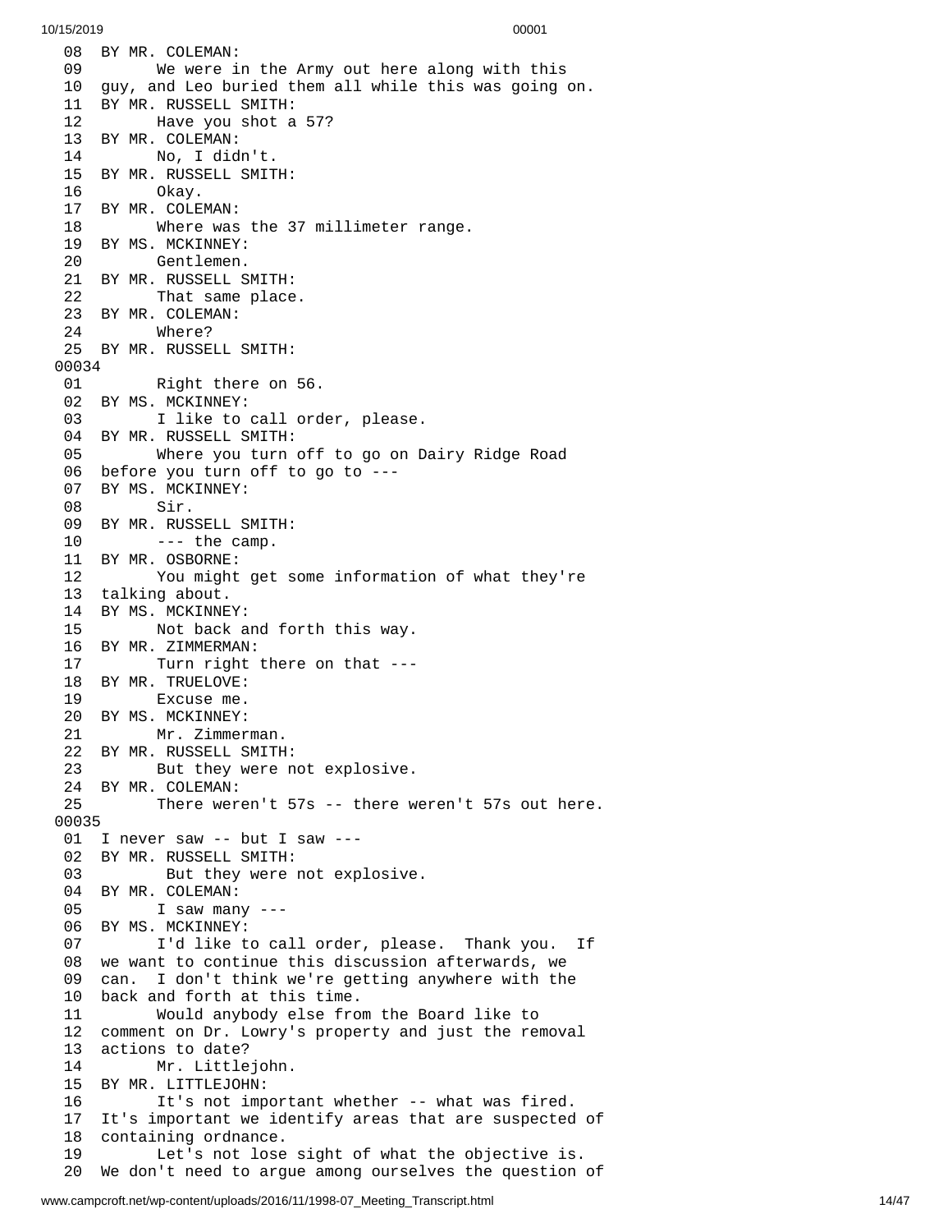```
08  BY MR. COLEMAN:
09        We were in the Army out here along with this
10  guy, and Leo buried them all while this was going on.
11  BY MR. RUSSELL SMITH:
12        Have you shot a 57?
13  BY MR. COLEMAN:
14        No, I didn't.
15  BY MR. RUSSELL SMITH:
16        Okay.
17  BY MR. COLEMAN:
18        Where was the 37 millimeter range.
19  BY MS. MCKINNEY:
20        Gentlemen.
21  BY MR. RUSSELL SMITH:
22        That same place.
23  BY MR. COLEMAN:
24        Where?
25  BY MR. RUSSELL SMITH:
00034
01        Right there on 56.
02  BY MS. MCKINNEY:
03        I like to call order, please.
04  BY MR. RUSSELL SMITH:
05        Where you turn off to go on Dairy Ridge Road
06  before you turn off to go to ---
07  BY MS. MCKINNEY:
08        Sir.
09  BY MR. RUSSELL SMITH:
10        --- the camp.
11  BY MR. OSBORNE:
12        You might get some information of what they're
13  talking about.
14  BY MS. MCKINNEY:
15        Not back and forth this way.
16  BY MR. ZIMMERMAN:
17        Turn right there on that ---
18  BY MR. TRUELOVE:
19        Excuse me.
20  BY MS. MCKINNEY:
21        Mr. Zimmerman.
22  BY MR. RUSSELL SMITH:
23        But they were not explosive.
24  BY MR. COLEMAN:
25        There weren't 57s -- there weren't 57s out here.
00035
01  I never saw -- but I saw ---
02  BY MR. RUSSELL SMITH:
03         But they were not explosive.
04  BY MR. COLEMAN:
05        I saw many ---
06  BY MS. MCKINNEY:
07        I'd like to call order, please.  Thank you.  If
08  we want to continue this discussion afterwards, we
09  can.  I don't think we're getting anywhere with the
10  back and forth at this time.
11        Would anybody else from the Board like to
12  comment on Dr. Lowry's property and just the removal
13  actions to date?
14        Mr. Littlejohn.
15  BY MR. LITTLEJOHN:
16        It's not important whether -- what was fired.
17  It's important we identify areas that are suspected of
18  containing ordnance.
19        Let's not lose sight of what the objective is.
20  We don't need to argue among ourselves the question of
```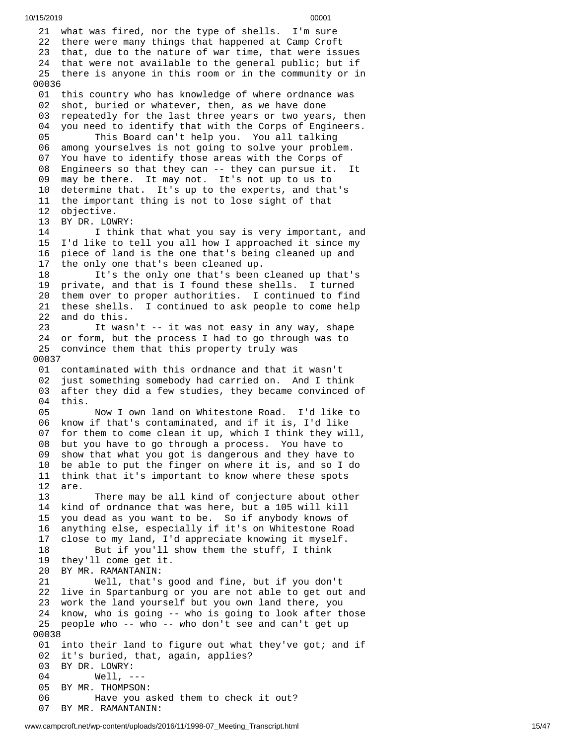21 what was fired, nor the type of shells. I'm sure
22 there were many things that happened at Camp Croft
23 that, due to the nature of war time, that were issues
24 that were not available to the general public; but if
25 there is anyone in this room or in the community or in

00036

01 this country who has knowledge of where ordnance was
02 shot, buried or whatever, then, as we have done
03 repeatedly for the last three years or two years, then
04 you need to identify that with the Corps of Engineers.
05 This Board can't help you. You all talking
06 among yourselves is not going to solve your problem.
07 You have to identify those areas with the Corps of
08 Engineers so that they can -- they can pursue it. It
09 may be there. It may not. It's not up to us to
10 determine that. It's up to the experts, and that's
11 the important thing is not to lose sight of that
12 objective.
13 BY DR. LOWRY:
14 I think that what you say is very important, and
15 I'd like to tell you all how I approached it since my
16 piece of land is the one that's being cleaned up and
17 the only one that's been cleaned up.
18 It's the only one that's been cleaned up that's
19 private, and that is I found these shells. I turned
20 them over to proper authorities. I continued to find
21 these shells. I continued to ask people to come help
22 and do this.
23 It wasn't -- it was not easy in any way, shape
24 or form, but the process I had to go through was to
25 convince them that this property truly was

00037

01 contaminated with this ordnance and that it wasn't
02 just something somebody had carried on. And I think
03 after they did a few studies, they became convinced of
04 this.
05 Now I own land on Whitestone Road. I'd like to
06 know if that's contaminated, and if it is, I'd like
07 for them to come clean it up, which I think they will,
08 but you have to go through a process. You have to
09 show that what you got is dangerous and they have to
10 be able to put the finger on where it is, and so I do
11 think that it's important to know where these spots
12 are.
13 There may be all kind of conjecture about other
14 kind of ordnance that was here, but a 105 will kill
15 you dead as you want to be. So if anybody knows of
16 anything else, especially if it's on Whitestone Road
17 close to my land, I'd appreciate knowing it myself.
18 But if you'll show them the stuff, I think
19 they'll come get it.
20 BY MR. RAMANTANIN:
21 Well, that's good and fine, but if you don't
22 live in Spartanburg or you are not able to get out and
23 work the land yourself but you own land there, you
24 know, who is going -- who is going to look after those
25 people who -- who -- who don't see and can't get up

00038

01 into their land to figure out what they've got; and if
02 it's buried, that, again, applies?
03 BY DR. LOWRY:
04 Well, ---
05 BY MR. THOMPSON:
06 Have you asked them to check it out?
07 BY MR. RAMANTANIN: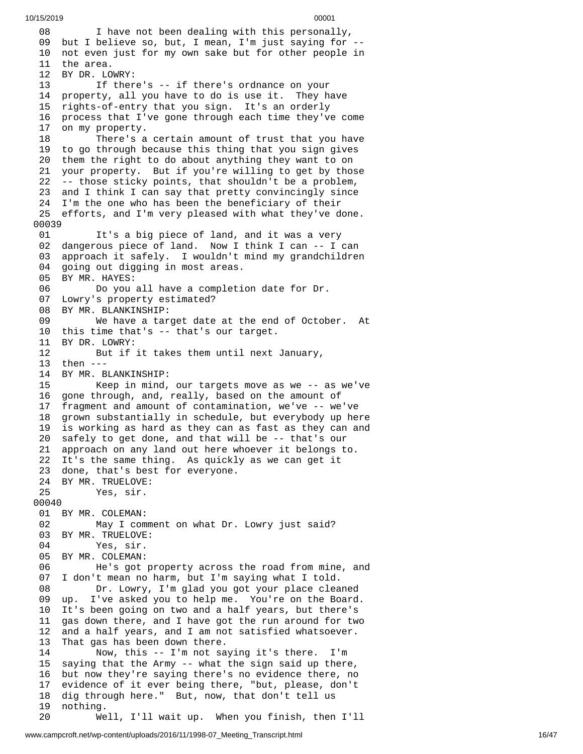08 I have not been dealing with this personally,
09 but I believe so, but, I mean, I'm just saying for --
10 not even just for my own sake but for other people in
11 the area.
12 BY DR. LOWRY:
13 If there's -- if there's ordnance on your
14 property, all you have to do is use it. They have
15 rights-of-entry that you sign. It's an orderly
16 process that I've gone through each time they've come
17 on my property.
18 There's a certain amount of trust that you have
19 to go through because this thing that you sign gives
20 them the right to do about anything they want to on
21 your property. But if you're willing to get by those
22 -- those sticky points, that shouldn't be a problem,
23 and I think I can say that pretty convincingly since
24 I'm the one who has been the beneficiary of their
25 efforts, and I'm very pleased with what they've done.
00039
01 It's a big piece of land, and it was a very
02 dangerous piece of land. Now I think I can -- I can
03 approach it safely. I wouldn't mind my grandchildren
04 going out digging in most areas.
05 BY MR. HAYES:
06 Do you all have a completion date for Dr.
07 Lowry's property estimated?
08 BY MR. BLANKINSHIP:
09 We have a target date at the end of October. At
10 this time that's -- that's our target.
11 BY DR. LOWRY:
12 But if it takes them until next January,
13 then ---
14 BY MR. BLANKINSHIP:
15 Keep in mind, our targets move as we -- as we've
16 gone through, and, really, based on the amount of
17 fragment and amount of contamination, we've -- we've
18 grown substantially in schedule, but everybody up here
19 is working as hard as they can as fast as they can and
20 safely to get done, and that will be -- that's our
21 approach on any land out here whoever it belongs to.
22 It's the same thing. As quickly as we can get it
23 done, that's best for everyone.
24 BY MR. TRUELOVE:
25 Yes, sir.
00040
01 BY MR. COLEMAN:
02 May I comment on what Dr. Lowry just said?
03 BY MR. TRUELOVE:
04 Yes, sir.
05 BY MR. COLEMAN:
06 He's got property across the road from mine, and
07 I don't mean no harm, but I'm saying what I told.
08 Dr. Lowry, I'm glad you got your place cleaned
09 up. I've asked you to help me. You're on the Board.
10 It's been going on two and a half years, but there's
11 gas down there, and I have got the run around for two
12 and a half years, and I am not satisfied whatsoever.
13 That gas has been down there.
14 Now, this -- I'm not saying it's there. I'm
15 saying that the Army -- what the sign said up there,
16 but now they're saying there's no evidence there, no
17 evidence of it ever being there, "but, please, don't
18 dig through here." But, now, that don't tell us
19 nothing.
20 Well, I'll wait up. When you finish, then I'll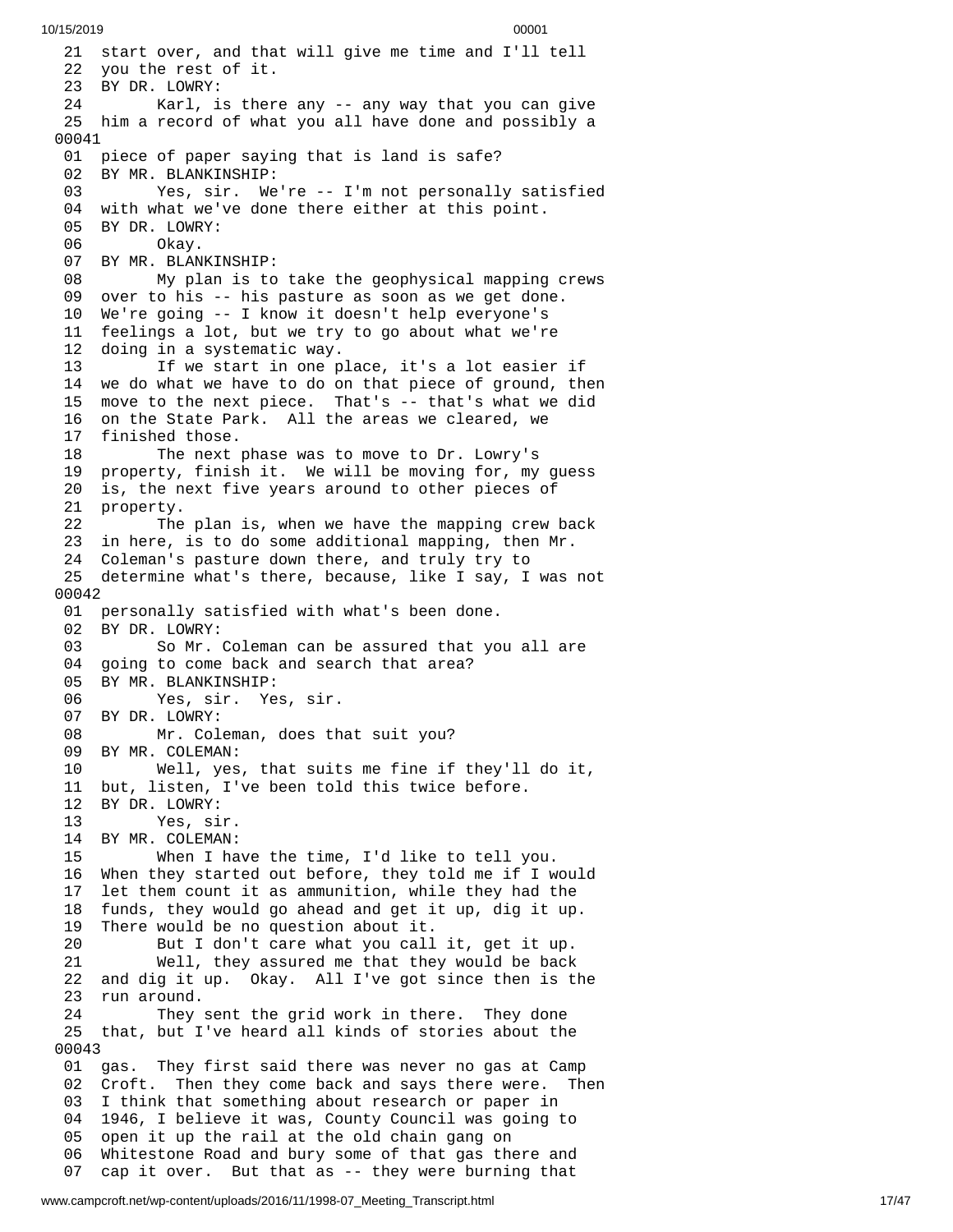```
21 start over, and that will give me time and I'll tell
22 you the rest of it.
23 BY DR. LOWRY:
24       Karl, is there any -- any way that you can give
25 him a record of what you all have done and possibly a
00041
01 piece of paper saying that is land is safe?
02 BY MR. BLANKINSHIP:
03       Yes, sir.  We're -- I'm not personally satisfied
04 with what we've done there either at this point.
05 BY DR. LOWRY:
06       Okay.
07 BY MR. BLANKINSHIP:
08       My plan is to take the geophysical mapping crews
09 over to his -- his pasture as soon as we get done.
10 We're going -- I know it doesn't help everyone's
11 feelings a lot, but we try to go about what we're
12 doing in a systematic way.
13       If we start in one place, it's a lot easier if
14 we do what we have to do on that piece of ground, then
15 move to the next piece.  That's -- that's what we did
16 on the State Park.  All the areas we cleared, we
17 finished those.
18       The next phase was to move to Dr. Lowry's
19 property, finish it.  We will be moving for, my guess
20 is, the next five years around to other pieces of
21 property.
22       The plan is, when we have the mapping crew back
23 in here, is to do some additional mapping, then Mr.
24 Coleman's pasture down there, and truly try to
25 determine what's there, because, like I say, I was not
00042
01 personally satisfied with what's been done.
02 BY DR. LOWRY:
03       So Mr. Coleman can be assured that you all are
04 going to come back and search that area?
05 BY MR. BLANKINSHIP:
06       Yes, sir.  Yes, sir.
07 BY DR. LOWRY:
08       Mr. Coleman, does that suit you?
09 BY MR. COLEMAN:
10       Well, yes, that suits me fine if they'll do it,
11 but, listen, I've been told this twice before.
12 BY DR. LOWRY:
13       Yes, sir.
14 BY MR. COLEMAN:
15       When I have the time, I'd like to tell you.
16 When they started out before, they told me if I would
17 let them count it as ammunition, while they had the
18 funds, they would go ahead and get it up, dig it up.
19 There would be no question about it.
20       But I don't care what you call it, get it up.
21       Well, they assured me that they would be back
22 and dig it up.  Okay.  All I've got since then is the
23 run around.
24       They sent the grid work in there.  They done
25 that, but I've heard all kinds of stories about the
00043
01 gas.  They first said there was never no gas at Camp
02 Croft.  Then they come back and says there were.  Then
03 I think that something about research or paper in
04 1946, I believe it was, County Council was going to
05 open it up the rail at the old chain gang on
06 Whitestone Road and bury some of that gas there and
07 cap it over.  But that as -- they were burning that
```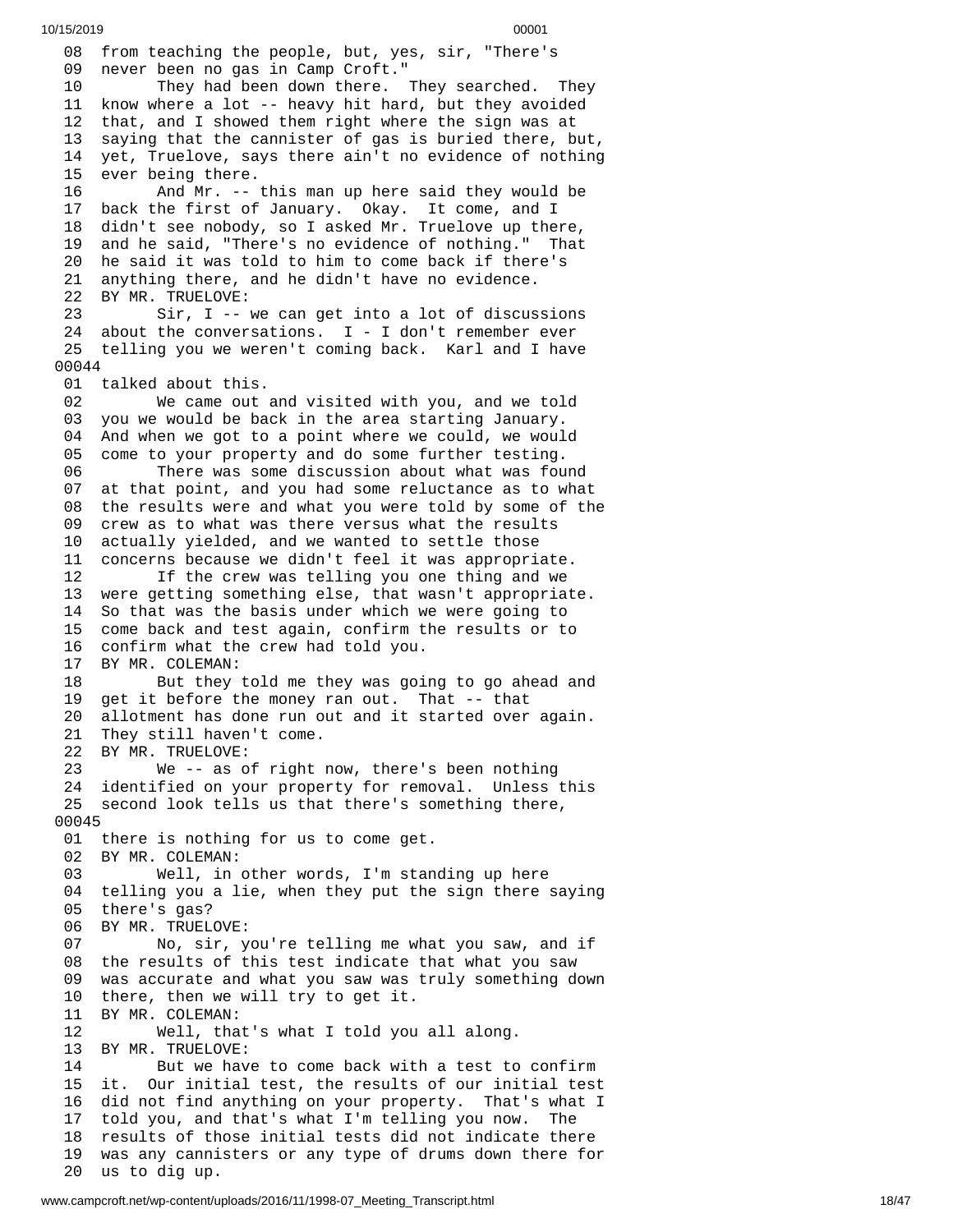```
08  from teaching the people, but, yes, sir, "There's
09  never been no gas in Camp Croft."
10        They had been down there.  They searched.  They
11  know where a lot -- heavy hit hard, but they avoided
12  that, and I showed them right where the sign was at
13  saying that the cannister of gas is buried there, but,
14  yet, Truelove, says there ain't no evidence of nothing
15  ever being there.
16        And Mr. -- this man up here said they would be
17  back the first of January.  Okay.  It come, and I
18  didn't see nobody, so I asked Mr. Truelove up there,
19  and he said, "There's no evidence of nothing."  That
20  he said it was told to him to come back if there's
21  anything there, and he didn't have no evidence.
22  BY MR. TRUELOVE:
23        Sir, I -- we can get into a lot of discussions
24  about the conversations.  I - I don't remember ever
25  telling you we weren't coming back.  Karl and I have
00044
01  talked about this.
02        We came out and visited with you, and we told
03  you we would be back in the area starting January.
04  And when we got to a point where we could, we would
05  come to your property and do some further testing.
06        There was some discussion about what was found
07  at that point, and you had some reluctance as to what
08  the results were and what you were told by some of the
09  crew as to what was there versus what the results
10  actually yielded, and we wanted to settle those
11  concerns because we didn't feel it was appropriate.
12        If the crew was telling you one thing and we
13  were getting something else, that wasn't appropriate.
14  So that was the basis under which we were going to
15  come back and test again, confirm the results or to
16  confirm what the crew had told you.
17  BY MR. COLEMAN:
18        But they told me they was going to go ahead and
19  get it before the money ran out.  That -- that
20  allotment has done run out and it started over again.
21  They still haven't come.
22  BY MR. TRUELOVE:
23        We -- as of right now, there's been nothing
24  identified on your property for removal.  Unless this
25  second look tells us that there's something there,
00045
01  there is nothing for us to come get.
02  BY MR. COLEMAN:
03        Well, in other words, I'm standing up here
04  telling you a lie, when they put the sign there saying
05  there's gas?
06  BY MR. TRUELOVE:
07        No, sir, you're telling me what you saw, and if
08  the results of this test indicate that what you saw
09  was accurate and what you saw was truly something down
10  there, then we will try to get it.
11  BY MR. COLEMAN:
12        Well, that's what I told you all along.
13  BY MR. TRUELOVE:
14        But we have to come back with a test to confirm
15  it.  Our initial test, the results of our initial test
16  did not find anything on your property.  That's what I
17  told you, and that's what I'm telling you now.  The
18  results of those initial tests did not indicate there
19  was any cannisters or any type of drums down there for
20  us to dig up.
```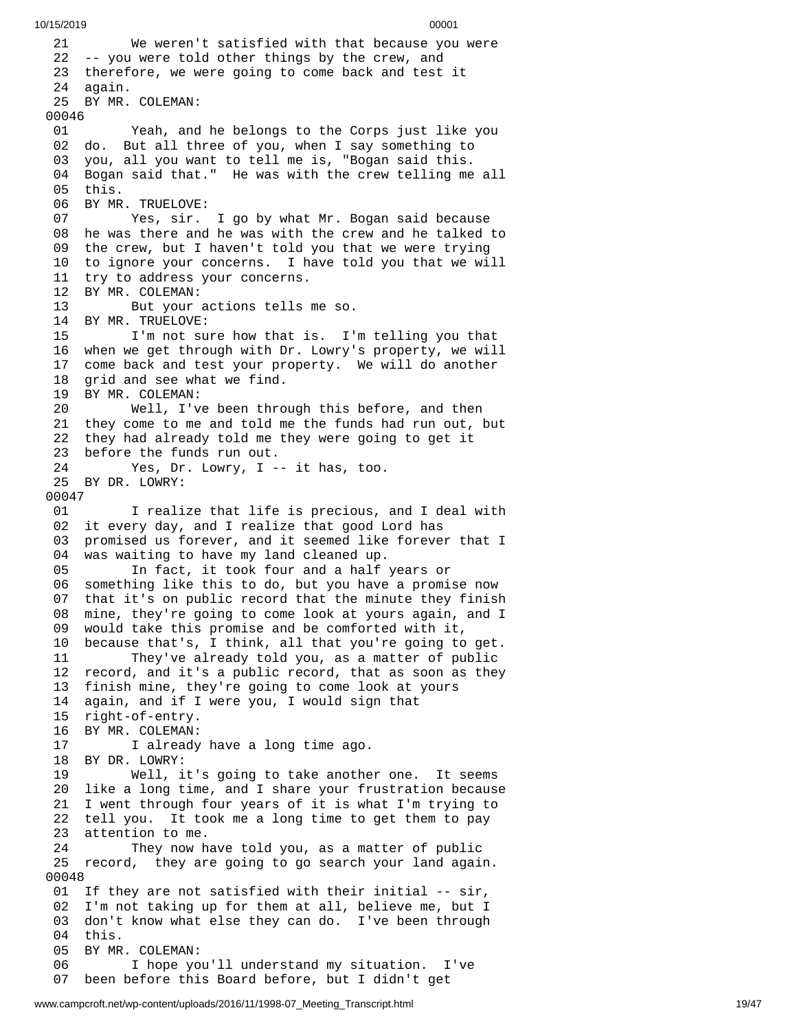21 We weren't satisfied with that because you were
22 -- you were told other things by the crew, and
23 therefore, we were going to come back and test it
24 again.
25 BY MR. COLEMAN:
00046
01 Yeah, and he belongs to the Corps just like you
02 do. But all three of you, when I say something to
03 you, all you want to tell me is, "Bogan said this.
04 Bogan said that." He was with the crew telling me all
05 this.
06 BY MR. TRUELOVE:
07 Yes, sir. I go by what Mr. Bogan said because
08 he was there and he was with the crew and he talked to
09 the crew, but I haven't told you that we were trying
10 to ignore your concerns. I have told you that we will
11 try to address your concerns.
12 BY MR. COLEMAN:
13 But your actions tells me so.
14 BY MR. TRUELOVE:
15 I'm not sure how that is. I'm telling you that
16 when we get through with Dr. Lowry's property, we will
17 come back and test your property. We will do another
18 grid and see what we find.
19 BY MR. COLEMAN:
20 Well, I've been through this before, and then
21 they come to me and told me the funds had run out, but
22 they had already told me they were going to get it
23 before the funds run out.
24 Yes, Dr. Lowry, I -- it has, too.
25 BY DR. LOWRY:
00047
01 I realize that life is precious, and I deal with
02 it every day, and I realize that good Lord has
03 promised us forever, and it seemed like forever that I
04 was waiting to have my land cleaned up.
05 In fact, it took four and a half years or
06 something like this to do, but you have a promise now
07 that it's on public record that the minute they finish
08 mine, they're going to come look at yours again, and I
09 would take this promise and be comforted with it,
10 because that's, I think, all that you're going to get.
11 They've already told you, as a matter of public
12 record, and it's a public record, that as soon as they
13 finish mine, they're going to come look at yours
14 again, and if I were you, I would sign that
15 right-of-entry.
16 BY MR. COLEMAN:
17 I already have a long time ago.
18 BY DR. LOWRY:
19 Well, it's going to take another one. It seems
20 like a long time, and I share your frustration because
21 I went through four years of it is what I'm trying to
22 tell you. It took me a long time to get them to pay
23 attention to me.
24 They now have told you, as a matter of public
25 record, they are going to go search your land again.
00048
01 If they are not satisfied with their initial -- sir,
02 I'm not taking up for them at all, believe me, but I
03 don't know what else they can do. I've been through
04 this.
05 BY MR. COLEMAN:
06 I hope you'll understand my situation. I've
07 been before this Board before, but I didn't get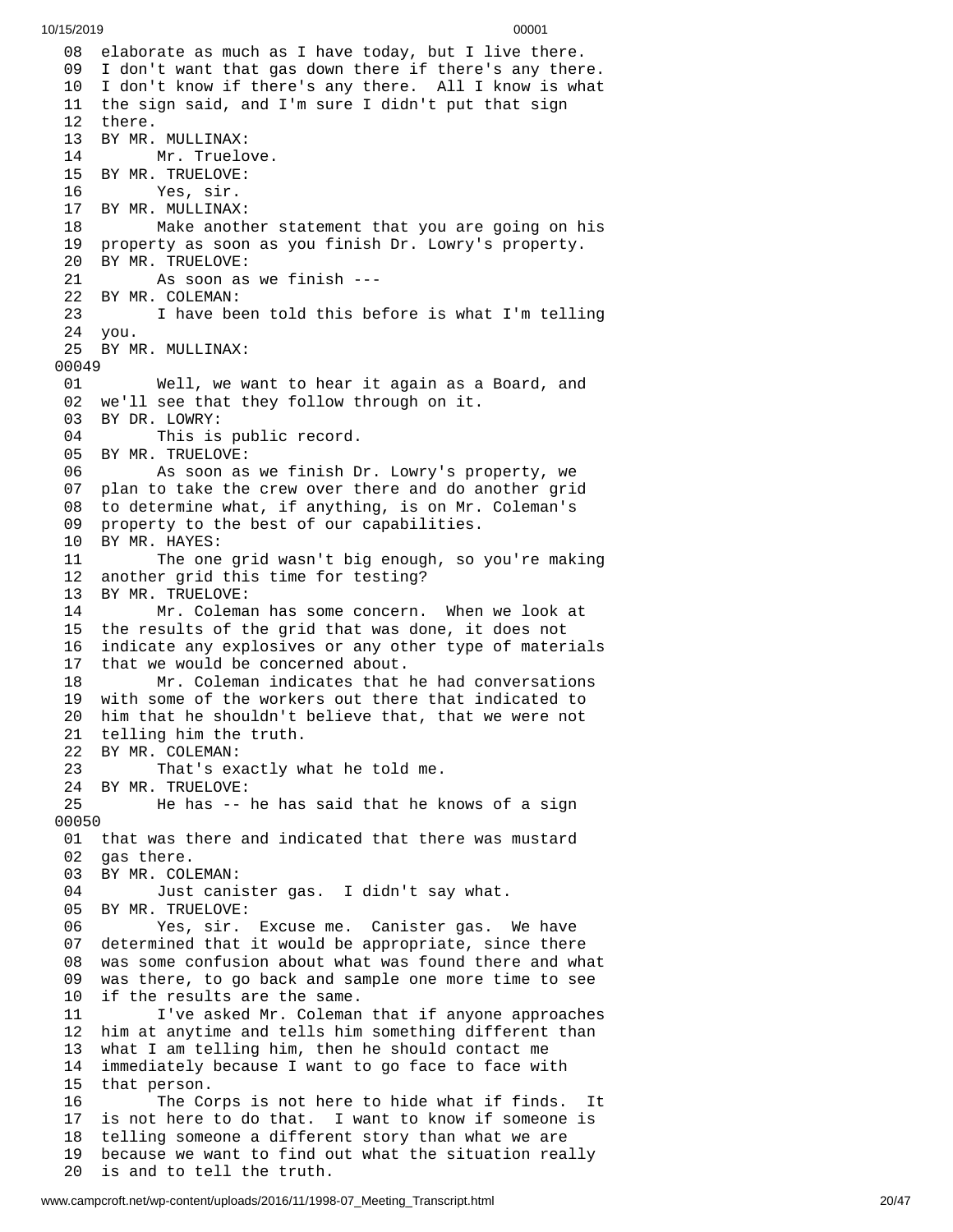08 elaborate as much as I have today, but I live there.
09 I don't want that gas down there if there's any there.
10 I don't know if there's any there. All I know is what
11 the sign said, and I'm sure I didn't put that sign
12 there.
13 BY MR. MULLINAX:
14 Mr. Truelove.
15 BY MR. TRUELOVE:
16 Yes, sir.
17 BY MR. MULLINAX:
18 Make another statement that you are going on his
19 property as soon as you finish Dr. Lowry's property.
20 BY MR. TRUELOVE:
21 As soon as we finish ---
22 BY MR. COLEMAN:
23 I have been told this before is what I'm telling
24 you.
25 BY MR. MULLINAX:

00049

01 Well, we want to hear it again as a Board, and
02 we'll see that they follow through on it.
03 BY DR. LOWRY:
04 This is public record.
05 BY MR. TRUELOVE:
06 As soon as we finish Dr. Lowry's property, we
07 plan to take the crew over there and do another grid
08 to determine what, if anything, is on Mr. Coleman's
09 property to the best of our capabilities.
10 BY MR. HAYES:
11 The one grid wasn't big enough, so you're making
12 another grid this time for testing?
13 BY MR. TRUELOVE:
14 Mr. Coleman has some concern. When we look at
15 the results of the grid that was done, it does not
16 indicate any explosives or any other type of materials
17 that we would be concerned about.
18 Mr. Coleman indicates that he had conversations
19 with some of the workers out there that indicated to
20 him that he shouldn't believe that, that we were not
21 telling him the truth.
22 BY MR. COLEMAN:
23 That's exactly what he told me.
24 BY MR. TRUELOVE:
25 He has -- he has said that he knows of a sign

00050

01 that was there and indicated that there was mustard
02 gas there.
03 BY MR. COLEMAN:
04 Just canister gas. I didn't say what.
05 BY MR. TRUELOVE:
06 Yes, sir. Excuse me. Canister gas. We have
07 determined that it would be appropriate, since there
08 was some confusion about what was found there and what
09 was there, to go back and sample one more time to see
10 if the results are the same.
11 I've asked Mr. Coleman that if anyone approaches
12 him at anytime and tells him something different than
13 what I am telling him, then he should contact me
14 immediately because I want to go face to face with
15 that person.
16 The Corps is not here to hide what if finds. It
17 is not here to do that. I want to know if someone is
18 telling someone a different story than what we are
19 because we want to find out what the situation really
20 is and to tell the truth.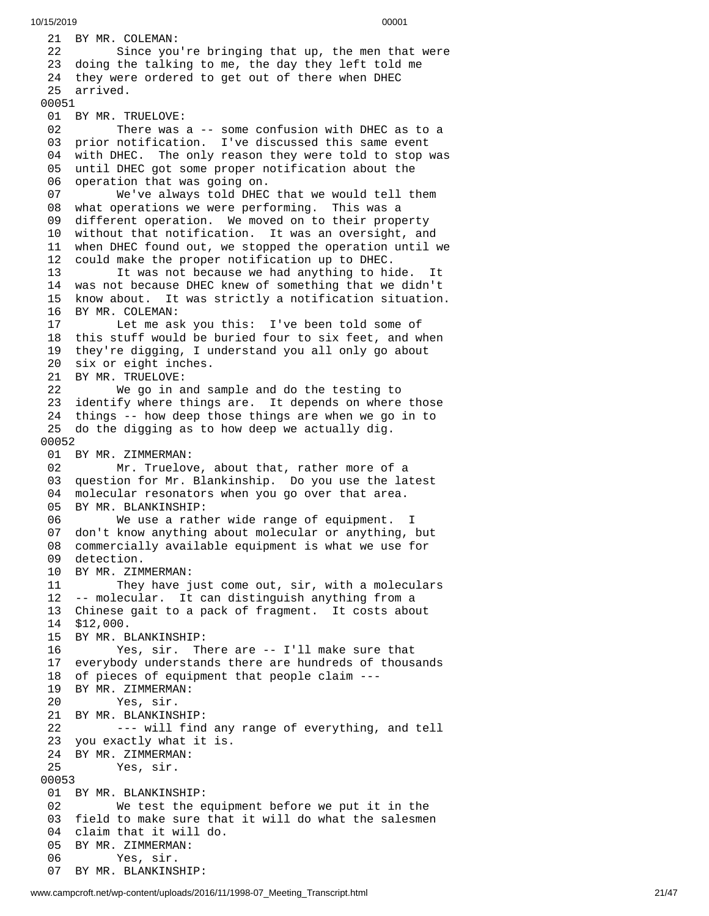21 BY MR. COLEMAN:
22 Since you're bringing that up, the men that were
23 doing the talking to me, the day they left told me
24 they were ordered to get out of there when DHEC
25 arrived.

00051

01 BY MR. TRUELOVE:
02 There was a -- some confusion with DHEC as to a
03 prior notification. I've discussed this same event
04 with DHEC. The only reason they were told to stop was
05 until DHEC got some proper notification about the
06 operation that was going on.
07 We've always told DHEC that we would tell them
08 what operations we were performing. This was a
09 different operation. We moved on to their property
10 without that notification. It was an oversight, and
11 when DHEC found out, we stopped the operation until we
12 could make the proper notification up to DHEC.
13 It was not because we had anything to hide. It
14 was not because DHEC knew of something that we didn't
15 know about. It was strictly a notification situation.
16 BY MR. COLEMAN:
17 Let me ask you this: I've been told some of
18 this stuff would be buried four to six feet, and when
19 they're digging, I understand you all only go about
20 six or eight inches.
21 BY MR. TRUELOVE:
22 We go in and sample and do the testing to
23 identify where things are. It depends on where those
24 things -- how deep those things are when we go in to
25 do the digging as to how deep we actually dig.

00052

01 BY MR. ZIMMERMAN:
02 Mr. Truelove, about that, rather more of a
03 question for Mr. Blankinship. Do you use the latest
04 molecular resonators when you go over that area.
05 BY MR. BLANKINSHIP:
06 We use a rather wide range of equipment. I
07 don't know anything about molecular or anything, but
08 commercially available equipment is what we use for
09 detection.
10 BY MR. ZIMMERMAN:
11 They have just come out, sir, with a moleculars
12 -- molecular. It can distinguish anything from a
13 Chinese gait to a pack of fragment. It costs about
14 $12,000.
15 BY MR. BLANKINSHIP:
16 Yes, sir. There are -- I'll make sure that
17 everybody understands there are hundreds of thousands
18 of pieces of equipment that people claim ---
19 BY MR. ZIMMERMAN:
20 Yes, sir.
21 BY MR. BLANKINSHIP:
22 --- will find any range of everything, and tell
23 you exactly what it is.
24 BY MR. ZIMMERMAN:
25 Yes, sir.

00053

01 BY MR. BLANKINSHIP:
02 We test the equipment before we put it in the
03 field to make sure that it will do what the salesmen
04 claim that it will do.
05 BY MR. ZIMMERMAN:
06 Yes, sir.
07 BY MR. BLANKINSHIP: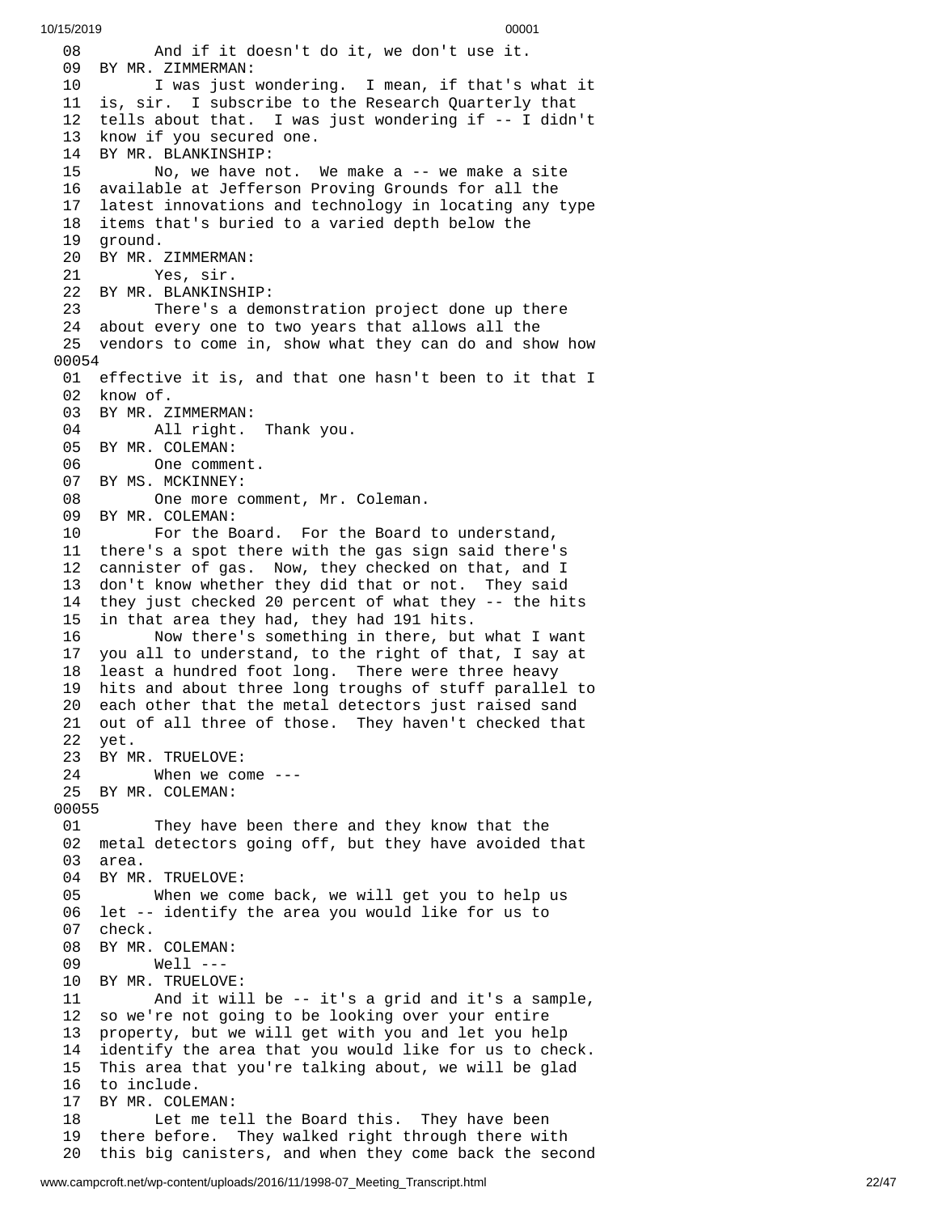08 And if it doesn't do it, we don't use it.
09 BY MR. ZIMMERMAN:
10 I was just wondering. I mean, if that's what it
11 is, sir. I subscribe to the Research Quarterly that
12 tells about that. I was just wondering if -- I didn't
13 know if you secured one.
14 BY MR. BLANKINSHIP:
15 No, we have not. We make a -- we make a site
16 available at Jefferson Proving Grounds for all the
17 latest innovations and technology in locating any type
18 items that's buried to a varied depth below the
19 ground.
20 BY MR. ZIMMERMAN:
21 Yes, sir.
22 BY MR. BLANKINSHIP:
23 There's a demonstration project done up there
24 about every one to two years that allows all the
25 vendors to come in, show what they can do and show how
00054
01 effective it is, and that one hasn't been to it that I
02 know of.
03 BY MR. ZIMMERMAN:
04 All right. Thank you.
05 BY MR. COLEMAN:
06 One comment.
07 BY MS. MCKINNEY:
08 One more comment, Mr. Coleman.
09 BY MR. COLEMAN:
10 For the Board. For the Board to understand,
11 there's a spot there with the gas sign said there's
12 cannister of gas. Now, they checked on that, and I
13 don't know whether they did that or not. They said
14 they just checked 20 percent of what they -- the hits
15 in that area they had, they had 191 hits.
16 Now there's something in there, but what I want
17 you all to understand, to the right of that, I say at
18 least a hundred foot long. There were three heavy
19 hits and about three long troughs of stuff parallel to
20 each other that the metal detectors just raised sand
21 out of all three of those. They haven't checked that
22 yet.
23 BY MR. TRUELOVE:
24 When we come ---
25 BY MR. COLEMAN:
00055
01 They have been there and they know that the
02 metal detectors going off, but they have avoided that
03 area.
04 BY MR. TRUELOVE:
05 When we come back, we will get you to help us
06 let -- identify the area you would like for us to
07 check.
08 BY MR. COLEMAN:
09 Well ---
10 BY MR. TRUELOVE:
11 And it will be -- it's a grid and it's a sample,
12 so we're not going to be looking over your entire
13 property, but we will get with you and let you help
14 identify the area that you would like for us to check.
15 This area that you're talking about, we will be glad
16 to include.
17 BY MR. COLEMAN:
18 Let me tell the Board this. They have been
19 there before. They walked right through there with
20 this big canisters, and when they come back the second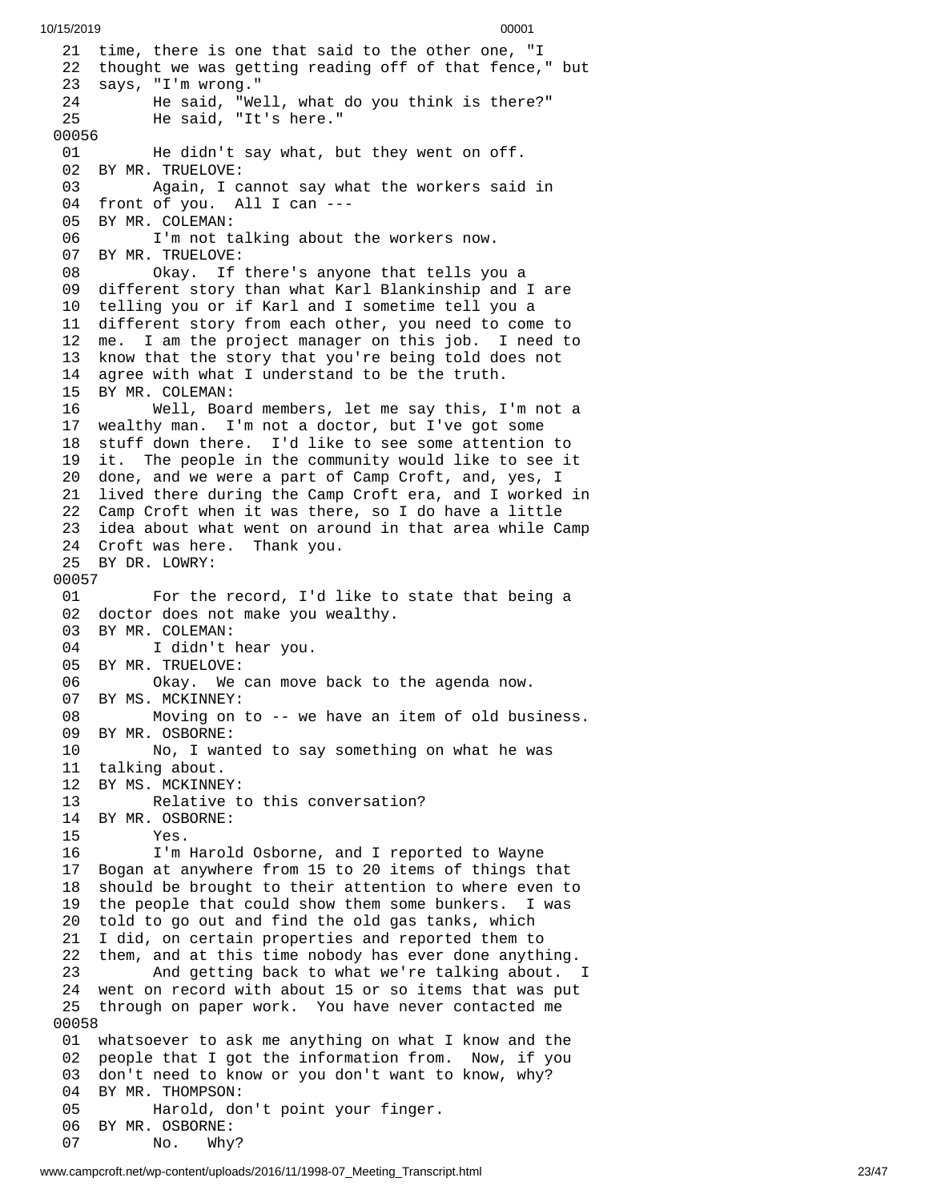21 time, there is one that said to the other one, "I
22 thought we was getting reading off of that fence," but
23 says, "I'm wrong."
24 He said, "Well, what do you think is there?"
25 He said, "It's here."

00056

01 He didn't say what, but they went on off.
02 BY MR. TRUELOVE:
03 Again, I cannot say what the workers said in
04 front of you. All I can ---
05 BY MR. COLEMAN:
06 I'm not talking about the workers now.
07 BY MR. TRUELOVE:
08 Okay. If there's anyone that tells you a
09 different story than what Karl Blankinship and I are
10 telling you or if Karl and I sometime tell you a
11 different story from each other, you need to come to
12 me. I am the project manager on this job. I need to
13 know that the story that you're being told does not
14 agree with what I understand to be the truth.
15 BY MR. COLEMAN:
16 Well, Board members, let me say this, I'm not a
17 wealthy man. I'm not a doctor, but I've got some
18 stuff down there. I'd like to see some attention to
19 it. The people in the community would like to see it
20 done, and we were a part of Camp Croft, and, yes, I
21 lived there during the Camp Croft era, and I worked in
22 Camp Croft when it was there, so I do have a little
23 idea about what went on around in that area while Camp
24 Croft was here. Thank you.
25 BY DR. LOWRY:

00057

01 For the record, I'd like to state that being a
02 doctor does not make you wealthy.
03 BY MR. COLEMAN:
04 I didn't hear you.
05 BY MR. TRUELOVE:
06 Okay. We can move back to the agenda now.
07 BY MS. MCKINNEY:
08 Moving on to -- we have an item of old business.
09 BY MR. OSBORNE:
10 No, I wanted to say something on what he was
11 talking about.
12 BY MS. MCKINNEY:
13 Relative to this conversation?
14 BY MR. OSBORNE:
15 Yes.
16 I'm Harold Osborne, and I reported to Wayne
17 Bogan at anywhere from 15 to 20 items of things that
18 should be brought to their attention to where even to
19 the people that could show them some bunkers. I was
20 told to go out and find the old gas tanks, which
21 I did, on certain properties and reported them to
22 them, and at this time nobody has ever done anything.
23 And getting back to what we're talking about. I
24 went on record with about 15 or so items that was put
25 through on paper work. You have never contacted me

00058

01 whatsoever to ask me anything on what I know and the
02 people that I got the information from. Now, if you
03 don't need to know or you don't want to know, why?
04 BY MR. THOMPSON:
05 Harold, don't point your finger.
06 BY MR. OSBORNE:
07 No. Why?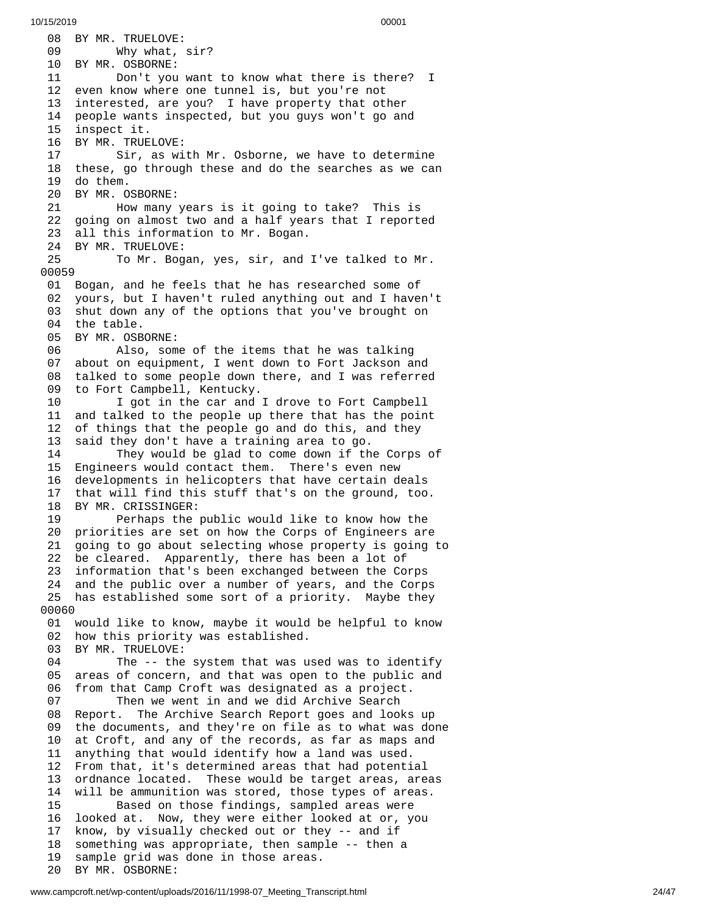```
 08  BY MR. TRUELOVE:
 09        Why what, sir?
 10  BY MR. OSBORNE:
 11        Don't you want to know what there is there?  I
 12  even know where one tunnel is, but you're not
 13  interested, are you?  I have property that other
 14  people wants inspected, but you guys won't go and
 15  inspect it.
 16  BY MR. TRUELOVE:
 17        Sir, as with Mr. Osborne, we have to determine
 18  these, go through these and do the searches as we can
 19  do them.
 20  BY MR. OSBORNE:
 21        How many years is it going to take?  This is
 22  going on almost two and a half years that I reported
 23  all this information to Mr. Bogan.
 24  BY MR. TRUELOVE:
 25        To Mr. Bogan, yes, sir, and I've talked to Mr.
00059
 01  Bogan, and he feels that he has researched some of
 02  yours, but I haven't ruled anything out and I haven't
 03  shut down any of the options that you've brought on
 04  the table.
 05  BY MR. OSBORNE:
 06        Also, some of the items that he was talking
 07  about on equipment, I went down to Fort Jackson and
 08  talked to some people down there, and I was referred
 09  to Fort Campbell, Kentucky.
 10        I got in the car and I drove to Fort Campbell
 11  and talked to the people up there that has the point
 12  of things that the people go and do this, and they
 13  said they don't have a training area to go.
 14        They would be glad to come down if the Corps of
 15  Engineers would contact them.  There's even new
 16  developments in helicopters that have certain deals
 17  that will find this stuff that's on the ground, too.
 18  BY MR. CRISSINGER:
 19        Perhaps the public would like to know how the
 20  priorities are set on how the Corps of Engineers are
 21  going to go about selecting whose property is going to
 22  be cleared.  Apparently, there has been a lot of
 23  information that's been exchanged between the Corps
 24  and the public over a number of years, and the Corps
 25  has established some sort of a priority.  Maybe they
00060
 01  would like to know, maybe it would be helpful to know
 02  how this priority was established.
 03  BY MR. TRUELOVE:
 04        The -- the system that was used was to identify
 05  areas of concern, and that was open to the public and
 06  from that Camp Croft was designated as a project.
 07        Then we went in and we did Archive Search
 08  Report.  The Archive Search Report goes and looks up
 09  the documents, and they're on file as to what was done
 10  at Croft, and any of the records, as far as maps and
 11  anything that would identify how a land was used.
 12  From that, it's determined areas that had potential
 13  ordnance located.  These would be target areas, areas
 14  will be ammunition was stored, those types of areas.
 15        Based on those findings, sampled areas were
 16  looked at.  Now, they were either looked at or, you
 17  know, by visually checked out or they -- and if
 18  something was appropriate, then sample -- then a
 19  sample grid was done in those areas.
 20  BY MR. OSBORNE:
```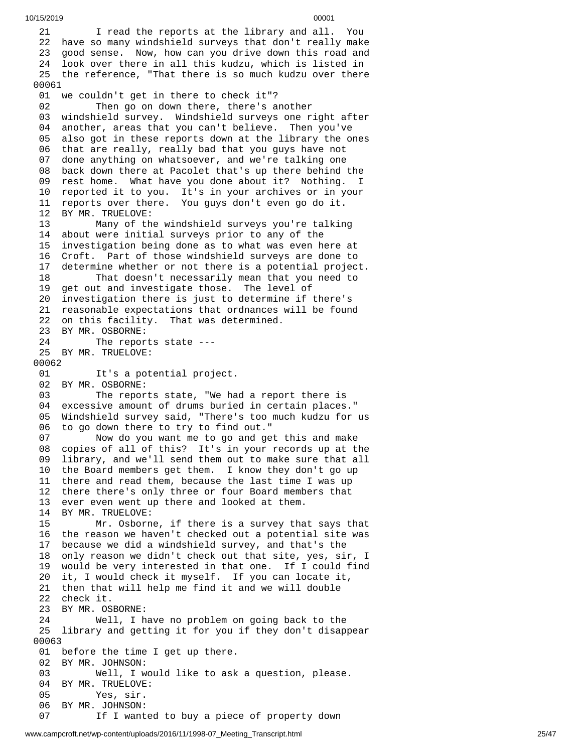21 I read the reports at the library and all. You
22 have so many windshield surveys that don't really make
23 good sense. Now, how can you drive down this road and
24 look over there in all this kudzu, which is listed in
25 the reference, "That there is so much kudzu over there

00061

01 we couldn't get in there to check it"?
02 Then go on down there, there's another
03 windshield survey. Windshield surveys one right after
04 another, areas that you can't believe. Then you've
05 also got in these reports down at the library the ones
06 that are really, really bad that you guys have not
07 done anything on whatsoever, and we're talking one
08 back down there at Pacolet that's up there behind the
09 rest home. What have you done about it? Nothing. I
10 reported it to you. It's in your archives or in your
11 reports over there. You guys don't even go do it.
12 BY MR. TRUELOVE:
13 Many of the windshield surveys you're talking
14 about were initial surveys prior to any of the
15 investigation being done as to what was even here at
16 Croft. Part of those windshield surveys are done to
17 determine whether or not there is a potential project.
18 That doesn't necessarily mean that you need to
19 get out and investigate those. The level of
20 investigation there is just to determine if there's
21 reasonable expectations that ordnances will be found
22 on this facility. That was determined.
23 BY MR. OSBORNE:
24 The reports state ---
25 BY MR. TRUELOVE:

00062

01 It's a potential project.
02 BY MR. OSBORNE:
03 The reports state, "We had a report there is
04 excessive amount of drums buried in certain places."
05 Windshield survey said, "There's too much kudzu for us
06 to go down there to try to find out."
07 Now do you want me to go and get this and make
08 copies of all of this? It's in your records up at the
09 library, and we'll send them out to make sure that all
10 the Board members get them. I know they don't go up
11 there and read them, because the last time I was up
12 there there's only three or four Board members that
13 ever even went up there and looked at them.
14 BY MR. TRUELOVE:
15 Mr. Osborne, if there is a survey that says that
16 the reason we haven't checked out a potential site was
17 because we did a windshield survey, and that's the
18 only reason we didn't check out that site, yes, sir, I
19 would be very interested in that one. If I could find
20 it, I would check it myself. If you can locate it,
21 then that will help me find it and we will double
22 check it.
23 BY MR. OSBORNE:
24 Well, I have no problem on going back to the
25 library and getting it for you if they don't disappear

00063

01 before the time I get up there.
02 BY MR. JOHNSON:
03 Well, I would like to ask a question, please.
04 BY MR. TRUELOVE:
05 Yes, sir.
06 BY MR. JOHNSON:
07 If I wanted to buy a piece of property down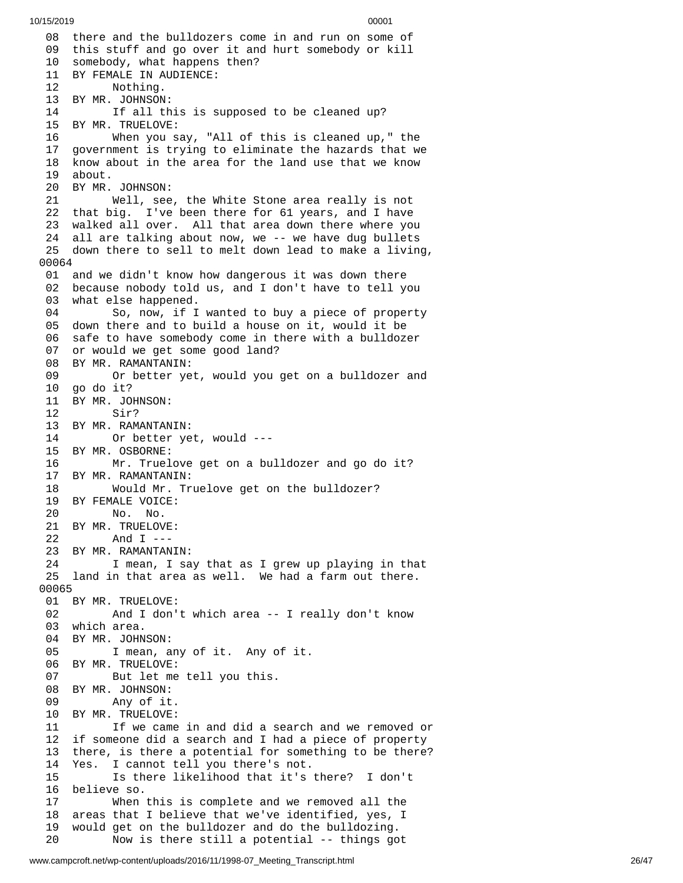08 there and the bulldozers come in and run on some of
09 this stuff and go over it and hurt somebody or kill
10 somebody, what happens then?
11 BY FEMALE IN AUDIENCE:
12 Nothing.
13 BY MR. JOHNSON:
14 If all this is supposed to be cleaned up?
15 BY MR. TRUELOVE:
16 When you say, "All of this is cleaned up," the
17 government is trying to eliminate the hazards that we
18 know about in the area for the land use that we know
19 about.
20 BY MR. JOHNSON:
21 Well, see, the White Stone area really is not
22 that big. I've been there for 61 years, and I have
23 walked all over. All that area down there where you
24 all are talking about now, we -- we have dug bullets
25 down there to sell to melt down lead to make a living,
00064
01 and we didn't know how dangerous it was down there
02 because nobody told us, and I don't have to tell you
03 what else happened.
04 So, now, if I wanted to buy a piece of property
05 down there and to build a house on it, would it be
06 safe to have somebody come in there with a bulldozer
07 or would we get some good land?
08 BY MR. RAMANTANIN:
09 Or better yet, would you get on a bulldozer and
10 go do it?
11 BY MR. JOHNSON:
12 Sir?
13 BY MR. RAMANTANIN:
14 Or better yet, would ---
15 BY MR. OSBORNE:
16 Mr. Truelove get on a bulldozer and go do it?
17 BY MR. RAMANTANIN:
18 Would Mr. Truelove get on the bulldozer?
19 BY FEMALE VOICE:
20 No. No.
21 BY MR. TRUELOVE:
22 And I ---
23 BY MR. RAMANTANIN:
24 I mean, I say that as I grew up playing in that
25 land in that area as well. We had a farm out there.
00065
01 BY MR. TRUELOVE:
02 And I don't which area -- I really don't know
03 which area.
04 BY MR. JOHNSON:
05 I mean, any of it. Any of it.
06 BY MR. TRUELOVE:
07 But let me tell you this.
08 BY MR. JOHNSON:
09 Any of it.
10 BY MR. TRUELOVE:
11 If we came in and did a search and we removed or
12 if someone did a search and I had a piece of property
13 there, is there a potential for something to be there?
14 Yes. I cannot tell you there's not.
15 Is there likelihood that it's there? I don't
16 believe so.
17 When this is complete and we removed all the
18 areas that I believe that we've identified, yes, I
19 would get on the bulldozer and do the bulldozing.
20 Now is there still a potential -- things got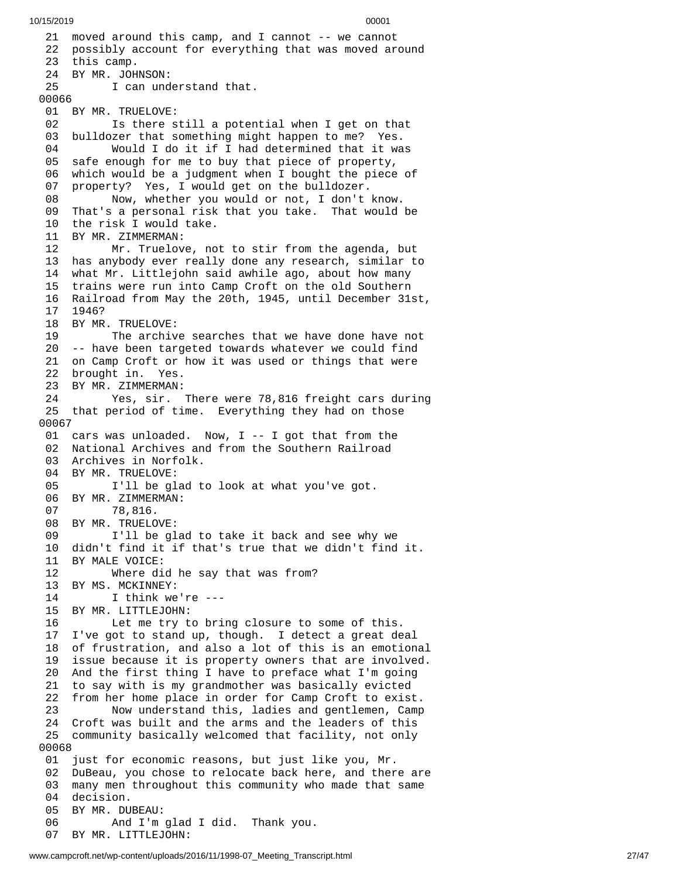21 moved around this camp, and I cannot -- we cannot
22 possibly account for everything that was moved around
23 this camp.
24 BY MR. JOHNSON:
25 I can understand that.

00066

01 BY MR. TRUELOVE:
02 Is there still a potential when I get on that
03 bulldozer that something might happen to me? Yes.
04 Would I do it if I had determined that it was
05 safe enough for me to buy that piece of property,
06 which would be a judgment when I bought the piece of
07 property? Yes, I would get on the bulldozer.
08 Now, whether you would or not, I don't know.
09 That's a personal risk that you take. That would be
10 the risk I would take.
11 BY MR. ZIMMERMAN:
12 Mr. Truelove, not to stir from the agenda, but
13 has anybody ever really done any research, similar to
14 what Mr. Littlejohn said awhile ago, about how many
15 trains were run into Camp Croft on the old Southern
16 Railroad from May the 20th, 1945, until December 31st,
17 1946?
18 BY MR. TRUELOVE:
19 The archive searches that we have done have not
20 -- have been targeted towards whatever we could find
21 on Camp Croft or how it was used or things that were
22 brought in. Yes.
23 BY MR. ZIMMERMAN:
24 Yes, sir. There were 78,816 freight cars during
25 that period of time. Everything they had on those

00067

01 cars was unloaded. Now, I -- I got that from the
02 National Archives and from the Southern Railroad
03 Archives in Norfolk.
04 BY MR. TRUELOVE:
05 I'll be glad to look at what you've got.
06 BY MR. ZIMMERMAN:
07 78,816.
08 BY MR. TRUELOVE:
09 I'll be glad to take it back and see why we
10 didn't find it if that's true that we didn't find it.
11 BY MALE VOICE:
12 Where did he say that was from?
13 BY MS. MCKINNEY:
14 I think we're ---
15 BY MR. LITTLEJOHN:
16 Let me try to bring closure to some of this.
17 I've got to stand up, though. I detect a great deal
18 of frustration, and also a lot of this is an emotional
19 issue because it is property owners that are involved.
20 And the first thing I have to preface what I'm going
21 to say with is my grandmother was basically evicted
22 from her home place in order for Camp Croft to exist.
23 Now understand this, ladies and gentlemen, Camp
24 Croft was built and the arms and the leaders of this
25 community basically welcomed that facility, not only

00068

01 just for economic reasons, but just like you, Mr.
02 DuBeau, you chose to relocate back here, and there are
03 many men throughout this community who made that same
04 decision.
05 BY MR. DUBEAU:
06 And I'm glad I did. Thank you.
07 BY MR. LITTLEJOHN: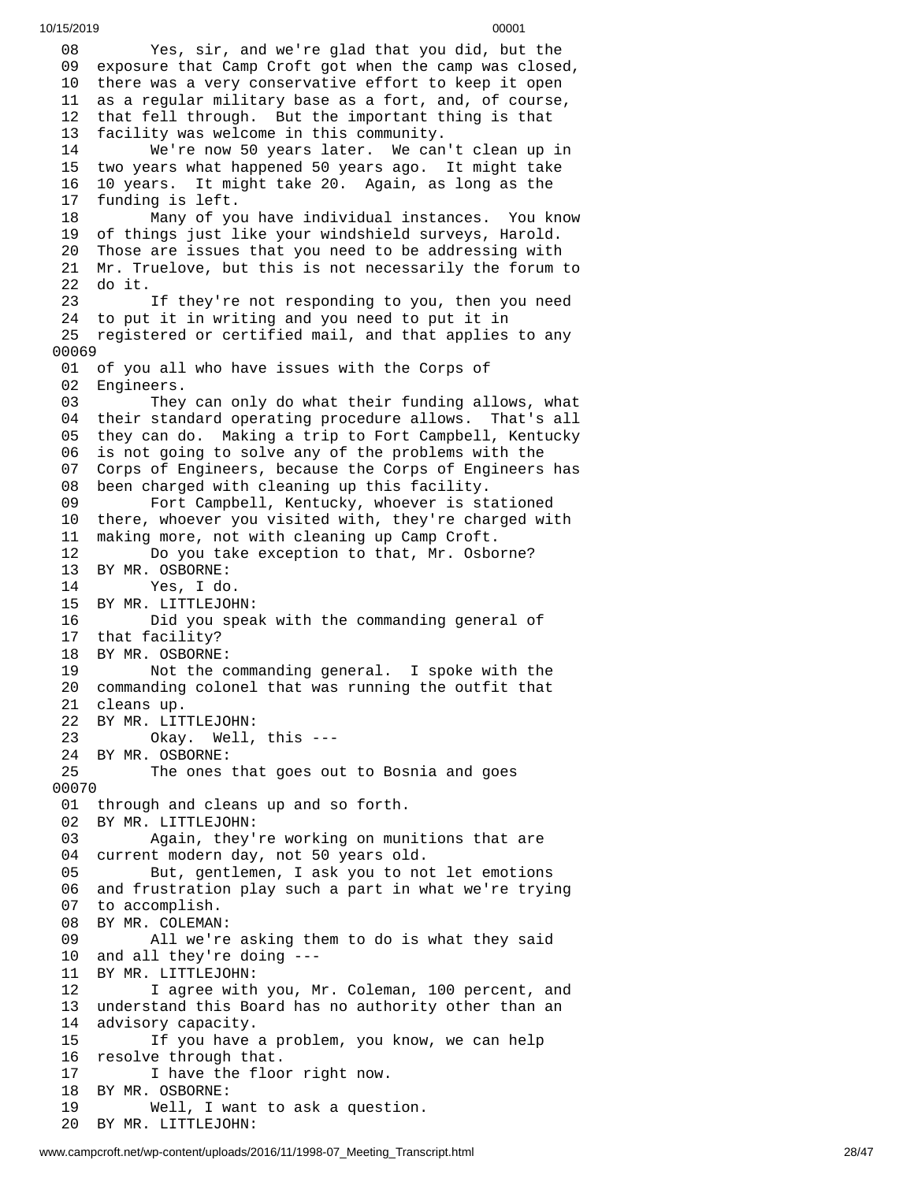```
08        Yes, sir, and we're glad that you did, but the
09  exposure that Camp Croft got when the camp was closed,
10  there was a very conservative effort to keep it open
11  as a regular military base as a fort, and, of course,
12  that fell through.  But the important thing is that
13  facility was welcome in this community.
14        We're now 50 years later.  We can't clean up in
15  two years what happened 50 years ago.  It might take
16  10 years.  It might take 20.  Again, as long as the
17  funding is left.
18        Many of you have individual instances.  You know
19  of things just like your windshield surveys, Harold.
20  Those are issues that you need to be addressing with
21  Mr. Truelove, but this is not necessarily the forum to
22  do it.
23        If they're not responding to you, then you need
24  to put it in writing and you need to put it in
25  registered or certified mail, and that applies to any
00069
01  of you all who have issues with the Corps of
02  Engineers.
03        They can only do what their funding allows, what
04  their standard operating procedure allows.  That's all
05  they can do.  Making a trip to Fort Campbell, Kentucky
06  is not going to solve any of the problems with the
07  Corps of Engineers, because the Corps of Engineers has
08  been charged with cleaning up this facility.
09        Fort Campbell, Kentucky, whoever is stationed
10  there, whoever you visited with, they're charged with
11  making more, not with cleaning up Camp Croft.
12        Do you take exception to that, Mr. Osborne?
13  BY MR. OSBORNE:
14        Yes, I do.
15  BY MR. LITTLEJOHN:
16        Did you speak with the commanding general of
17  that facility?
18  BY MR. OSBORNE:
19        Not the commanding general.  I spoke with the
20  commanding colonel that was running the outfit that
21  cleans up.
22  BY MR. LITTLEJOHN:
23        Okay.  Well, this ---
24  BY MR. OSBORNE:
25        The ones that goes out to Bosnia and goes
00070
01  through and cleans up and so forth.
02  BY MR. LITTLEJOHN:
03        Again, they're working on munitions that are
04  current modern day, not 50 years old.
05        But, gentlemen, I ask you to not let emotions
06  and frustration play such a part in what we're trying
07  to accomplish.
08  BY MR. COLEMAN:
09        All we're asking them to do is what they said
10  and all they're doing ---
11  BY MR. LITTLEJOHN:
12        I agree with you, Mr. Coleman, 100 percent, and
13  understand this Board has no authority other than an
14  advisory capacity.
15        If you have a problem, you know, we can help
16  resolve through that.
17        I have the floor right now.
18  BY MR. OSBORNE:
19        Well, I want to ask a question.
20  BY MR. LITTLEJOHN:
```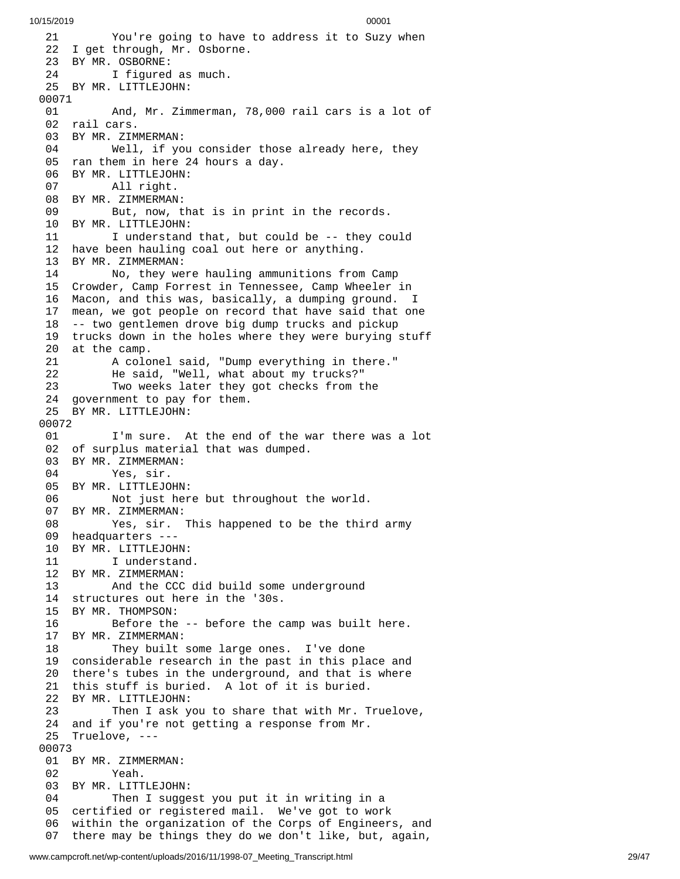21 You're going to have to address it to Suzy when
22 I get through, Mr. Osborne.
23 BY MR. OSBORNE:
24 I figured as much.
25 BY MR. LITTLEJOHN:
00071
01 And, Mr. Zimmerman, 78,000 rail cars is a lot of
02 rail cars.
03 BY MR. ZIMMERMAN:
04 Well, if you consider those already here, they
05 ran them in here 24 hours a day.
06 BY MR. LITTLEJOHN:
07 All right.
08 BY MR. ZIMMERMAN:
09 But, now, that is in print in the records.
10 BY MR. LITTLEJOHN:
11 I understand that, but could be -- they could
12 have been hauling coal out here or anything.
13 BY MR. ZIMMERMAN:
14 No, they were hauling ammunitions from Camp
15 Crowder, Camp Forrest in Tennessee, Camp Wheeler in
16 Macon, and this was, basically, a dumping ground. I
17 mean, we got people on record that have said that one
18 -- two gentlemen drove big dump trucks and pickup
19 trucks down in the holes where they were burying stuff
20 at the camp.
21 A colonel said, "Dump everything in there."
22 He said, "Well, what about my trucks?"
23 Two weeks later they got checks from the
24 government to pay for them.
25 BY MR. LITTLEJOHN:
00072
01 I'm sure. At the end of the war there was a lot
02 of surplus material that was dumped.
03 BY MR. ZIMMERMAN:
04 Yes, sir.
05 BY MR. LITTLEJOHN:
06 Not just here but throughout the world.
07 BY MR. ZIMMERMAN:
08 Yes, sir. This happened to be the third army
09 headquarters ---
10 BY MR. LITTLEJOHN:
11 I understand.
12 BY MR. ZIMMERMAN:
13 And the CCC did build some underground
14 structures out here in the '30s.
15 BY MR. THOMPSON:
16 Before the -- before the camp was built here.
17 BY MR. ZIMMERMAN:
18 They built some large ones. I've done
19 considerable research in the past in this place and
20 there's tubes in the underground, and that is where
21 this stuff is buried. A lot of it is buried.
22 BY MR. LITTLEJOHN:
23 Then I ask you to share that with Mr. Truelove,
24 and if you're not getting a response from Mr.
25 Truelove, ---
00073
01 BY MR. ZIMMERMAN:
02 Yeah.
03 BY MR. LITTLEJOHN:
04 Then I suggest you put it in writing in a
05 certified or registered mail. We've got to work
06 within the organization of the Corps of Engineers, and
07 there may be things they do we don't like, but, again,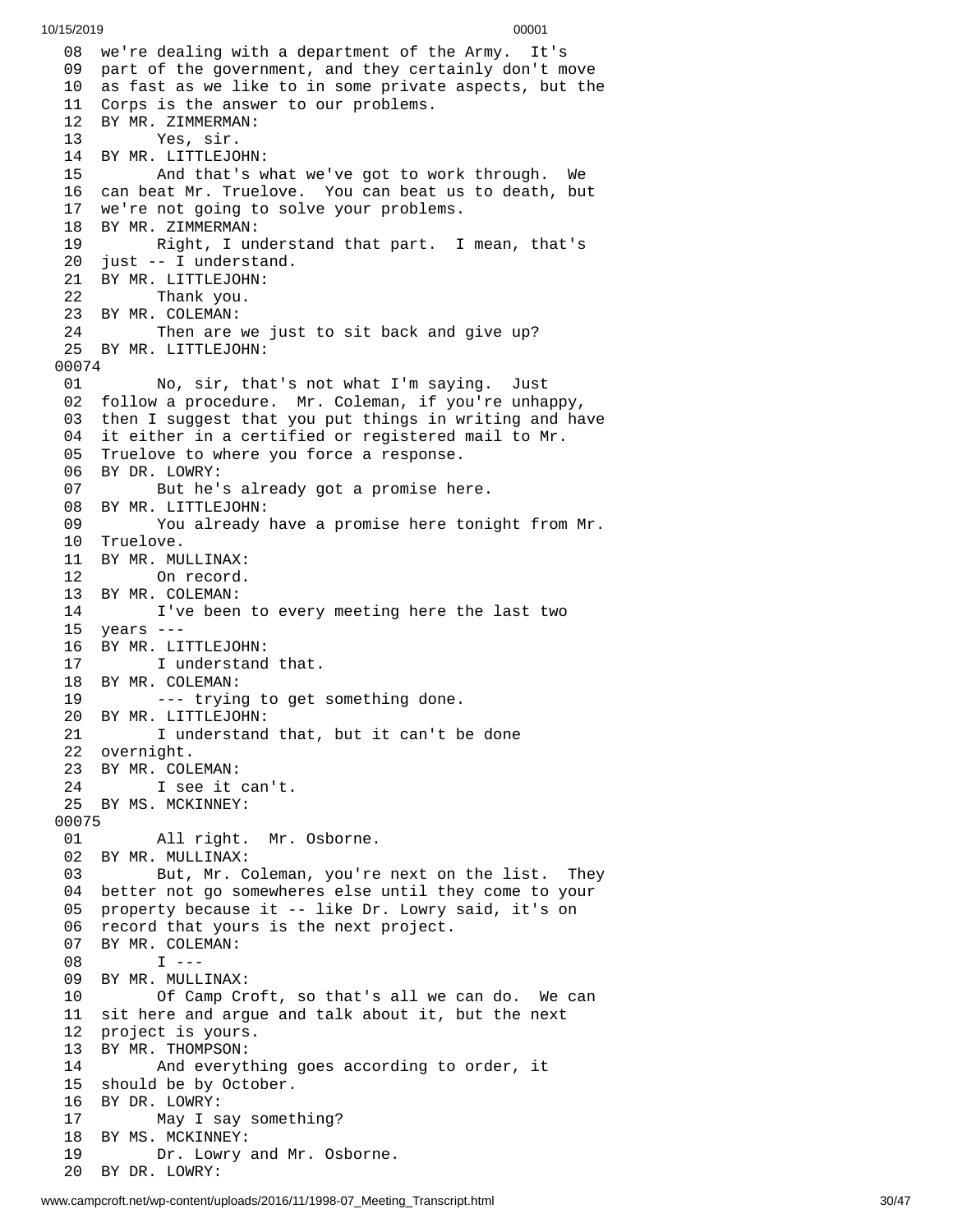08 we're dealing with a department of the Army. It's
09 part of the government, and they certainly don't move
10 as fast as we like to in some private aspects, but the
11 Corps is the answer to our problems.
12 BY MR. ZIMMERMAN:
13 Yes, sir.
14 BY MR. LITTLEJOHN:
15 And that's what we've got to work through. We
16 can beat Mr. Truelove. You can beat us to death, but
17 we're not going to solve your problems.
18 BY MR. ZIMMERMAN:
19 Right, I understand that part. I mean, that's
20 just -- I understand.
21 BY MR. LITTLEJOHN:
22 Thank you.
23 BY MR. COLEMAN:
24 Then are we just to sit back and give up?
25 BY MR. LITTLEJOHN:
00074
01 No, sir, that's not what I'm saying. Just
02 follow a procedure. Mr. Coleman, if you're unhappy,
03 then I suggest that you put things in writing and have
04 it either in a certified or registered mail to Mr.
05 Truelove to where you force a response.
06 BY DR. LOWRY:
07 But he's already got a promise here.
08 BY MR. LITTLEJOHN:
09 You already have a promise here tonight from Mr.
10 Truelove.
11 BY MR. MULLINAX:
12 On record.
13 BY MR. COLEMAN:
14 I've been to every meeting here the last two
15 years ---
16 BY MR. LITTLEJOHN:
17 I understand that.
18 BY MR. COLEMAN:
19 --- trying to get something done.
20 BY MR. LITTLEJOHN:
21 I understand that, but it can't be done
22 overnight.
23 BY MR. COLEMAN:
24 I see it can't.
25 BY MS. MCKINNEY:
00075
01 All right. Mr. Osborne.
02 BY MR. MULLINAX:
03 But, Mr. Coleman, you're next on the list. They
04 better not go somewheres else until they come to your
05 property because it -- like Dr. Lowry said, it's on
06 record that yours is the next project.
07 BY MR. COLEMAN:
08 I ---
09 BY MR. MULLINAX:
10 Of Camp Croft, so that's all we can do. We can
11 sit here and argue and talk about it, but the next
12 project is yours.
13 BY MR. THOMPSON:
14 And everything goes according to order, it
15 should be by October.
16 BY DR. LOWRY:
17 May I say something?
18 BY MS. MCKINNEY:
19 Dr. Lowry and Mr. Osborne.
20 BY DR. LOWRY: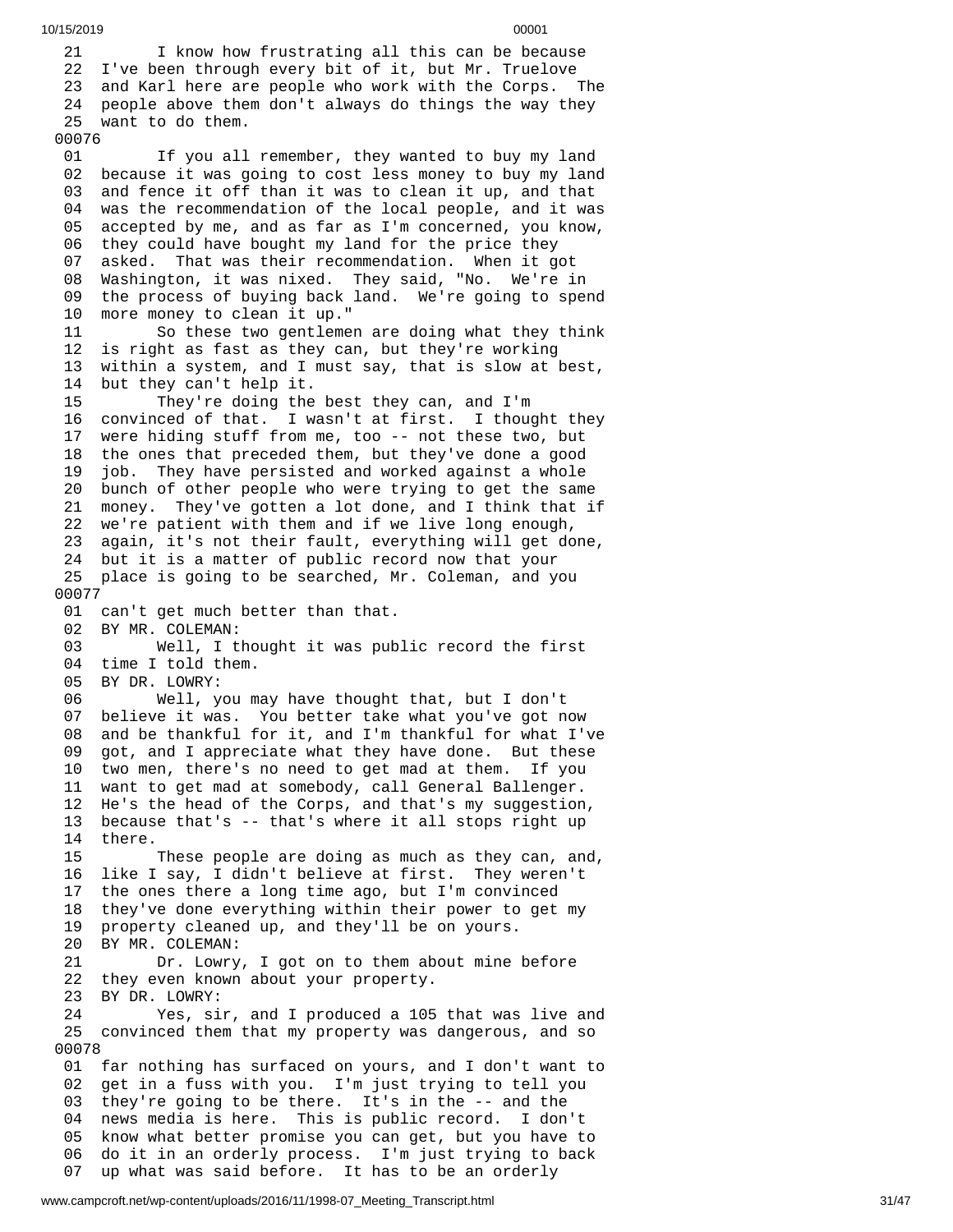21 I know how frustrating all this can be because
22 I've been through every bit of it, but Mr. Truelove
23 and Karl here are people who work with the Corps. The
24 people above them don't always do things the way they
25 want to do them.

00076

01 If you all remember, they wanted to buy my land
02 because it was going to cost less money to buy my land
03 and fence it off than it was to clean it up, and that
04 was the recommendation of the local people, and it was
05 accepted by me, and as far as I'm concerned, you know,
06 they could have bought my land for the price they
07 asked. That was their recommendation. When it got
08 Washington, it was nixed. They said, "No. We're in
09 the process of buying back land. We're going to spend
10 more money to clean it up."
11 So these two gentlemen are doing what they think
12 is right as fast as they can, but they're working
13 within a system, and I must say, that is slow at best,
14 but they can't help it.
15 They're doing the best they can, and I'm
16 convinced of that. I wasn't at first. I thought they
17 were hiding stuff from me, too -- not these two, but
18 the ones that preceded them, but they've done a good
19 job. They have persisted and worked against a whole
20 bunch of other people who were trying to get the same
21 money. They've gotten a lot done, and I think that if
22 we're patient with them and if we live long enough,
23 again, it's not their fault, everything will get done,
24 but it is a matter of public record now that your
25 place is going to be searched, Mr. Coleman, and you

00077

01 can't get much better than that.
02 BY MR. COLEMAN:
03 Well, I thought it was public record the first
04 time I told them.
05 BY DR. LOWRY:
06 Well, you may have thought that, but I don't
07 believe it was. You better take what you've got now
08 and be thankful for it, and I'm thankful for what I've
09 got, and I appreciate what they have done. But these
10 two men, there's no need to get mad at them. If you
11 want to get mad at somebody, call General Ballenger.
12 He's the head of the Corps, and that's my suggestion,
13 because that's -- that's where it all stops right up
14 there.
15 These people are doing as much as they can, and,
16 like I say, I didn't believe at first. They weren't
17 the ones there a long time ago, but I'm convinced
18 they've done everything within their power to get my
19 property cleaned up, and they'll be on yours.
20 BY MR. COLEMAN:
21 Dr. Lowry, I got on to them about mine before
22 they even known about your property.
23 BY DR. LOWRY:
24 Yes, sir, and I produced a 105 that was live and
25 convinced them that my property was dangerous, and so

00078

01 far nothing has surfaced on yours, and I don't want to
02 get in a fuss with you. I'm just trying to tell you
03 they're going to be there. It's in the -- and the
04 news media is here. This is public record. I don't
05 know what better promise you can get, but you have to
06 do it in an orderly process. I'm just trying to back
07 up what was said before. It has to be an orderly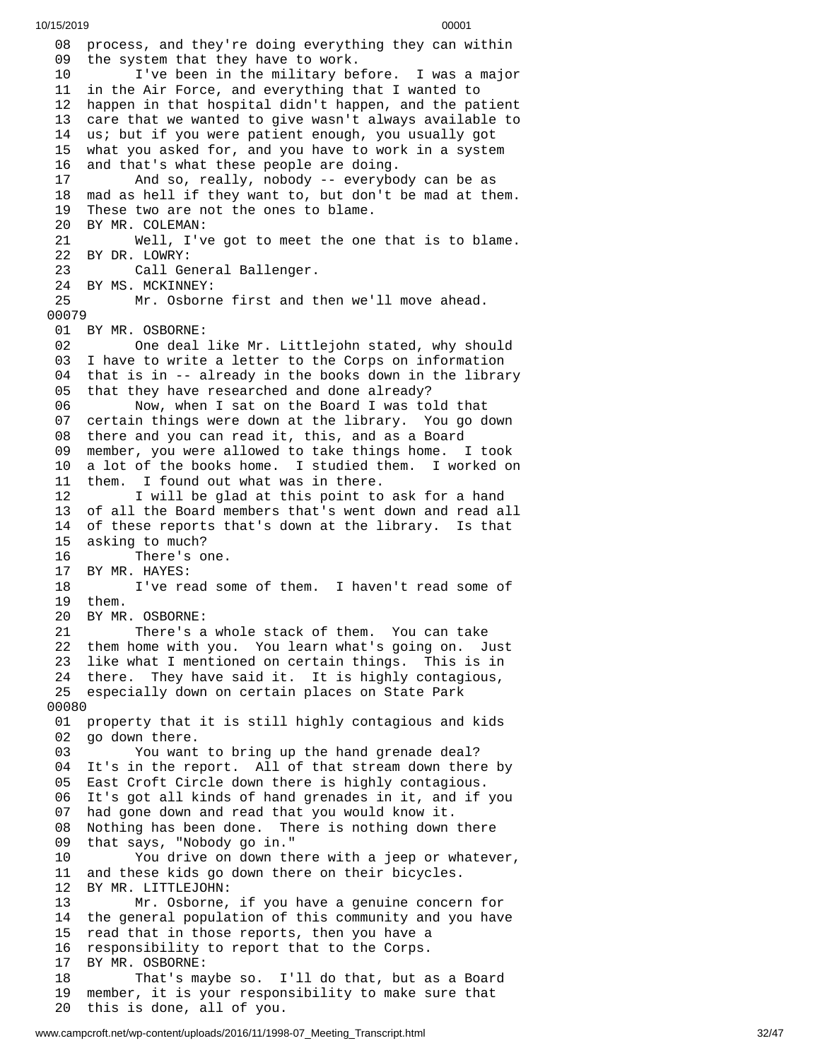08 process, and they're doing everything they can within
09 the system that they have to work.
10 I've been in the military before. I was a major
11 in the Air Force, and everything that I wanted to
12 happen in that hospital didn't happen, and the patient
13 care that we wanted to give wasn't always available to
14 us; but if you were patient enough, you usually got
15 what you asked for, and you have to work in a system
16 and that's what these people are doing.
17 And so, really, nobody -- everybody can be as
18 mad as hell if they want to, but don't be mad at them.
19 These two are not the ones to blame.
20 BY MR. COLEMAN:
21 Well, I've got to meet the one that is to blame.
22 BY DR. LOWRY:
23 Call General Ballenger.
24 BY MS. MCKINNEY:
25 Mr. Osborne first and then we'll move ahead.
00079
01 BY MR. OSBORNE:
02 One deal like Mr. Littlejohn stated, why should
03 I have to write a letter to the Corps on information
04 that is in -- already in the books down in the library
05 that they have researched and done already?
06 Now, when I sat on the Board I was told that
07 certain things were down at the library. You go down
08 there and you can read it, this, and as a Board
09 member, you were allowed to take things home. I took
10 a lot of the books home. I studied them. I worked on
11 them. I found out what was in there.
12 I will be glad at this point to ask for a hand
13 of all the Board members that's went down and read all
14 of these reports that's down at the library. Is that
15 asking to much?
16 There's one.
17 BY MR. HAYES:
18 I've read some of them. I haven't read some of
19 them.
20 BY MR. OSBORNE:
21 There's a whole stack of them. You can take
22 them home with you. You learn what's going on. Just
23 like what I mentioned on certain things. This is in
24 there. They have said it. It is highly contagious,
25 especially down on certain places on State Park
00080
01 property that it is still highly contagious and kids
02 go down there.
03 You want to bring up the hand grenade deal?
04 It's in the report. All of that stream down there by
05 East Croft Circle down there is highly contagious.
06 It's got all kinds of hand grenades in it, and if you
07 had gone down and read that you would know it.
08 Nothing has been done. There is nothing down there
09 that says, "Nobody go in."
10 You drive on down there with a jeep or whatever,
11 and these kids go down there on their bicycles.
12 BY MR. LITTLEJOHN:
13 Mr. Osborne, if you have a genuine concern for
14 the general population of this community and you have
15 read that in those reports, then you have a
16 responsibility to report that to the Corps.
17 BY MR. OSBORNE:
18 That's maybe so. I'll do that, but as a Board
19 member, it is your responsibility to make sure that
20 this is done, all of you.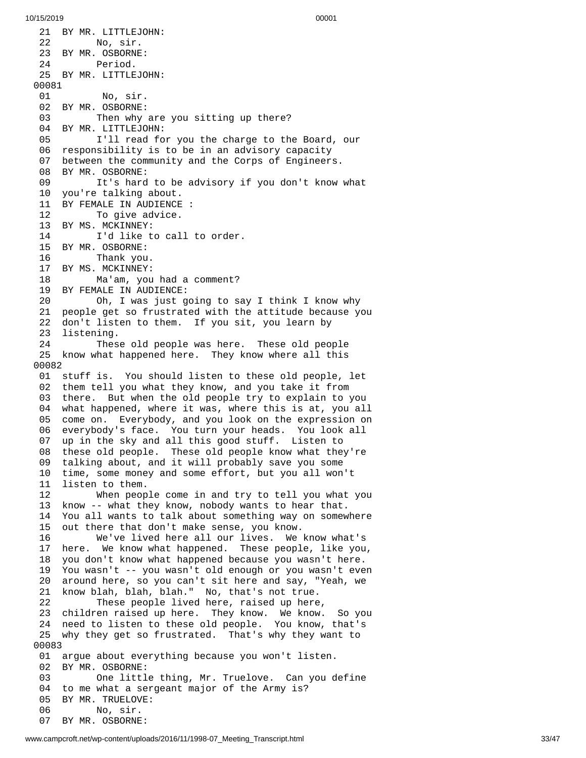21 BY MR. LITTLEJOHN:
22 No, sir.
23 BY MR. OSBORNE:
24 Period.
25 BY MR. LITTLEJOHN:
00081
01 No, sir.
02 BY MR. OSBORNE:
03 Then why are you sitting up there?
04 BY MR. LITTLEJOHN:
05 I'll read for you the charge to the Board, our
06 responsibility is to be in an advisory capacity
07 between the community and the Corps of Engineers.
08 BY MR. OSBORNE:
09 It's hard to be advisory if you don't know what
10 you're talking about.
11 BY FEMALE IN AUDIENCE :
12 To give advice.
13 BY MS. MCKINNEY:
14 I'd like to call to order.
15 BY MR. OSBORNE:
16 Thank you.
17 BY MS. MCKINNEY:
18 Ma'am, you had a comment?
19 BY FEMALE IN AUDIENCE:
20 Oh, I was just going to say I think I know why
21 people get so frustrated with the attitude because you
22 don't listen to them. If you sit, you learn by
23 listening.
24 These old people was here. These old people
25 know what happened here. They know where all this
00082
01 stuff is. You should listen to these old people, let
02 them tell you what they know, and you take it from
03 there. But when the old people try to explain to you
04 what happened, where it was, where this is at, you all
05 come on. Everybody, and you look on the expression on
06 everybody's face. You turn your heads. You look all
07 up in the sky and all this good stuff. Listen to
08 these old people. These old people know what they're
09 talking about, and it will probably save you some
10 time, some money and some effort, but you all won't
11 listen to them.
12 When people come in and try to tell you what you
13 know -- what they know, nobody wants to hear that.
14 You all wants to talk about something way on somewhere
15 out there that don't make sense, you know.
16 We've lived here all our lives. We know what's
17 here. We know what happened. These people, like you,
18 you don't know what happened because you wasn't here.
19 You wasn't -- you wasn't old enough or you wasn't even
20 around here, so you can't sit here and say, "Yeah, we
21 know blah, blah, blah." No, that's not true.
22 These people lived here, raised up here,
23 children raised up here. They know. We know. So you
24 need to listen to these old people. You know, that's
25 why they get so frustrated. That's why they want to
00083
01 argue about everything because you won't listen.
02 BY MR. OSBORNE:
03 One little thing, Mr. Truelove. Can you define
04 to me what a sergeant major of the Army is?
05 BY MR. TRUELOVE:
06 No, sir.
07 BY MR. OSBORNE: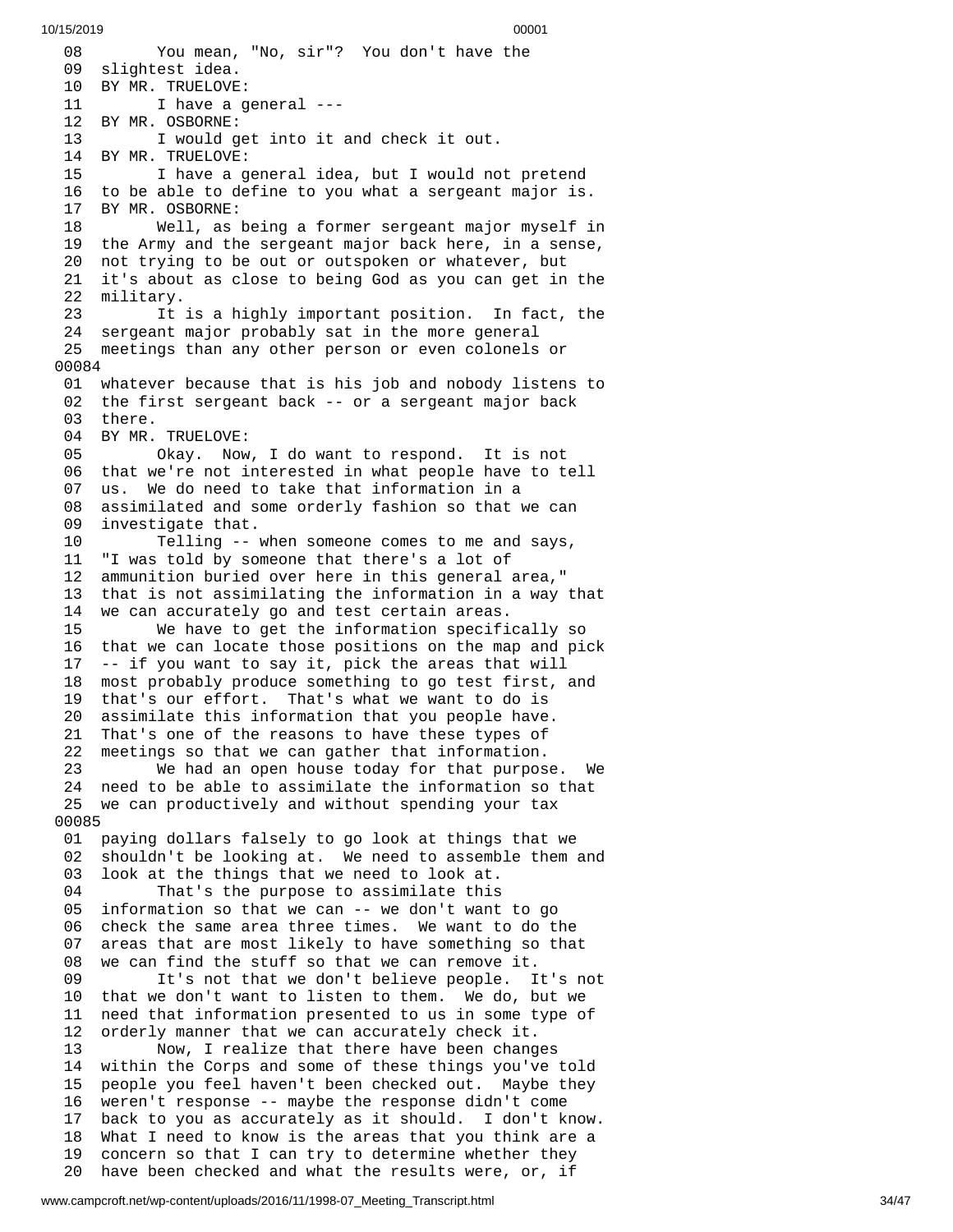08 You mean, "No, sir"? You don't have the
09 slightest idea.
10 BY MR. TRUELOVE:
11 I have a general ---
12 BY MR. OSBORNE:
13 I would get into it and check it out.
14 BY MR. TRUELOVE:
15 I have a general idea, but I would not pretend
16 to be able to define to you what a sergeant major is.
17 BY MR. OSBORNE:
18 Well, as being a former sergeant major myself in
19 the Army and the sergeant major back here, in a sense,
20 not trying to be out or outspoken or whatever, but
21 it's about as close to being God as you can get in the
22 military.
23 It is a highly important position. In fact, the
24 sergeant major probably sat in the more general
25 meetings than any other person or even colonels or
00084
01 whatever because that is his job and nobody listens to
02 the first sergeant back -- or a sergeant major back
03 there.
04 BY MR. TRUELOVE:
05 Okay. Now, I do want to respond. It is not
06 that we're not interested in what people have to tell
07 us. We do need to take that information in a
08 assimilated and some orderly fashion so that we can
09 investigate that.
10 Telling -- when someone comes to me and says,
11 "I was told by someone that there's a lot of
12 ammunition buried over here in this general area,"
13 that is not assimilating the information in a way that
14 we can accurately go and test certain areas.
15 We have to get the information specifically so
16 that we can locate those positions on the map and pick
17 -- if you want to say it, pick the areas that will
18 most probably produce something to go test first, and
19 that's our effort. That's what we want to do is
20 assimilate this information that you people have.
21 That's one of the reasons to have these types of
22 meetings so that we can gather that information.
23 We had an open house today for that purpose. We
24 need to be able to assimilate the information so that
25 we can productively and without spending your tax
00085
01 paying dollars falsely to go look at things that we
02 shouldn't be looking at. We need to assemble them and
03 look at the things that we need to look at.
04 That's the purpose to assimilate this
05 information so that we can -- we don't want to go
06 check the same area three times. We want to do the
07 areas that are most likely to have something so that
08 we can find the stuff so that we can remove it.
09 It's not that we don't believe people. It's not
10 that we don't want to listen to them. We do, but we
11 need that information presented to us in some type of
12 orderly manner that we can accurately check it.
13 Now, I realize that there have been changes
14 within the Corps and some of these things you've told
15 people you feel haven't been checked out. Maybe they
16 weren't response -- maybe the response didn't come
17 back to you as accurately as it should. I don't know.
18 What I need to know is the areas that you think are a
19 concern so that I can try to determine whether they
20 have been checked and what the results were, or, if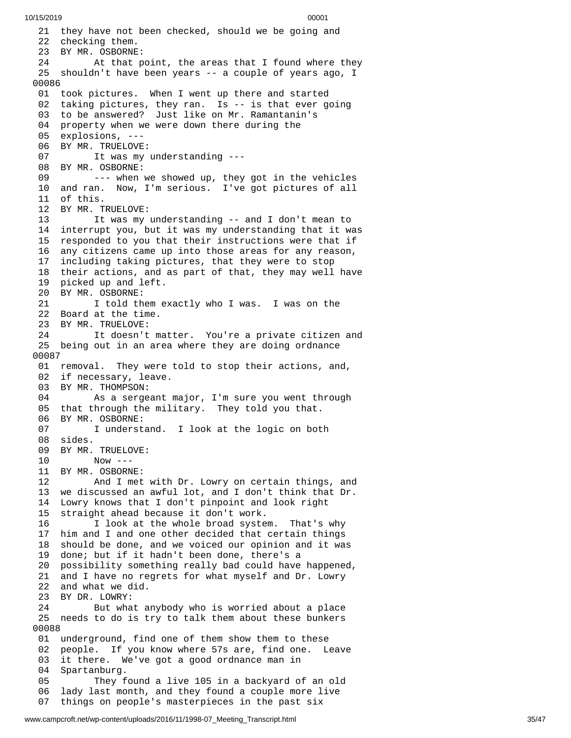21 they have not been checked, should we be going and
22 checking them.
23 BY MR. OSBORNE:
24 At that point, the areas that I found where they
25 shouldn't have been years -- a couple of years ago, I
00086
01 took pictures. When I went up there and started
02 taking pictures, they ran. Is -- is that ever going
03 to be answered? Just like on Mr. Ramantanin's
04 property when we were down there during the
05 explosions, ---
06 BY MR. TRUELOVE:
07 It was my understanding ---
08 BY MR. OSBORNE:
09 --- when we showed up, they got in the vehicles
10 and ran. Now, I'm serious. I've got pictures of all
11 of this.
12 BY MR. TRUELOVE:
13 It was my understanding -- and I don't mean to
14 interrupt you, but it was my understanding that it was
15 responded to you that their instructions were that if
16 any citizens came up into those areas for any reason,
17 including taking pictures, that they were to stop
18 their actions, and as part of that, they may well have
19 picked up and left.
20 BY MR. OSBORNE:
21 I told them exactly who I was. I was on the
22 Board at the time.
23 BY MR. TRUELOVE:
24 It doesn't matter. You're a private citizen and
25 being out in an area where they are doing ordnance
00087
01 removal. They were told to stop their actions, and,
02 if necessary, leave.
03 BY MR. THOMPSON:
04 As a sergeant major, I'm sure you went through
05 that through the military. They told you that.
06 BY MR. OSBORNE:
07 I understand. I look at the logic on both
08 sides.
09 BY MR. TRUELOVE:
10 Now ---
11 BY MR. OSBORNE:
12 And I met with Dr. Lowry on certain things, and
13 we discussed an awful lot, and I don't think that Dr.
14 Lowry knows that I don't pinpoint and look right
15 straight ahead because it don't work.
16 I look at the whole broad system. That's why
17 him and I and one other decided that certain things
18 should be done, and we voiced our opinion and it was
19 done; but if it hadn't been done, there's a
20 possibility something really bad could have happened,
21 and I have no regrets for what myself and Dr. Lowry
22 and what we did.
23 BY DR. LOWRY:
24 But what anybody who is worried about a place
25 needs to do is try to talk them about these bunkers
00088
01 underground, find one of them show them to these
02 people. If you know where 57s are, find one. Leave
03 it there. We've got a good ordnance man in
04 Spartanburg.
05 They found a live 105 in a backyard of an old
06 lady last month, and they found a couple more live
07 things on people's masterpieces in the past six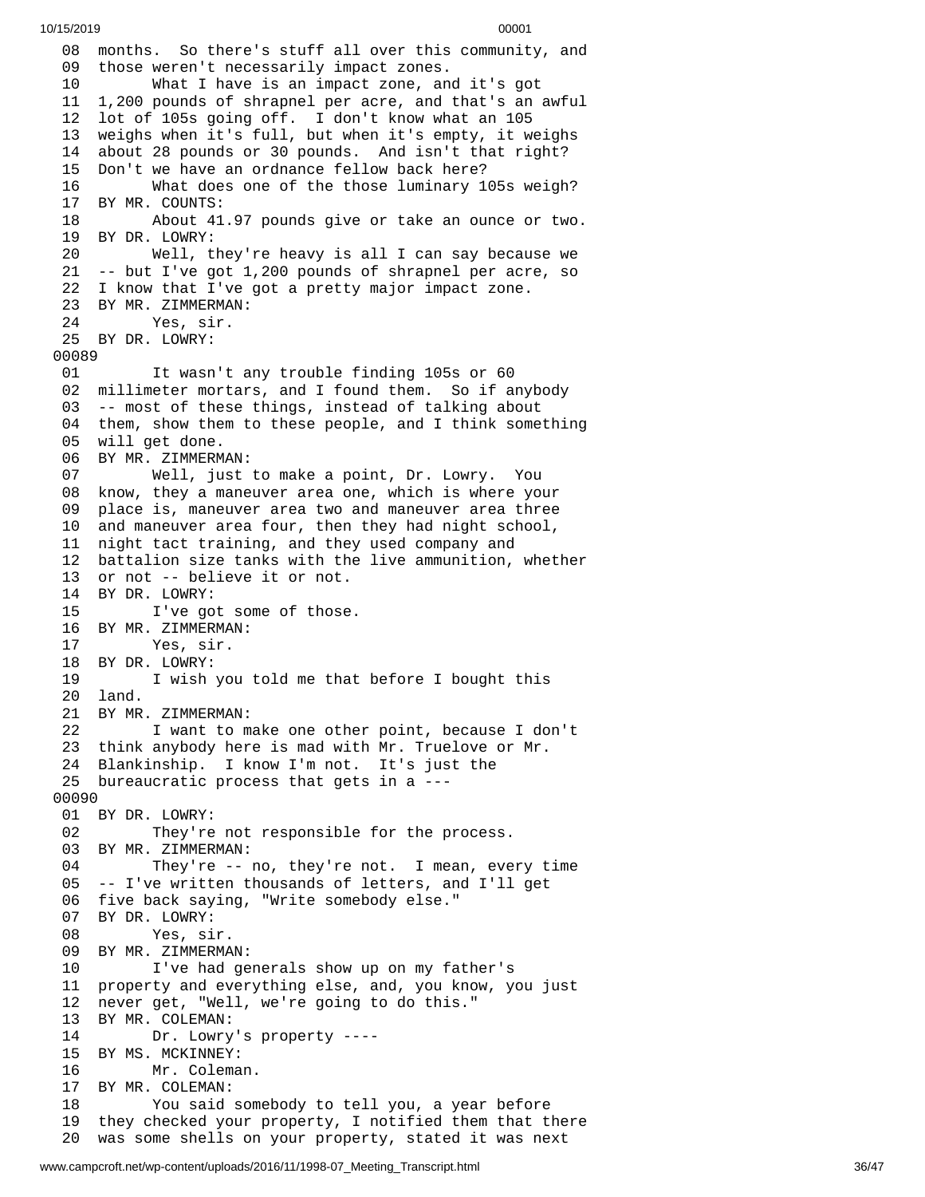```
 08  months.  So there's stuff all over this community, and
 09  those weren't necessarily impact zones.
 10        What I have is an impact zone, and it's got
 11  1,200 pounds of shrapnel per acre, and that's an awful
 12  lot of 105s going off.  I don't know what an 105
 13  weighs when it's full, but when it's empty, it weighs
 14  about 28 pounds or 30 pounds.  And isn't that right?
 15  Don't we have an ordnance fellow back here?
 16        What does one of the those luminary 105s weigh?
 17  BY MR. COUNTS:
 18        About 41.97 pounds give or take an ounce or two.
 19  BY DR. LOWRY:
 20        Well, they're heavy is all I can say because we
 21  -- but I've got 1,200 pounds of shrapnel per acre, so
 22  I know that I've got a pretty major impact zone.
 23  BY MR. ZIMMERMAN:
 24        Yes, sir.
 25  BY DR. LOWRY:
00089
 01        It wasn't any trouble finding 105s or 60
 02  millimeter mortars, and I found them.  So if anybody
 03  -- most of these things, instead of talking about
 04  them, show them to these people, and I think something
 05  will get done.
 06  BY MR. ZIMMERMAN:
 07        Well, just to make a point, Dr. Lowry.  You
 08  know, they a maneuver area one, which is where your
 09  place is, maneuver area two and maneuver area three
 10  and maneuver area four, then they had night school,
 11  night tact training, and they used company and
 12  battalion size tanks with the live ammunition, whether
 13  or not -- believe it or not.
 14  BY DR. LOWRY:
 15        I've got some of those.
 16  BY MR. ZIMMERMAN:
 17        Yes, sir.
 18  BY DR. LOWRY:
 19        I wish you told me that before I bought this
 20  land.
 21  BY MR. ZIMMERMAN:
 22        I want to make one other point, because I don't
 23  think anybody here is mad with Mr. Truelove or Mr.
 24  Blankinship.  I know I'm not.  It's just the
 25  bureaucratic process that gets in a ---
00090
 01  BY DR. LOWRY:
 02        They're not responsible for the process.
 03  BY MR. ZIMMERMAN:
 04        They're -- no, they're not.  I mean, every time
 05  -- I've written thousands of letters, and I'll get
 06  five back saying, "Write somebody else."
 07  BY DR. LOWRY:
 08        Yes, sir.
 09  BY MR. ZIMMERMAN:
 10        I've had generals show up on my father's
 11  property and everything else, and, you know, you just
 12  never get, "Well, we're going to do this."
 13  BY MR. COLEMAN:
 14        Dr. Lowry's property ----
 15  BY MS. MCKINNEY:
 16        Mr. Coleman.
 17  BY MR. COLEMAN:
 18        You said somebody to tell you, a year before
 19  they checked your property, I notified them that there
 20  was some shells on your property, stated it was next
```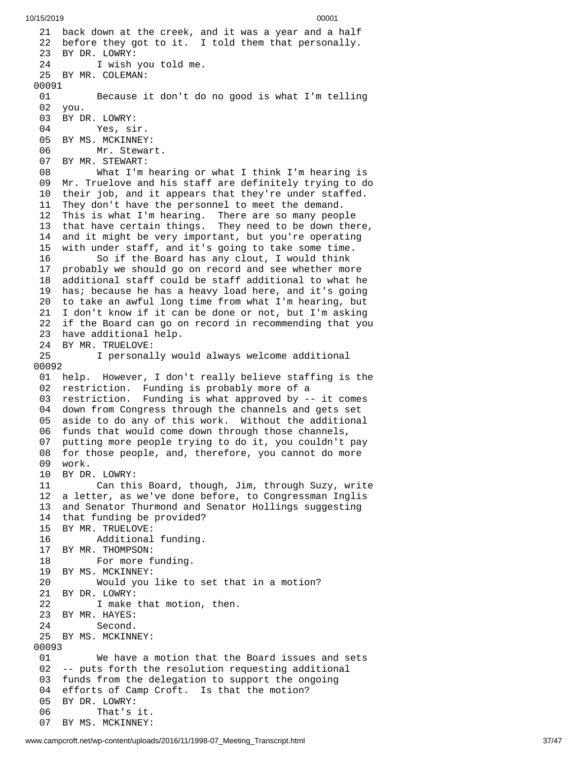21 back down at the creek, and it was a year and a half
22 before they got to it. I told them that personally.
23 BY DR. LOWRY:
24 I wish you told me.
25 BY MR. COLEMAN:
00091
01 Because it don't do no good is what I'm telling
02 you.
03 BY DR. LOWRY:
04 Yes, sir.
05 BY MS. MCKINNEY:
06 Mr. Stewart.
07 BY MR. STEWART:
08 What I'm hearing or what I think I'm hearing is
09 Mr. Truelove and his staff are definitely trying to do
10 their job, and it appears that they're under staffed.
11 They don't have the personnel to meet the demand.
12 This is what I'm hearing. There are so many people
13 that have certain things. They need to be down there,
14 and it might be very important, but you're operating
15 with under staff, and it's going to take some time.
16 So if the Board has any clout, I would think
17 probably we should go on record and see whether more
18 additional staff could be staff additional to what he
19 has; because he has a heavy load here, and it's going
20 to take an awful long time from what I'm hearing, but
21 I don't know if it can be done or not, but I'm asking
22 if the Board can go on record in recommending that you
23 have additional help.
24 BY MR. TRUELOVE:
25 I personally would always welcome additional
00092
01 help. However, I don't really believe staffing is the
02 restriction. Funding is probably more of a
03 restriction. Funding is what approved by -- it comes
04 down from Congress through the channels and gets set
05 aside to do any of this work. Without the additional
06 funds that would come down through those channels,
07 putting more people trying to do it, you couldn't pay
08 for those people, and, therefore, you cannot do more
09 work.
10 BY DR. LOWRY:
11 Can this Board, though, Jim, through Suzy, write
12 a letter, as we've done before, to Congressman Inglis
13 and Senator Thurmond and Senator Hollings suggesting
14 that funding be provided?
15 BY MR. TRUELOVE:
16 Additional funding.
17 BY MR. THOMPSON:
18 For more funding.
19 BY MS. MCKINNEY:
20 Would you like to set that in a motion?
21 BY DR. LOWRY:
22 I make that motion, then.
23 BY MR. HAYES:
24 Second.
25 BY MS. MCKINNEY:
00093
01 We have a motion that the Board issues and sets
02 -- puts forth the resolution requesting additional
03 funds from the delegation to support the ongoing
04 efforts of Camp Croft. Is that the motion?
05 BY DR. LOWRY:
06 That's it.
07 BY MS. MCKINNEY: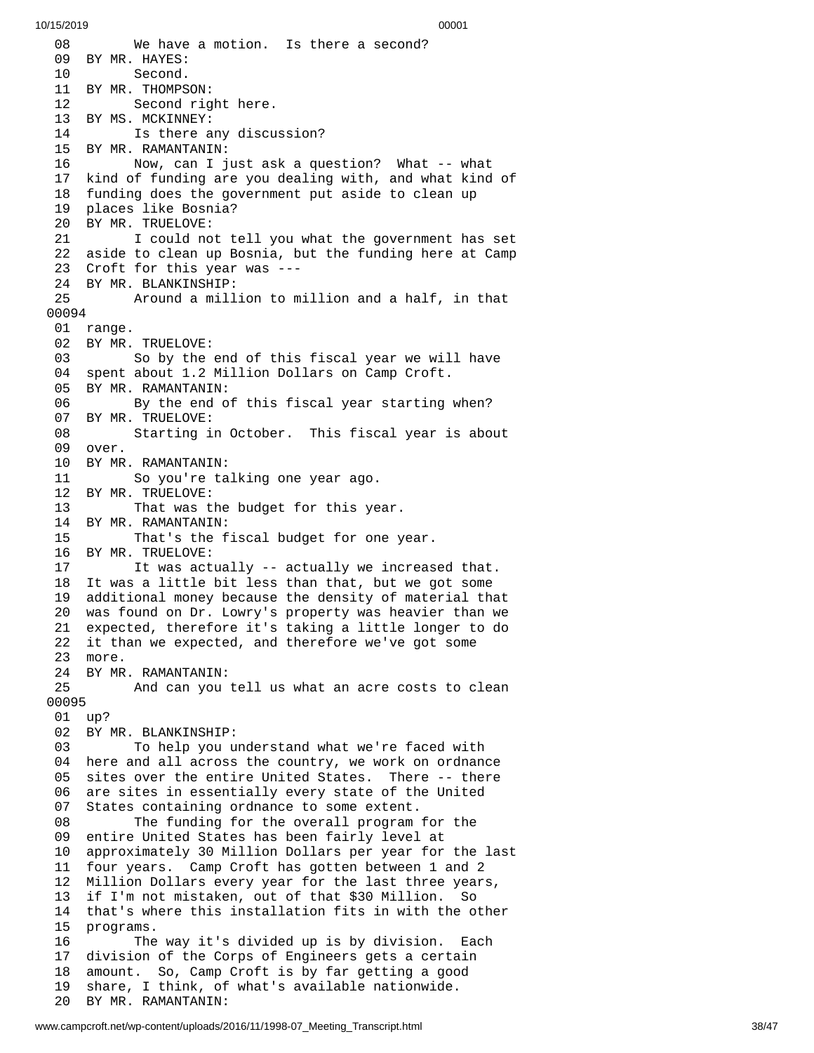```
 08        We have a motion.  Is there a second?
 09  BY MR. HAYES:
 10        Second.
 11  BY MR. THOMPSON:
 12        Second right here.
 13  BY MS. MCKINNEY:
 14        Is there any discussion?
 15  BY MR. RAMANTANIN:
 16        Now, can I just ask a question?  What -- what
 17  kind of funding are you dealing with, and what kind of
 18  funding does the government put aside to clean up
 19  places like Bosnia?
 20  BY MR. TRUELOVE:
 21        I could not tell you what the government has set
 22  aside to clean up Bosnia, but the funding here at Camp
 23  Croft for this year was ---
 24  BY MR. BLANKINSHIP:
 25        Around a million to million and a half, in that
00094
 01  range.
 02  BY MR. TRUELOVE:
 03        So by the end of this fiscal year we will have
 04  spent about 1.2 Million Dollars on Camp Croft.
 05  BY MR. RAMANTANIN:
 06        By the end of this fiscal year starting when?
 07  BY MR. TRUELOVE:
 08        Starting in October.  This fiscal year is about
 09  over.
 10  BY MR. RAMANTANIN:
 11        So you're talking one year ago.
 12  BY MR. TRUELOVE:
 13        That was the budget for this year.
 14  BY MR. RAMANTANIN:
 15        That's the fiscal budget for one year.
 16  BY MR. TRUELOVE:
 17        It was actually -- actually we increased that.
 18  It was a little bit less than that, but we got some
 19  additional money because the density of material that
 20  was found on Dr. Lowry's property was heavier than we
 21  expected, therefore it's taking a little longer to do
 22  it than we expected, and therefore we've got some
 23  more.
 24  BY MR. RAMANTANIN:
 25        And can you tell us what an acre costs to clean
00095
 01  up?
 02  BY MR. BLANKINSHIP:
 03        To help you understand what we're faced with
 04  here and all across the country, we work on ordnance
 05  sites over the entire United States.  There -- there
 06  are sites in essentially every state of the United
 07  States containing ordnance to some extent.
 08        The funding for the overall program for the
 09  entire United States has been fairly level at
 10  approximately 30 Million Dollars per year for the last
 11  four years.  Camp Croft has gotten between 1 and 2
 12  Million Dollars every year for the last three years,
 13  if I'm not mistaken, out of that $30 Million.  So
 14  that's where this installation fits in with the other
 15  programs.
 16        The way it's divided up is by division.  Each
 17  division of the Corps of Engineers gets a certain
 18  amount.  So, Camp Croft is by far getting a good
 19  share, I think, of what's available nationwide.
 20  BY MR. RAMANTANIN:
```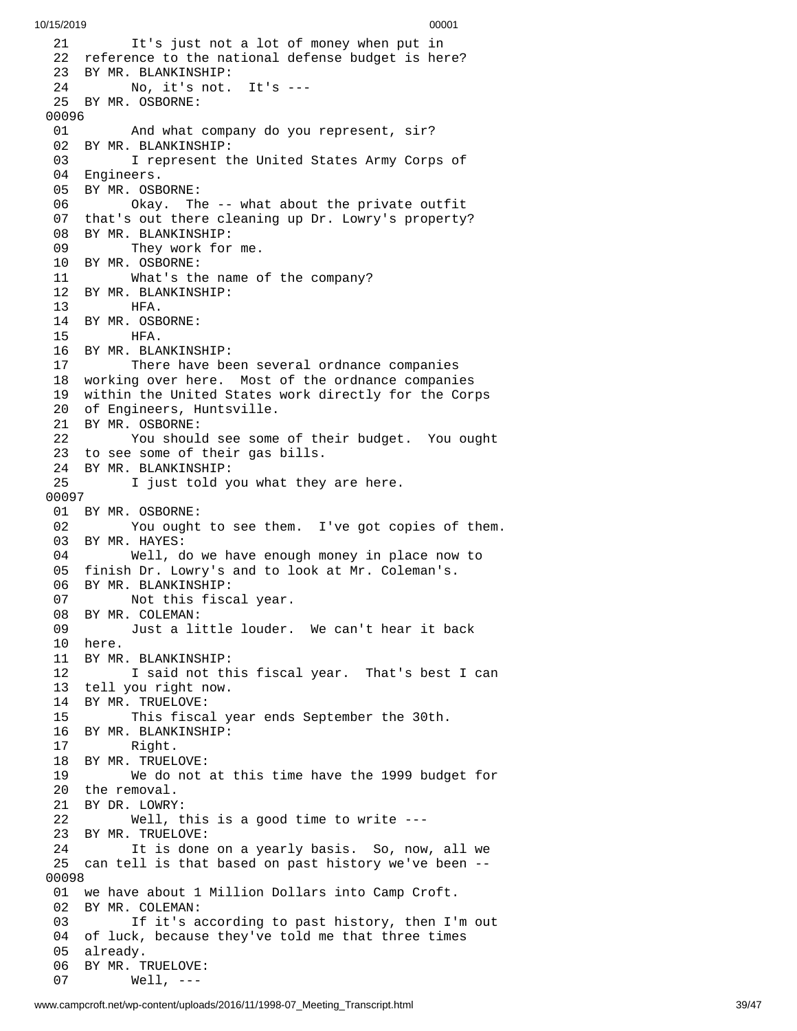```
21        It's just not a lot of money when put in
22  reference to the national defense budget is here?
23  BY MR. BLANKINSHIP:
24        No, it's not.  It's ---
25  BY MR. OSBORNE:
00096
01        And what company do you represent, sir?
02  BY MR. BLANKINSHIP:
03        I represent the United States Army Corps of
04  Engineers.
05  BY MR. OSBORNE:
06        Okay.  The -- what about the private outfit
07  that's out there cleaning up Dr. Lowry's property?
08  BY MR. BLANKINSHIP:
09        They work for me.
10  BY MR. OSBORNE:
11        What's the name of the company?
12  BY MR. BLANKINSHIP:
13        HFA.
14  BY MR. OSBORNE:
15        HFA.
16  BY MR. BLANKINSHIP:
17        There have been several ordnance companies
18  working over here.  Most of the ordnance companies
19  within the United States work directly for the Corps
20  of Engineers, Huntsville.
21  BY MR. OSBORNE:
22        You should see some of their budget.  You ought
23  to see some of their gas bills.
24  BY MR. BLANKINSHIP:
25        I just told you what they are here.
00097
01  BY MR. OSBORNE:
02        You ought to see them.  I've got copies of them.
03  BY MR. HAYES:
04        Well, do we have enough money in place now to
05  finish Dr. Lowry's and to look at Mr. Coleman's.
06  BY MR. BLANKINSHIP:
07        Not this fiscal year.
08  BY MR. COLEMAN:
09        Just a little louder.  We can't hear it back
10  here.
11  BY MR. BLANKINSHIP:
12        I said not this fiscal year.  That's best I can
13  tell you right now.
14  BY MR. TRUELOVE:
15        This fiscal year ends September the 30th.
16  BY MR. BLANKINSHIP:
17        Right.
18  BY MR. TRUELOVE:
19        We do not at this time have the 1999 budget for
20  the removal.
21  BY DR. LOWRY:
22        Well, this is a good time to write ---
23  BY MR. TRUELOVE:
24        It is done on a yearly basis.  So, now, all we
25  can tell is that based on past history we've been --
00098
01  we have about 1 Million Dollars into Camp Croft.
02  BY MR. COLEMAN:
03        If it's according to past history, then I'm out
04  of luck, because they've told me that three times
05  already.
06  BY MR. TRUELOVE:
07        Well, ---
```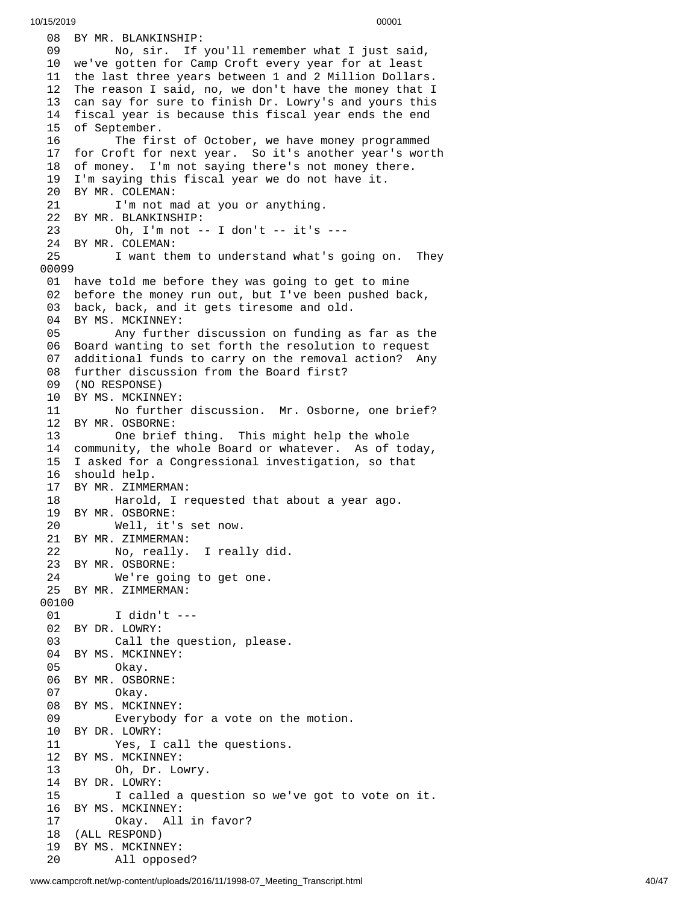```
 08  BY MR. BLANKINSHIP:
 09        No, sir.  If you'll remember what I just said,
 10  we've gotten for Camp Croft every year for at least
 11  the last three years between 1 and 2 Million Dollars.
 12  The reason I said, no, we don't have the money that I
 13  can say for sure to finish Dr. Lowry's and yours this
 14  fiscal year is because this fiscal year ends the end
 15  of September.
 16        The first of October, we have money programmed
 17  for Croft for next year.  So it's another year's worth
 18  of money.  I'm not saying there's not money there.
 19  I'm saying this fiscal year we do not have it.
 20  BY MR. COLEMAN:
 21        I'm not mad at you or anything.
 22  BY MR. BLANKINSHIP:
 23        Oh, I'm not -- I don't -- it's ---
 24  BY MR. COLEMAN:
 25        I want them to understand what's going on.  They
00099
 01  have told me before they was going to get to mine
 02  before the money run out, but I've been pushed back,
 03  back, back, and it gets tiresome and old.
 04  BY MS. MCKINNEY:
 05        Any further discussion on funding as far as the
 06  Board wanting to set forth the resolution to request
 07  additional funds to carry on the removal action?  Any
 08  further discussion from the Board first?
 09  (NO RESPONSE)
 10  BY MS. MCKINNEY:
 11        No further discussion.  Mr. Osborne, one brief?
 12  BY MR. OSBORNE:
 13        One brief thing.  This might help the whole
 14  community, the whole Board or whatever.  As of today,
 15  I asked for a Congressional investigation, so that
 16  should help.
 17  BY MR. ZIMMERMAN:
 18        Harold, I requested that about a year ago.
 19  BY MR. OSBORNE:
 20        Well, it's set now.
 21  BY MR. ZIMMERMAN:
 22        No, really.  I really did.
 23  BY MR. OSBORNE:
 24        We're going to get one.
 25  BY MR. ZIMMERMAN:
00100
 01        I didn't ---
 02  BY DR. LOWRY:
 03        Call the question, please.
 04  BY MS. MCKINNEY:
 05        Okay.
 06  BY MR. OSBORNE:
 07        Okay.
 08  BY MS. MCKINNEY:
 09        Everybody for a vote on the motion.
 10  BY DR. LOWRY:
 11        Yes, I call the questions.
 12  BY MS. MCKINNEY:
 13        Oh, Dr. Lowry.
 14  BY DR. LOWRY:
 15        I called a question so we've got to vote on it.
 16  BY MS. MCKINNEY:
 17        Okay.  All in favor?
 18  (ALL RESPOND)
 19  BY MS. MCKINNEY:
 20        All opposed?
```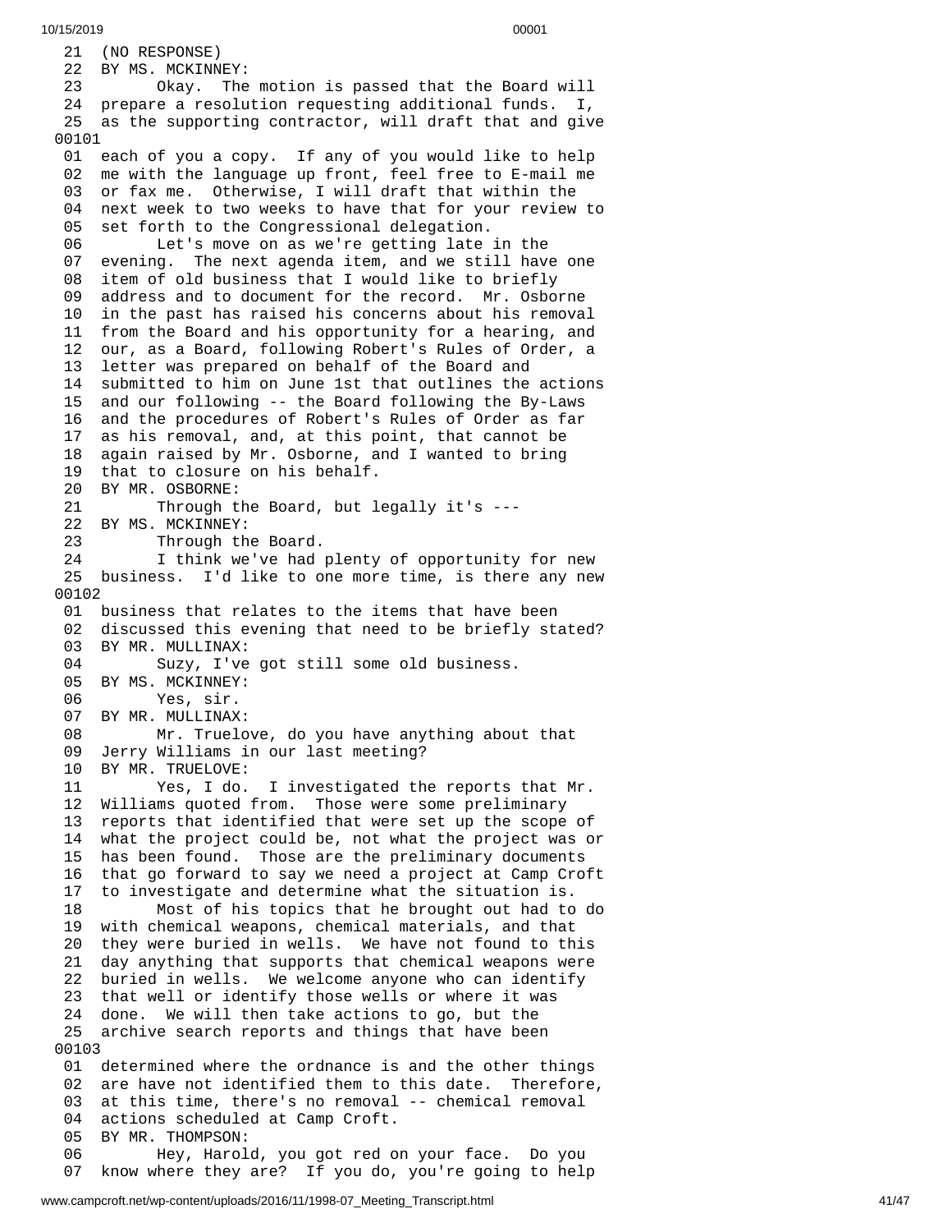21 (NO RESPONSE)
22 BY MS. MCKINNEY:
23 Okay. The motion is passed that the Board will
24 prepare a resolution requesting additional funds. I,
25 as the supporting contractor, will draft that and give
00101
01 each of you a copy. If any of you would like to help
02 me with the language up front, feel free to E-mail me
03 or fax me. Otherwise, I will draft that within the
04 next week to two weeks to have that for your review to
05 set forth to the Congressional delegation.
06 Let's move on as we're getting late in the
07 evening. The next agenda item, and we still have one
08 item of old business that I would like to briefly
09 address and to document for the record. Mr. Osborne
10 in the past has raised his concerns about his removal
11 from the Board and his opportunity for a hearing, and
12 our, as a Board, following Robert's Rules of Order, a
13 letter was prepared on behalf of the Board and
14 submitted to him on June 1st that outlines the actions
15 and our following -- the Board following the By-Laws
16 and the procedures of Robert's Rules of Order as far
17 as his removal, and, at this point, that cannot be
18 again raised by Mr. Osborne, and I wanted to bring
19 that to closure on his behalf.
20 BY MR. OSBORNE:
21 Through the Board, but legally it's ---
22 BY MS. MCKINNEY:
23 Through the Board.
24 I think we've had plenty of opportunity for new
25 business. I'd like to one more time, is there any new
00102
01 business that relates to the items that have been
02 discussed this evening that need to be briefly stated?
03 BY MR. MULLINAX:
04 Suzy, I've got still some old business.
05 BY MS. MCKINNEY:
06 Yes, sir.
07 BY MR. MULLINAX:
08 Mr. Truelove, do you have anything about that
09 Jerry Williams in our last meeting?
10 BY MR. TRUELOVE:
11 Yes, I do. I investigated the reports that Mr.
12 Williams quoted from. Those were some preliminary
13 reports that identified that were set up the scope of
14 what the project could be, not what the project was or
15 has been found. Those are the preliminary documents
16 that go forward to say we need a project at Camp Croft
17 to investigate and determine what the situation is.
18 Most of his topics that he brought out had to do
19 with chemical weapons, chemical materials, and that
20 they were buried in wells. We have not found to this
21 day anything that supports that chemical weapons were
22 buried in wells. We welcome anyone who can identify
23 that well or identify those wells or where it was
24 done. We will then take actions to go, but the
25 archive search reports and things that have been
00103
01 determined where the ordnance is and the other things
02 are have not identified them to this date. Therefore,
03 at this time, there's no removal -- chemical removal
04 actions scheduled at Camp Croft.
05 BY MR. THOMPSON:
06 Hey, Harold, you got red on your face. Do you
07 know where they are? If you do, you're going to help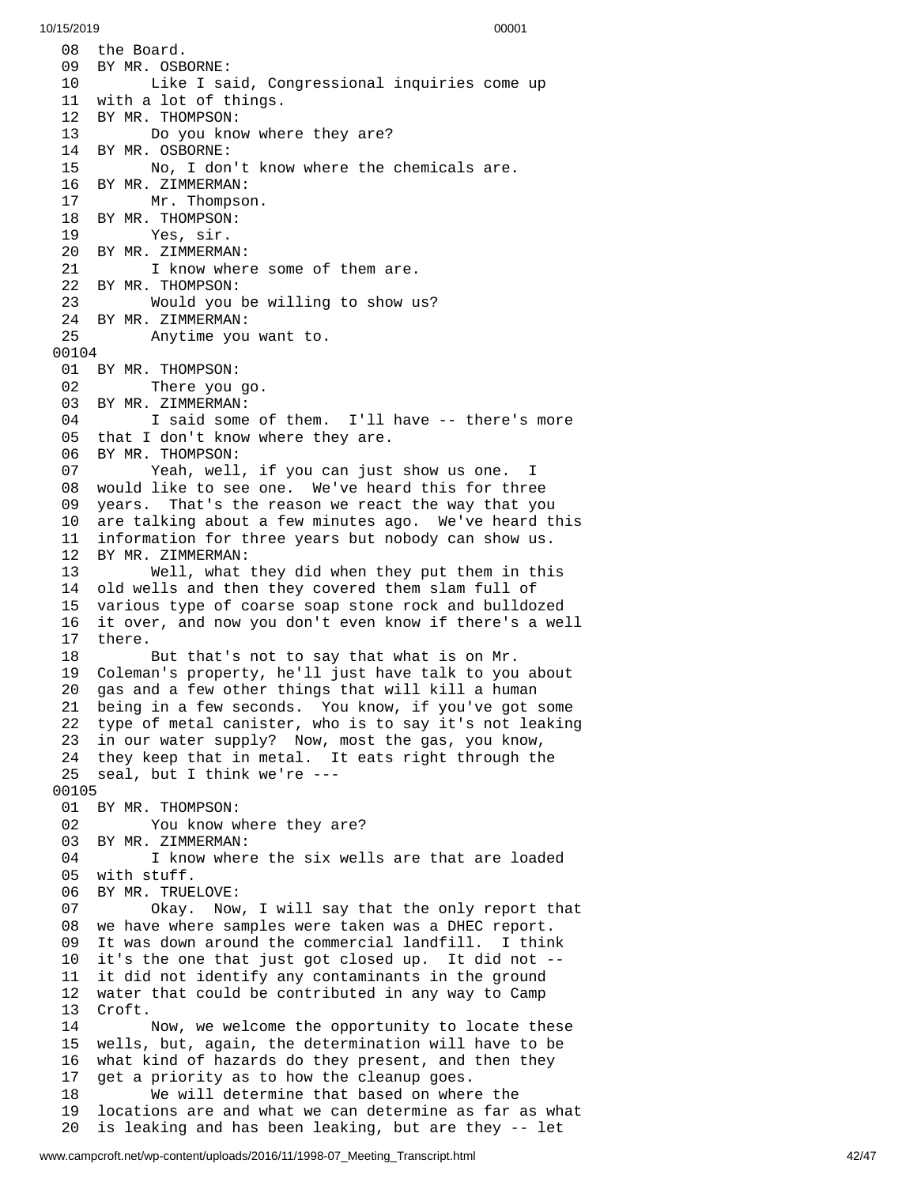```
08  the Board.
09  BY MR. OSBORNE:
10        Like I said, Congressional inquiries come up
11  with a lot of things.
12  BY MR. THOMPSON:
13        Do you know where they are?
14  BY MR. OSBORNE:
15        No, I don't know where the chemicals are.
16  BY MR. ZIMMERMAN:
17        Mr. Thompson.
18  BY MR. THOMPSON:
19        Yes, sir.
20  BY MR. ZIMMERMAN:
21        I know where some of them are.
22  BY MR. THOMPSON:
23        Would you be willing to show us?
24  BY MR. ZIMMERMAN:
25        Anytime you want to.
00104
01  BY MR. THOMPSON:
02        There you go.
03  BY MR. ZIMMERMAN:
04        I said some of them.  I'll have -- there's more
05  that I don't know where they are.
06  BY MR. THOMPSON:
07        Yeah, well, if you can just show us one.  I
08  would like to see one.  We've heard this for three
09  years.  That's the reason we react the way that you
10  are talking about a few minutes ago.  We've heard this
11  information for three years but nobody can show us.
12  BY MR. ZIMMERMAN:
13        Well, what they did when they put them in this
14  old wells and then they covered them slam full of
15  various type of coarse soap stone rock and bulldozed
16  it over, and now you don't even know if there's a well
17  there.
18        But that's not to say that what is on Mr.
19  Coleman's property, he'll just have talk to you about
20  gas and a few other things that will kill a human
21  being in a few seconds.  You know, if you've got some
22  type of metal canister, who is to say it's not leaking
23  in our water supply?  Now, most the gas, you know,
24  they keep that in metal.  It eats right through the
25  seal, but I think we're ---
00105
01  BY MR. THOMPSON:
02        You know where they are?
03  BY MR. ZIMMERMAN:
04        I know where the six wells are that are loaded
05  with stuff.
06  BY MR. TRUELOVE:
07        Okay.  Now, I will say that the only report that
08  we have where samples were taken was a DHEC report.
09  It was down around the commercial landfill.  I think
10  it's the one that just got closed up.  It did not --
11  it did not identify any contaminants in the ground
12  water that could be contributed in any way to Camp
13  Croft.
14        Now, we welcome the opportunity to locate these
15  wells, but, again, the determination will have to be
16  what kind of hazards do they present, and then they
17  get a priority as to how the cleanup goes.
18        We will determine that based on where the
19  locations are and what we can determine as far as what
20  is leaking and has been leaking, but are they -- let
```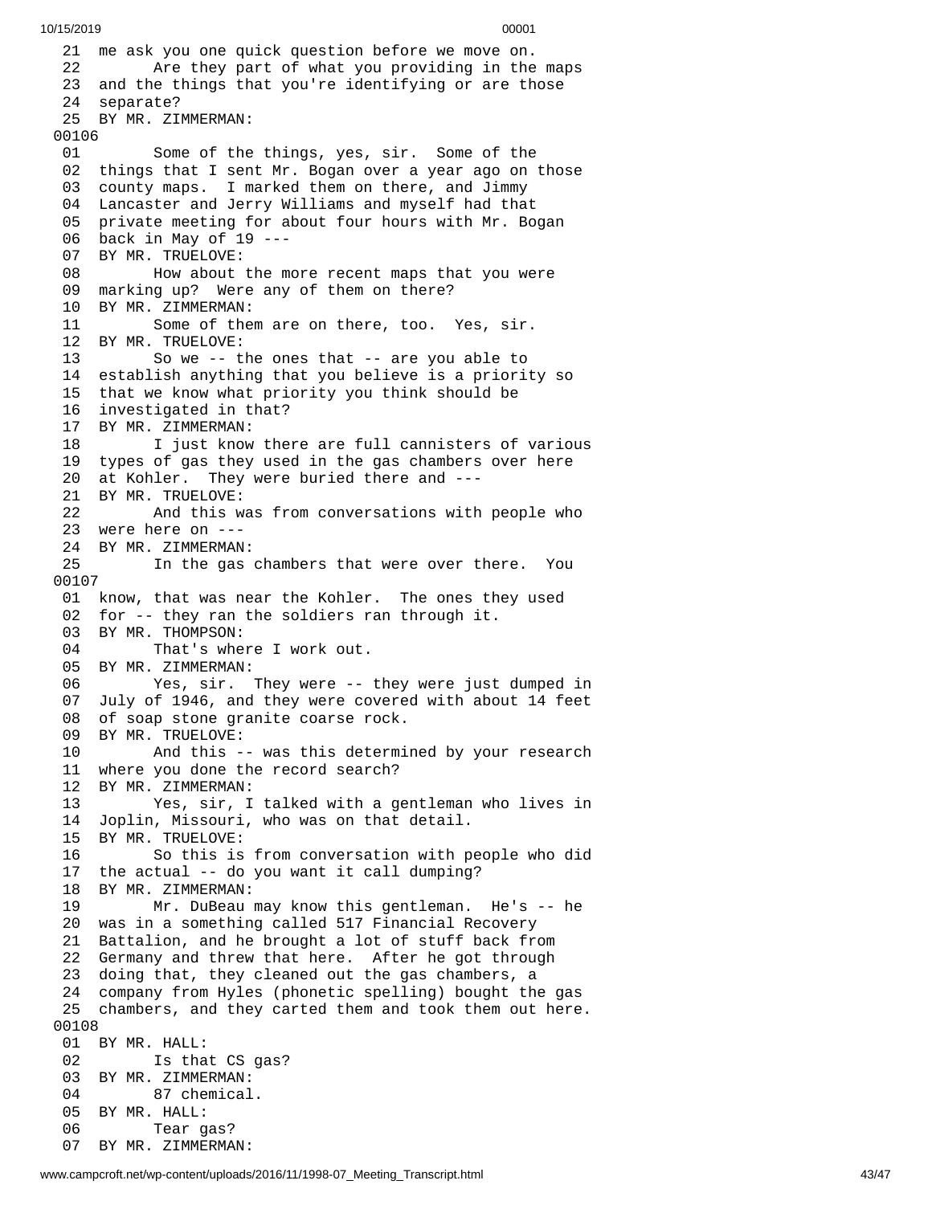21 me ask you one quick question before we move on.
22 Are they part of what you providing in the maps
23 and the things that you're identifying or are those
24 separate?
25 BY MR. ZIMMERMAN:
00106
01 Some of the things, yes, sir. Some of the
02 things that I sent Mr. Bogan over a year ago on those
03 county maps. I marked them on there, and Jimmy
04 Lancaster and Jerry Williams and myself had that
05 private meeting for about four hours with Mr. Bogan
06 back in May of 19 ---
07 BY MR. TRUELOVE:
08 How about the more recent maps that you were
09 marking up? Were any of them on there?
10 BY MR. ZIMMERMAN:
11 Some of them are on there, too. Yes, sir.
12 BY MR. TRUELOVE:
13 So we -- the ones that -- are you able to
14 establish anything that you believe is a priority so
15 that we know what priority you think should be
16 investigated in that?
17 BY MR. ZIMMERMAN:
18 I just know there are full cannisters of various
19 types of gas they used in the gas chambers over here
20 at Kohler. They were buried there and ---
21 BY MR. TRUELOVE:
22 And this was from conversations with people who
23 were here on ---
24 BY MR. ZIMMERMAN:
25 In the gas chambers that were over there. You
00107
01 know, that was near the Kohler. The ones they used
02 for -- they ran the soldiers ran through it.
03 BY MR. THOMPSON:
04 That's where I work out.
05 BY MR. ZIMMERMAN:
06 Yes, sir. They were -- they were just dumped in
07 July of 1946, and they were covered with about 14 feet
08 of soap stone granite coarse rock.
09 BY MR. TRUELOVE:
10 And this -- was this determined by your research
11 where you done the record search?
12 BY MR. ZIMMERMAN:
13 Yes, sir, I talked with a gentleman who lives in
14 Joplin, Missouri, who was on that detail.
15 BY MR. TRUELOVE:
16 So this is from conversation with people who did
17 the actual -- do you want it call dumping?
18 BY MR. ZIMMERMAN:
19 Mr. DuBeau may know this gentleman. He's -- he
20 was in a something called 517 Financial Recovery
21 Battalion, and he brought a lot of stuff back from
22 Germany and threw that here. After he got through
23 doing that, they cleaned out the gas chambers, a
24 company from Hyles (phonetic spelling) bought the gas
25 chambers, and they carted them and took them out here.
00108
01 BY MR. HALL:
02 Is that CS gas?
03 BY MR. ZIMMERMAN:
04 87 chemical.
05 BY MR. HALL:
06 Tear gas?
07 BY MR. ZIMMERMAN: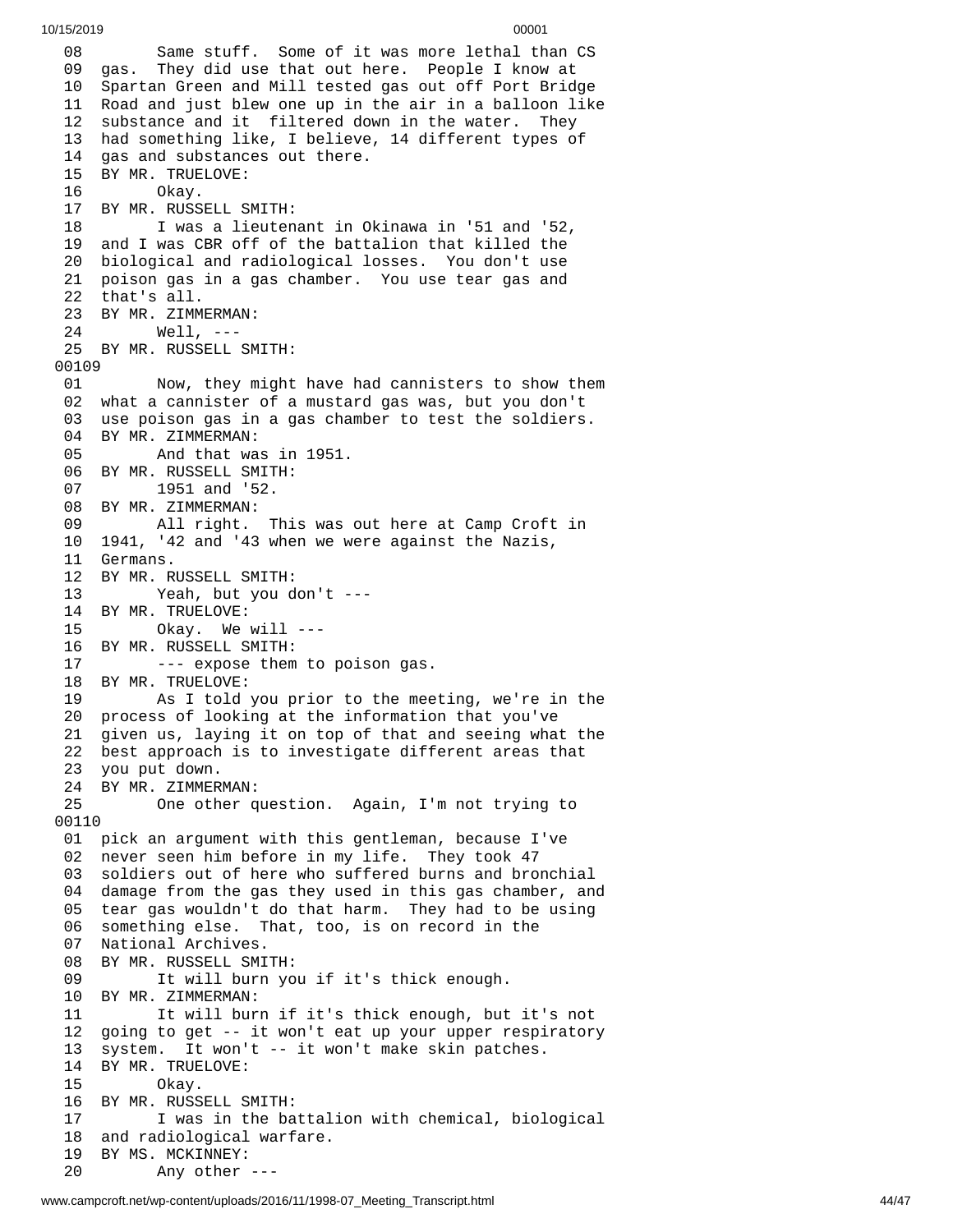```
08        Same stuff.  Some of it was more lethal than CS
09  gas.  They did use that out here.  People I know at
10  Spartan Green and Mill tested gas out off Port Bridge
11  Road and just blew one up in the air in a balloon like
12  substance and it  filtered down in the water.  They
13  had something like, I believe, 14 different types of
14  gas and substances out there.
15  BY MR. TRUELOVE:
16        Okay.
17  BY MR. RUSSELL SMITH:
18        I was a lieutenant in Okinawa in '51 and '52,
19  and I was CBR off of the battalion that killed the
20  biological and radiological losses.  You don't use
21  poison gas in a gas chamber.  You use tear gas and
22  that's all.
23  BY MR. ZIMMERMAN:
24        Well, ---
25  BY MR. RUSSELL SMITH:
00109
01        Now, they might have had cannisters to show them
02  what a cannister of a mustard gas was, but you don't
03  use poison gas in a gas chamber to test the soldiers.
04  BY MR. ZIMMERMAN:
05        And that was in 1951.
06  BY MR. RUSSELL SMITH:
07        1951 and '52.
08  BY MR. ZIMMERMAN:
09        All right.  This was out here at Camp Croft in
10  1941, '42 and '43 when we were against the Nazis,
11  Germans.
12  BY MR. RUSSELL SMITH:
13        Yeah, but you don't ---
14  BY MR. TRUELOVE:
15        Okay.  We will ---
16  BY MR. RUSSELL SMITH:
17        --- expose them to poison gas.
18  BY MR. TRUELOVE:
19        As I told you prior to the meeting, we're in the
20  process of looking at the information that you've
21  given us, laying it on top of that and seeing what the
22  best approach is to investigate different areas that
23  you put down.
24  BY MR. ZIMMERMAN:
25        One other question.  Again, I'm not trying to
00110
01  pick an argument with this gentleman, because I've
02  never seen him before in my life.  They took 47
03  soldiers out of here who suffered burns and bronchial
04  damage from the gas they used in this gas chamber, and
05  tear gas wouldn't do that harm.  They had to be using
06  something else.  That, too, is on record in the
07  National Archives.
08  BY MR. RUSSELL SMITH:
09        It will burn you if it's thick enough.
10  BY MR. ZIMMERMAN:
11        It will burn if it's thick enough, but it's not
12  going to get -- it won't eat up your upper respiratory
13  system.  It won't -- it won't make skin patches.
14  BY MR. TRUELOVE:
15        Okay.
16  BY MR. RUSSELL SMITH:
17        I was in the battalion with chemical, biological
18  and radiological warfare.
19  BY MS. MCKINNEY:
20        Any other ---
```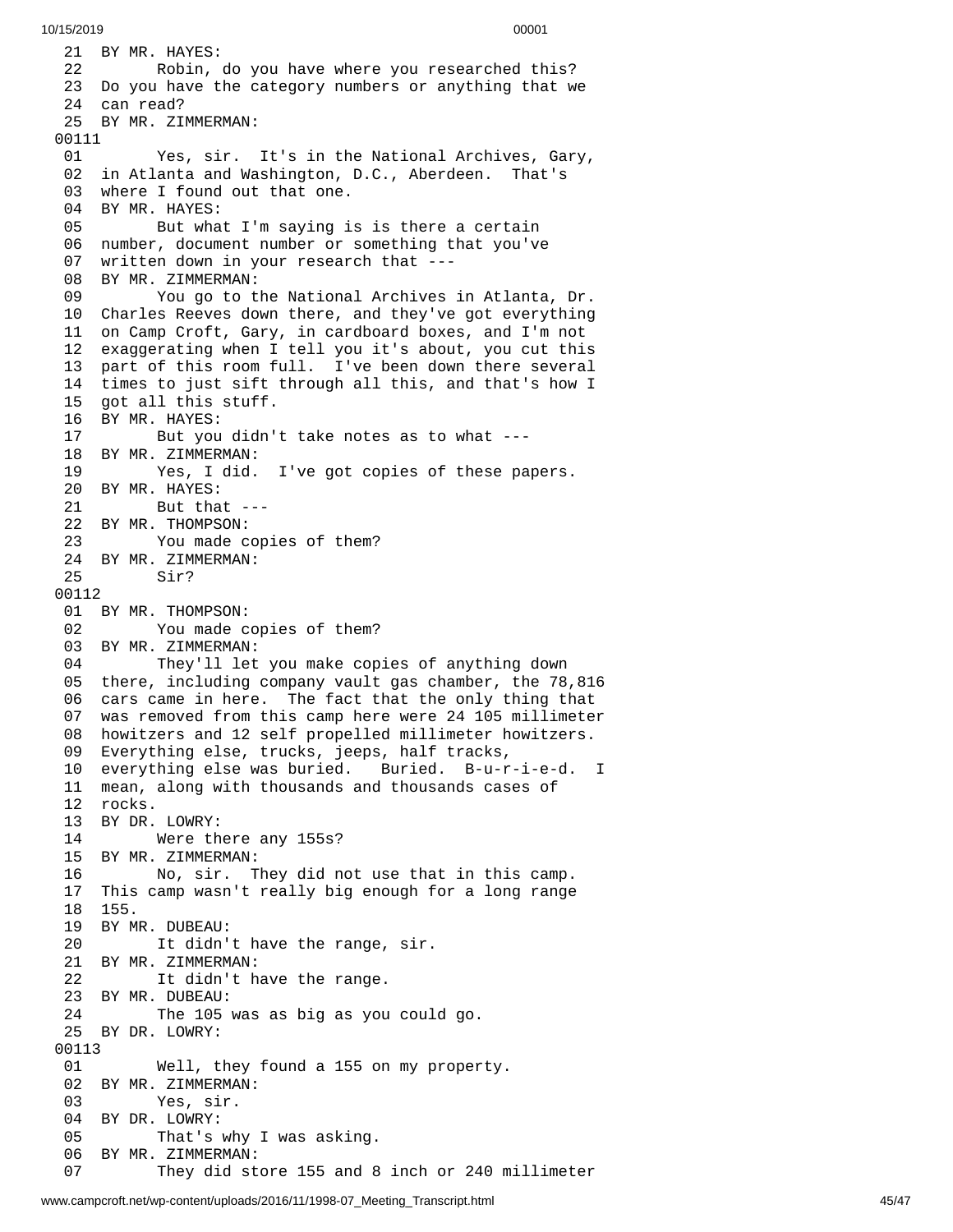21 BY MR. HAYES:
22 Robin, do you have where you researched this?
23 Do you have the category numbers or anything that we
24 can read?
25 BY MR. ZIMMERMAN:
00111
01 Yes, sir. It's in the National Archives, Gary,
02 in Atlanta and Washington, D.C., Aberdeen. That's
03 where I found out that one.
04 BY MR. HAYES:
05 But what I'm saying is is there a certain
06 number, document number or something that you've
07 written down in your research that ---
08 BY MR. ZIMMERMAN:
09 You go to the National Archives in Atlanta, Dr.
10 Charles Reeves down there, and they've got everything
11 on Camp Croft, Gary, in cardboard boxes, and I'm not
12 exaggerating when I tell you it's about, you cut this
13 part of this room full. I've been down there several
14 times to just sift through all this, and that's how I
15 got all this stuff.
16 BY MR. HAYES:
17 But you didn't take notes as to what ---
18 BY MR. ZIMMERMAN:
19 Yes, I did. I've got copies of these papers.
20 BY MR. HAYES:
21 But that ---
22 BY MR. THOMPSON:
23 You made copies of them?
24 BY MR. ZIMMERMAN:
25 Sir?
00112
01 BY MR. THOMPSON:
02 You made copies of them?
03 BY MR. ZIMMERMAN:
04 They'll let you make copies of anything down
05 there, including company vault gas chamber, the 78,816
06 cars came in here. The fact that the only thing that
07 was removed from this camp here were 24 105 millimeter
08 howitzers and 12 self propelled millimeter howitzers.
09 Everything else, trucks, jeeps, half tracks,
10 everything else was buried. Buried. B-u-r-i-e-d. I
11 mean, along with thousands and thousands cases of
12 rocks.
13 BY DR. LOWRY:
14 Were there any 155s?
15 BY MR. ZIMMERMAN:
16 No, sir. They did not use that in this camp.
17 This camp wasn't really big enough for a long range
18 155.
19 BY MR. DUBEAU:
20 It didn't have the range, sir.
21 BY MR. ZIMMERMAN:
22 It didn't have the range.
23 BY MR. DUBEAU:
24 The 105 was as big as you could go.
25 BY DR. LOWRY:
00113
01 Well, they found a 155 on my property.
02 BY MR. ZIMMERMAN:
03 Yes, sir.
04 BY DR. LOWRY:
05 That's why I was asking.
06 BY MR. ZIMMERMAN:
07 They did store 155 and 8 inch or 240 millimeter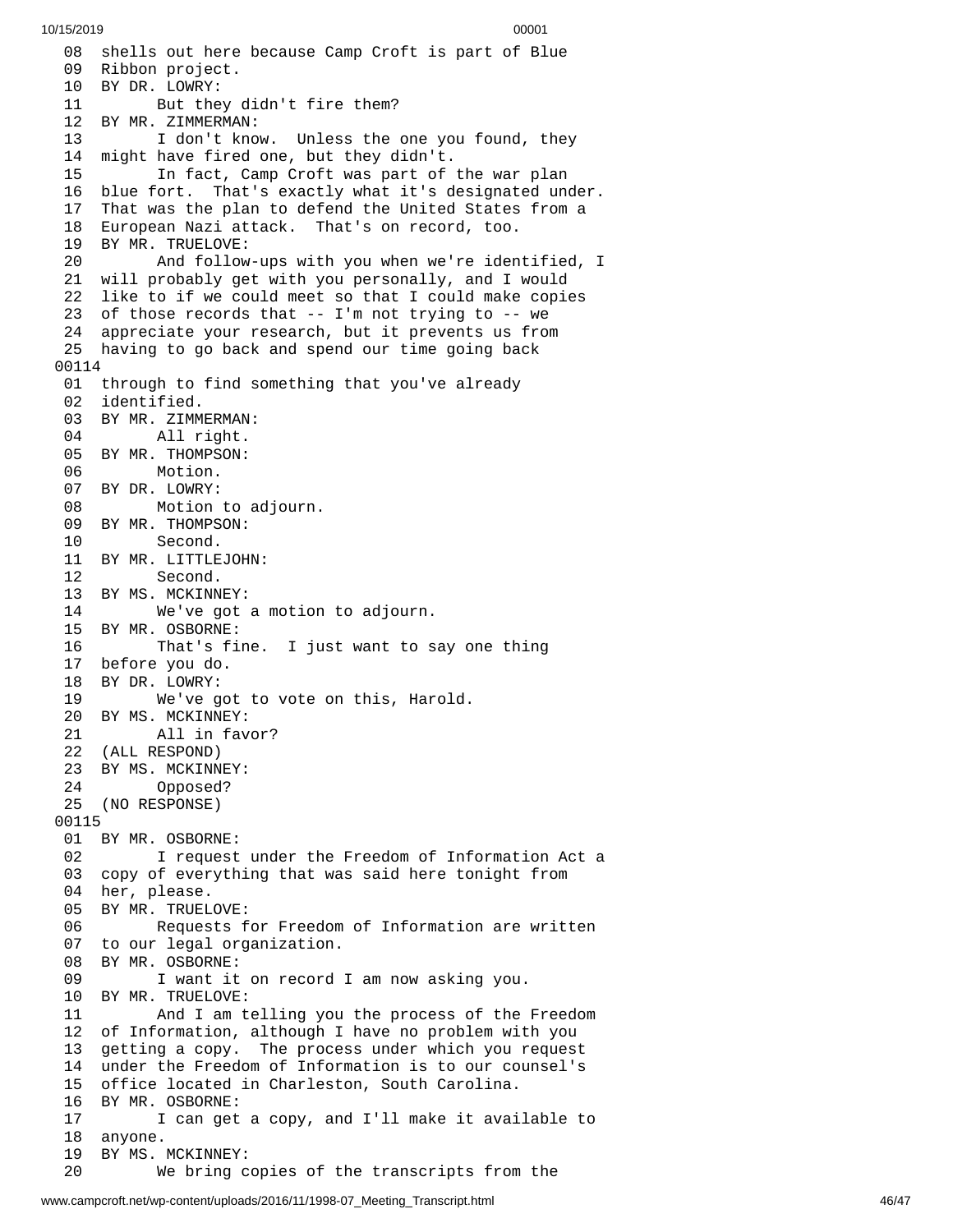08 shells out here because Camp Croft is part of Blue
09 Ribbon project.
10 BY DR. LOWRY:
11 But they didn't fire them?
12 BY MR. ZIMMERMAN:
13 I don't know. Unless the one you found, they
14 might have fired one, but they didn't.
15 In fact, Camp Croft was part of the war plan
16 blue fort. That's exactly what it's designated under.
17 That was the plan to defend the United States from a
18 European Nazi attack. That's on record, too.
19 BY MR. TRUELOVE:
20 And follow-ups with you when we're identified, I
21 will probably get with you personally, and I would
22 like to if we could meet so that I could make copies
23 of those records that -- I'm not trying to -- we
24 appreciate your research, but it prevents us from
25 having to go back and spend our time going back

00114

01 through to find something that you've already
02 identified.
03 BY MR. ZIMMERMAN:
04 All right.
05 BY MR. THOMPSON:
06 Motion.
07 BY DR. LOWRY:
08 Motion to adjourn.
09 BY MR. THOMPSON:
10 Second.
11 BY MR. LITTLEJOHN:
12 Second.
13 BY MS. MCKINNEY:
14 We've got a motion to adjourn.
15 BY MR. OSBORNE:
16 That's fine. I just want to say one thing
17 before you do.
18 BY DR. LOWRY:
19 We've got to vote on this, Harold.
20 BY MS. MCKINNEY:
21 All in favor?
22 (ALL RESPOND)
23 BY MS. MCKINNEY:
24 Opposed?
25 (NO RESPONSE)

00115

01 BY MR. OSBORNE:
02 I request under the Freedom of Information Act a
03 copy of everything that was said here tonight from
04 her, please.
05 BY MR. TRUELOVE:
06 Requests for Freedom of Information are written
07 to our legal organization.
08 BY MR. OSBORNE:
09 I want it on record I am now asking you.
10 BY MR. TRUELOVE:
11 And I am telling you the process of the Freedom
12 of Information, although I have no problem with you
13 getting a copy. The process under which you request
14 under the Freedom of Information is to our counsel's
15 office located in Charleston, South Carolina.
16 BY MR. OSBORNE:
17 I can get a copy, and I'll make it available to
18 anyone.
19 BY MS. MCKINNEY:
20 We bring copies of the transcripts from the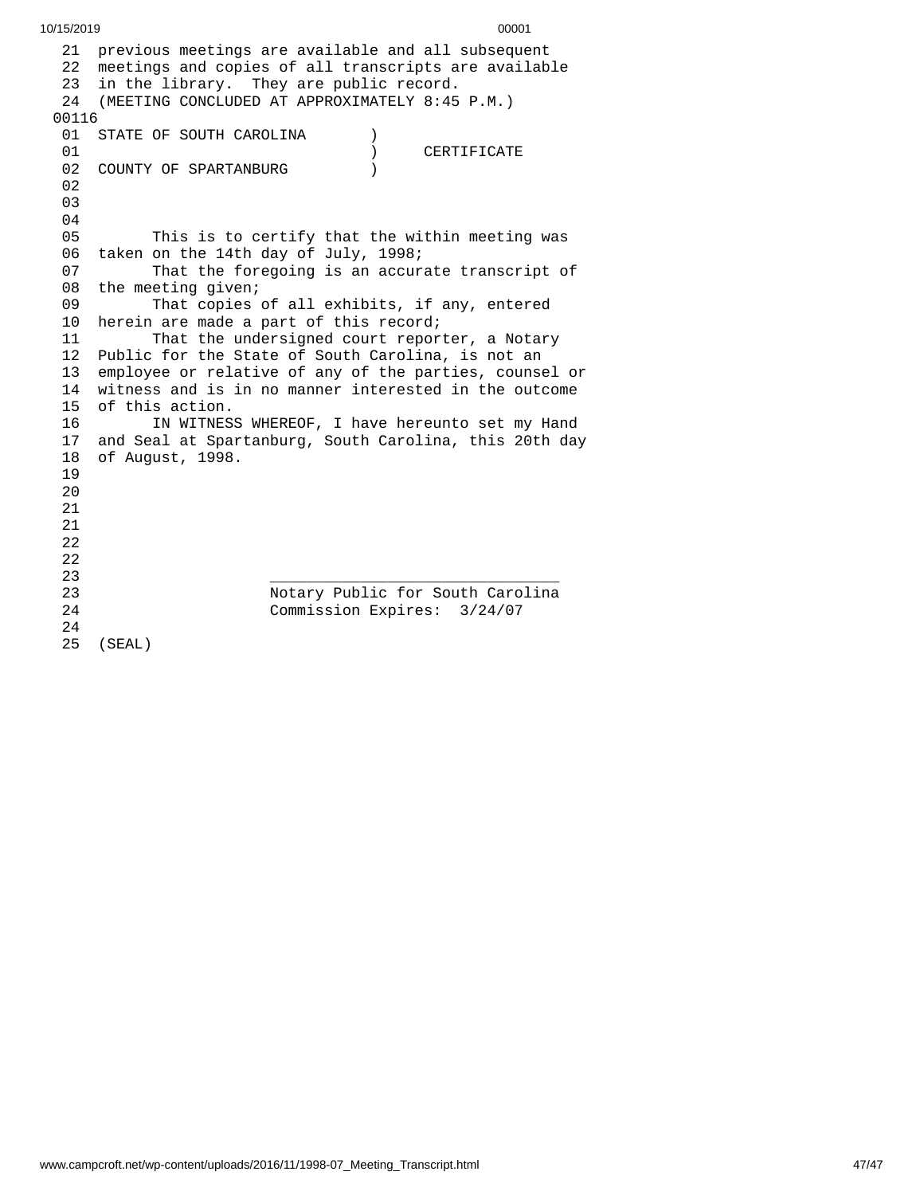21 previous meetings are available and all subsequent
22 meetings and copies of all transcripts are available
23 in the library. They are public record.
24 (MEETING CONCLUDED AT APPROXIMATELY 8:45 P.M.)

00116

```
01  STATE OF SOUTH CAROLINA      )
01                               )     CERTIFICATE
02  COUNTY OF SPARTANBURG        )
02
03
04
05        This is to certify that the within meeting was
06  taken on the 14th day of July, 1998;
07        That the foregoing is an accurate transcript of
08  the meeting given;
09        That copies of all exhibits, if any, entered
10  herein are made a part of this record;
11        That the undersigned court reporter, a Notary
12  Public for the State of South Carolina, is not an
13  employee or relative of any of the parties, counsel or
14  witness and is in no manner interested in the outcome
15  of this action.
16        IN WITNESS WHEREOF, I have hereunto set my Hand
17  and Seal at Spartanburg, South Carolina, this 20th day
18  of August, 1998.
19
20
21
21
22
22
23                    ________________________________
23                    Notary Public for South Carolina
24                    Commission Expires:  3/24/07
24
25  (SEAL)
```